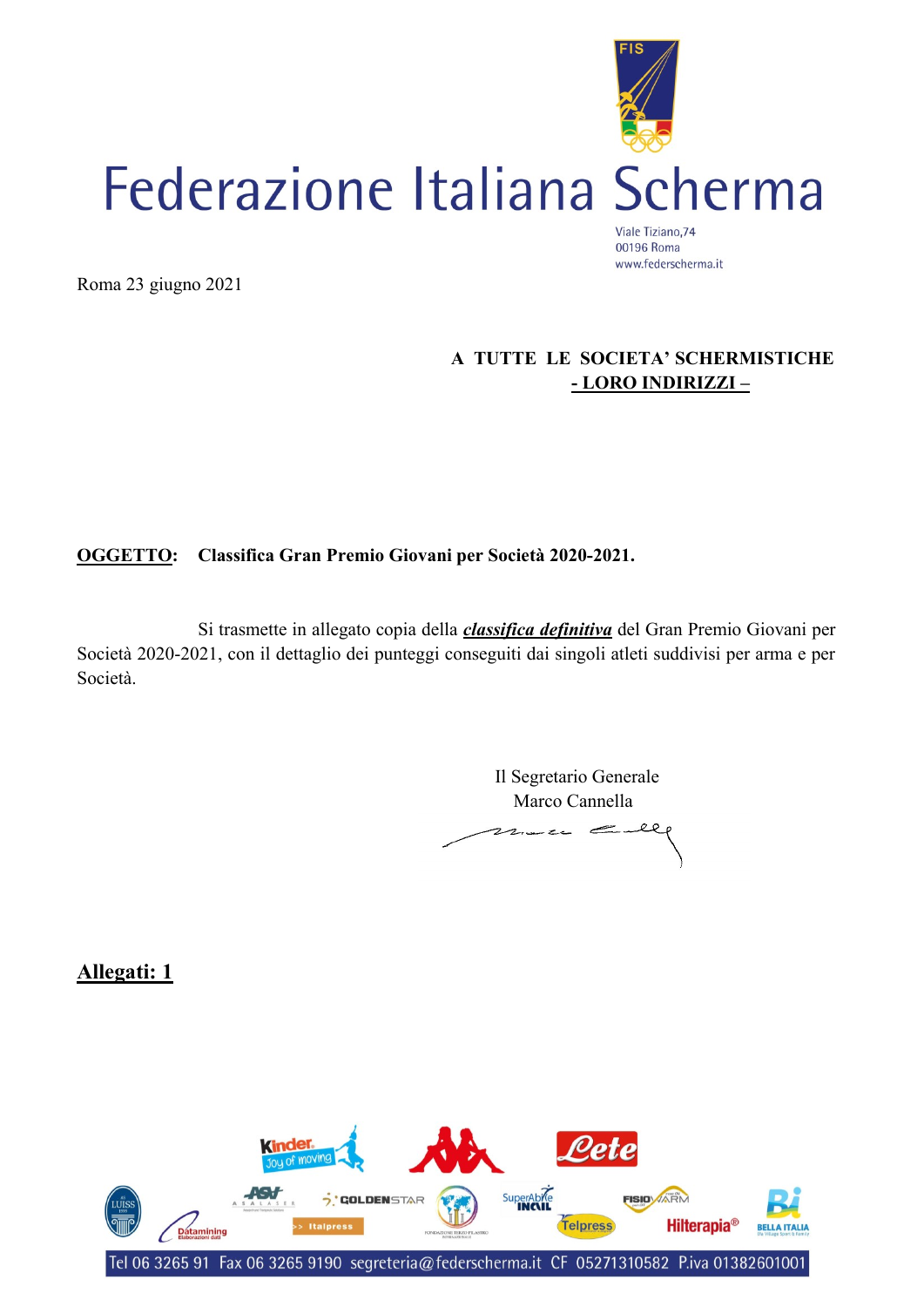# Federazione Italiana Scherma

Viale Tiziano,74
00196 Roma
www.federscherma.it

Roma 23 giugno 2021

**A TUTTE LE SOCIETA' SCHERMISTICHE**
**- LORO INDIRIZZI –**

**OGGETTO: Classifica Gran Premio Giovani per Società 2020-2021.**

Si trasmette in allegato copia della ***classifica definitiva*** del Gran Premio Giovani per Società 2020-2021, con il dettaglio dei punteggi conseguiti dai singoli atleti suddivisi per arma e per Società.

Il Segretario Generale
Marco Cannella

**Allegati: 1**

Tel 06 3265 91 Fax 06 3265 9190 segreteria@federscherma.it CF 05271310582 P.iva 01382601001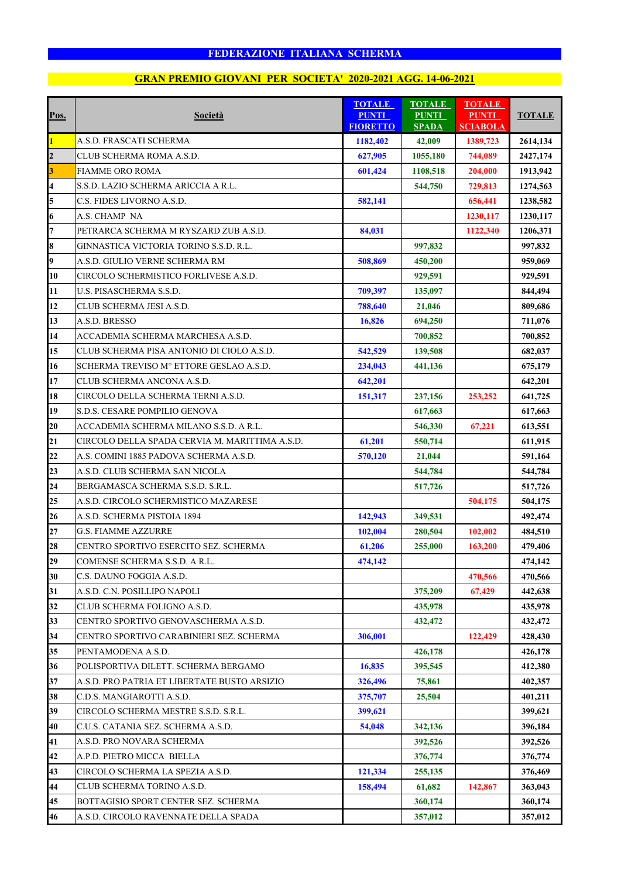**FEDERAZIONE ITALIANA SCHERMA**

**GRAN PREMIO GIOVANI PER SOCIETA' 2020-2021 AGG. 14-06-2021**

| Pos. | Società | TOTALE PUNTI FIORETTO | TOTALE PUNTI SPADA | TOTALE PUNTI SCIABOLA | TOTALE |
|---|---|---|---|---|---|
| 1 | A.S.D. FRASCATI SCHERMA | 1182,402 | 42,009 | 1389,723 | 2614,134 |
| 2 | CLUB SCHERMA ROMA A.S.D. | 627,905 | 1055,180 | 744,089 | 2427,174 |
| 3 | FIAMME ORO ROMA | 601,424 | 1108,518 | 204,000 | 1913,942 |
| 4 | S.S.D. LAZIO SCHERMA ARICCIA A R.L. | | 544,750 | 729,813 | 1274,563 |
| 5 | C.S. FIDES LIVORNO A.S.D. | 582,141 | | 656,441 | 1238,582 |
| 6 | A.S. CHAMP NA | | | 1230,117 | 1230,117 |
| 7 | PETRARCA SCHERMA M RYSZARD ZUB A.S.D. | 84,031 | | 1122,340 | 1206,371 |
| 8 | GINNASTICA VICTORIA TORINO S.S.D. R.L. | | 997,832 | | 997,832 |
| 9 | A.S.D. GIULIO VERNE SCHERMA RM | 508,869 | 450,200 | | 959,069 |
| 10 | CIRCOLO SCHERMISTICO FORLIVESE A.S.D. | | 929,591 | | 929,591 |
| 11 | U.S. PISASCHERMA S.S.D. | 709,397 | 135,097 | | 844,494 |
| 12 | CLUB SCHERMA JESI A.S.D. | 788,640 | 21,046 | | 809,686 |
| 13 | A.S.D. BRESSO | 16,826 | 694,250 | | 711,076 |
| 14 | ACCADEMIA SCHERMA MARCHESA A.S.D. | | 700,852 | | 700,852 |
| 15 | CLUB SCHERMA PISA ANTONIO DI CIOLO A.S.D. | 542,529 | 139,508 | | 682,037 |
| 16 | SCHERMA TREVISO M° ETTORE GESLAO A.S.D. | 234,043 | 441,136 | | 675,179 |
| 17 | CLUB SCHERMA ANCONA A.S.D. | 642,201 | | | 642,201 |
| 18 | CIRCOLO DELLA SCHERMA TERNI A.S.D. | 151,317 | 237,156 | 253,252 | 641,725 |
| 19 | S.D.S. CESARE POMPILIO GENOVA | | 617,663 | | 617,663 |
| 20 | ACCADEMIA SCHERMA MILANO S.S.D. A R.L. | | 546,330 | 67,221 | 613,551 |
| 21 | CIRCOLO DELLA SPADA CERVIA M. MARITTIMA A.S.D. | 61,201 | 550,714 | | 611,915 |
| 22 | A.S. COMINI 1885 PADOVA SCHERMA A.S.D. | 570,120 | 21,044 | | 591,164 |
| 23 | A.S.D. CLUB SCHERMA SAN NICOLA | | 544,784 | | 544,784 |
| 24 | BERGAMASCA SCHERMA S.S.D. S.R.L. | | 517,726 | | 517,726 |
| 25 | A.S.D. CIRCOLO SCHERMISTICO MAZARESE | | | 504,175 | 504,175 |
| 26 | A.S.D. SCHERMA PISTOIA 1894 | 142,943 | 349,531 | | 492,474 |
| 27 | G.S. FIAMME AZZURRE | 102,004 | 280,504 | 102,002 | 484,510 |
| 28 | CENTRO SPORTIVO ESERCITO SEZ. SCHERMA | 61,206 | 255,000 | 163,200 | 479,406 |
| 29 | COMENSE SCHERMA S.S.D. A R.L. | 474,142 | | | 474,142 |
| 30 | C.S. DAUNO FOGGIA A.S.D. | | | 470,566 | 470,566 |
| 31 | A.S.D. C.N. POSILLIPO NAPOLI | | 375,209 | 67,429 | 442,638 |
| 32 | CLUB SCHERMA FOLIGNO A.S.D. | | 435,978 | | 435,978 |
| 33 | CENTRO SPORTIVO GENOVASCHERMA A.S.D. | | 432,472 | | 432,472 |
| 34 | CENTRO SPORTIVO CARABINIERI SEZ. SCHERMA | 306,001 | | 122,429 | 428,430 |
| 35 | PENTAMODENA A.S.D. | | 426,178 | | 426,178 |
| 36 | POLISPORTIVA DILETT. SCHERMA BERGAMO | 16,835 | 395,545 | | 412,380 |
| 37 | A.S.D. PRO PATRIA ET LIBERTATE BUSTO ARSIZIO | 326,496 | 75,861 | | 402,357 |
| 38 | C.D.S. MANGIAROTTI A.S.D. | 375,707 | 25,504 | | 401,211 |
| 39 | CIRCOLO SCHERMA MESTRE S.S.D. S.R.L. | 399,621 | | | 399,621 |
| 40 | C.U.S. CATANIA SEZ. SCHERMA A.S.D. | 54,048 | 342,136 | | 396,184 |
| 41 | A.S.D. PRO NOVARA SCHERMA | | 392,526 | | 392,526 |
| 42 | A.P.D. PIETRO MICCA BIELLA | | 376,774 | | 376,774 |
| 43 | CIRCOLO SCHERMA LA SPEZIA A.S.D. | 121,334 | 255,135 | | 376,469 |
| 44 | CLUB SCHERMA TORINO A.S.D. | 158,494 | 61,682 | 142,867 | 363,043 |
| 45 | BOTTAGISIO SPORT CENTER SEZ. SCHERMA | | 360,174 | | 360,174 |
| 46 | A.S.D. CIRCOLO RAVENNATE DELLA SPADA | | 357,012 | | 357,012 |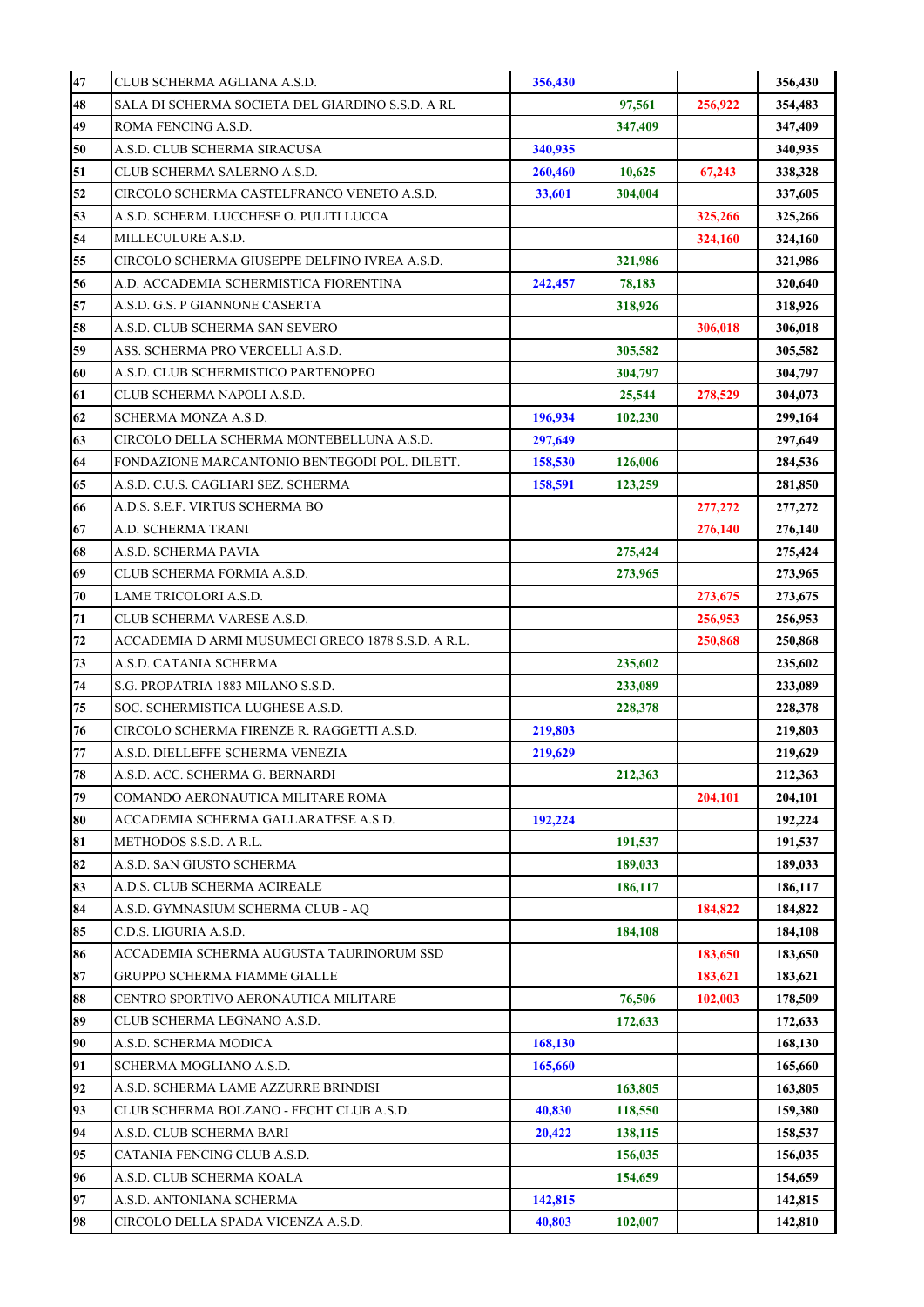| | | | | | |
|---|---|---|---|---|---|
| 47 | CLUB SCHERMA AGLIANA A.S.D. | 356,430 | | | 356,430 |
| 48 | SALA DI SCHERMA SOCIETA DEL GIARDINO S.S.D. A RL | | 97,561 | 256,922 | 354,483 |
| 49 | ROMA FENCING A.S.D. | | 347,409 | | 347,409 |
| 50 | A.S.D. CLUB SCHERMA SIRACUSA | 340,935 | | | 340,935 |
| 51 | CLUB SCHERMA SALERNO A.S.D. | 260,460 | 10,625 | 67,243 | 338,328 |
| 52 | CIRCOLO SCHERMA CASTELFRANCO VENETO A.S.D. | 33,601 | 304,004 | | 337,605 |
| 53 | A.S.D. SCHERM. LUCCHESE O. PULITI LUCCA | | | 325,266 | 325,266 |
| 54 | MILLECULURE A.S.D. | | | 324,160 | 324,160 |
| 55 | CIRCOLO SCHERMA GIUSEPPE DELFINO IVREA A.S.D. | | 321,986 | | 321,986 |
| 56 | A.D. ACCADEMIA SCHERMISTICA FIORENTINA | 242,457 | 78,183 | | 320,640 |
| 57 | A.S.D. G.S. P GIANNONE CASERTA | | 318,926 | | 318,926 |
| 58 | A.S.D. CLUB SCHERMA SAN SEVERO | | | 306,018 | 306,018 |
| 59 | ASS. SCHERMA PRO VERCELLI A.S.D. | | 305,582 | | 305,582 |
| 60 | A.S.D. CLUB SCHERMISTICO PARTENOPEO | | 304,797 | | 304,797 |
| 61 | CLUB SCHERMA NAPOLI A.S.D. | | 25,544 | 278,529 | 304,073 |
| 62 | SCHERMA MONZA A.S.D. | 196,934 | 102,230 | | 299,164 |
| 63 | CIRCOLO DELLA SCHERMA MONTEBELLUNA A.S.D. | 297,649 | | | 297,649 |
| 64 | FONDAZIONE MARCANTONIO BENTEGODI POL. DILETT. | 158,530 | 126,006 | | 284,536 |
| 65 | A.S.D. C.U.S. CAGLIARI SEZ. SCHERMA | 158,591 | 123,259 | | 281,850 |
| 66 | A.D.S. S.E.F. VIRTUS SCHERMA BO | | | 277,272 | 277,272 |
| 67 | A.D. SCHERMA TRANI | | | 276,140 | 276,140 |
| 68 | A.S.D. SCHERMA PAVIA | | 275,424 | | 275,424 |
| 69 | CLUB SCHERMA FORMIA A.S.D. | | 273,965 | | 273,965 |
| 70 | LAME TRICOLORI A.S.D. | | | 273,675 | 273,675 |
| 71 | CLUB SCHERMA VARESE A.S.D. | | | 256,953 | 256,953 |
| 72 | ACCADEMIA D ARMI MUSUMECI GRECO 1878 S.S.D. A R.L. | | | 250,868 | 250,868 |
| 73 | A.S.D. CATANIA SCHERMA | | 235,602 | | 235,602 |
| 74 | S.G. PROPATRIA 1883 MILANO S.S.D. | | 233,089 | | 233,089 |
| 75 | SOC. SCHERMISTICA LUGHESE A.S.D. | | 228,378 | | 228,378 |
| 76 | CIRCOLO SCHERMA FIRENZE R. RAGGETTI A.S.D. | 219,803 | | | 219,803 |
| 77 | A.S.D. DIELLEFFE SCHERMA VENEZIA | 219,629 | | | 219,629 |
| 78 | A.S.D. ACC. SCHERMA G. BERNARDI | | 212,363 | | 212,363 |
| 79 | COMANDO AERONAUTICA MILITARE ROMA | | | 204,101 | 204,101 |
| 80 | ACCADEMIA SCHERMA GALLARATESE A.S.D. | 192,224 | | | 192,224 |
| 81 | METHODOS S.S.D. A R.L. | | 191,537 | | 191,537 |
| 82 | A.S.D. SAN GIUSTO SCHERMA | | 189,033 | | 189,033 |
| 83 | A.D.S. CLUB SCHERMA ACIREALE | | 186,117 | | 186,117 |
| 84 | A.S.D. GYMNASIUM SCHERMA CLUB - AQ | | | 184,822 | 184,822 |
| 85 | C.D.S. LIGURIA A.S.D. | | 184,108 | | 184,108 |
| 86 | ACCADEMIA SCHERMA AUGUSTA TAURINORUM SSD | | | 183,650 | 183,650 |
| 87 | GRUPPO SCHERMA FIAMME GIALLE | | | 183,621 | 183,621 |
| 88 | CENTRO SPORTIVO AERONAUTICA MILITARE | | 76,506 | 102,003 | 178,509 |
| 89 | CLUB SCHERMA LEGNANO A.S.D. | | 172,633 | | 172,633 |
| 90 | A.S.D. SCHERMA MODICA | 168,130 | | | 168,130 |
| 91 | SCHERMA MOGLIANO A.S.D. | 165,660 | | | 165,660 |
| 92 | A.S.D. SCHERMA LAME AZZURRE BRINDISI | | 163,805 | | 163,805 |
| 93 | CLUB SCHERMA BOLZANO - FECHT CLUB A.S.D. | 40,830 | 118,550 | | 159,380 |
| 94 | A.S.D. CLUB SCHERMA BARI | 20,422 | 138,115 | | 158,537 |
| 95 | CATANIA FENCING CLUB A.S.D. | | 156,035 | | 156,035 |
| 96 | A.S.D. CLUB SCHERMA KOALA | | 154,659 | | 154,659 |
| 97 | A.S.D. ANTONIANA SCHERMA | 142,815 | | | 142,815 |
| 98 | CIRCOLO DELLA SPADA VICENZA A.S.D. | 40,803 | 102,007 | | 142,810 |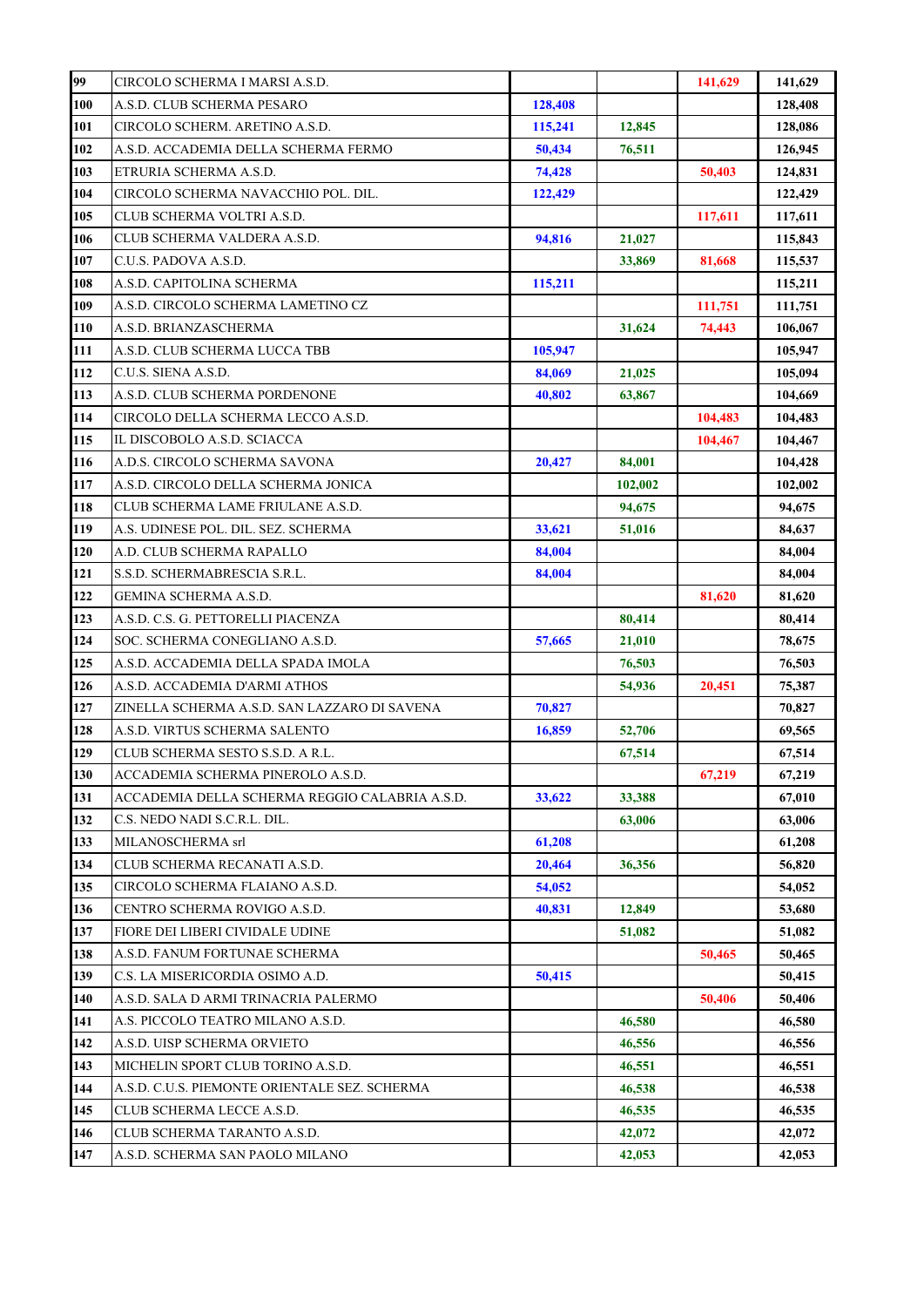| | | | | | |
|---|---|---|---|---|---|
| 99 | CIRCOLO SCHERMA I MARSI A.S.D. | | | 141,629 | 141,629 |
| 100 | A.S.D. CLUB SCHERMA PESARO | 128,408 | | | 128,408 |
| 101 | CIRCOLO SCHERM. ARETINO A.S.D. | 115,241 | 12,845 | | 128,086 |
| 102 | A.S.D. ACCADEMIA DELLA SCHERMA FERMO | 50,434 | 76,511 | | 126,945 |
| 103 | ETRURIA SCHERMA A.S.D. | 74,428 | | 50,403 | 124,831 |
| 104 | CIRCOLO SCHERMA NAVACCHIO POL. DIL. | 122,429 | | | 122,429 |
| 105 | CLUB SCHERMA VOLTRI A.S.D. | | | 117,611 | 117,611 |
| 106 | CLUB SCHERMA VALDERA A.S.D. | 94,816 | 21,027 | | 115,843 |
| 107 | C.U.S. PADOVA A.S.D. | | 33,869 | 81,668 | 115,537 |
| 108 | A.S.D. CAPITOLINA SCHERMA | 115,211 | | | 115,211 |
| 109 | A.S.D. CIRCOLO SCHERMA LAMETINO CZ | | | 111,751 | 111,751 |
| 110 | A.S.D. BRIANZASCHERMA | | 31,624 | 74,443 | 106,067 |
| 111 | A.S.D. CLUB SCHERMA LUCCA TBB | 105,947 | | | 105,947 |
| 112 | C.U.S. SIENA A.S.D. | 84,069 | 21,025 | | 105,094 |
| 113 | A.S.D. CLUB SCHERMA PORDENONE | 40,802 | 63,867 | | 104,669 |
| 114 | CIRCOLO DELLA SCHERMA LECCO A.S.D. | | | 104,483 | 104,483 |
| 115 | IL DISCOBOLO A.S.D. SCIACCA | | | 104,467 | 104,467 |
| 116 | A.D.S. CIRCOLO SCHERMA SAVONA | 20,427 | 84,001 | | 104,428 |
| 117 | A.S.D. CIRCOLO DELLA SCHERMA JONICA | | 102,002 | | 102,002 |
| 118 | CLUB SCHERMA LAME FRIULANE A.S.D. | | 94,675 | | 94,675 |
| 119 | A.S. UDINESE POL. DIL. SEZ. SCHERMA | 33,621 | 51,016 | | 84,637 |
| 120 | A.D. CLUB SCHERMA RAPALLO | 84,004 | | | 84,004 |
| 121 | S.S.D. SCHERMABRESCIA S.R.L. | 84,004 | | | 84,004 |
| 122 | GEMINA SCHERMA A.S.D. | | | 81,620 | 81,620 |
| 123 | A.S.D. C.S. G. PETTORELLI PIACENZA | | 80,414 | | 80,414 |
| 124 | SOC. SCHERMA CONEGLIANO A.S.D. | 57,665 | 21,010 | | 78,675 |
| 125 | A.S.D. ACCADEMIA DELLA SPADA IMOLA | | 76,503 | | 76,503 |
| 126 | A.S.D. ACCADEMIA D'ARMI ATHOS | | 54,936 | 20,451 | 75,387 |
| 127 | ZINELLA SCHERMA A.S.D. SAN LAZZARO DI SAVENA | 70,827 | | | 70,827 |
| 128 | A.S.D. VIRTUS SCHERMA SALENTO | 16,859 | 52,706 | | 69,565 |
| 129 | CLUB SCHERMA SESTO S.S.D. A R.L. | | 67,514 | | 67,514 |
| 130 | ACCADEMIA SCHERMA PINEROLO A.S.D. | | | 67,219 | 67,219 |
| 131 | ACCADEMIA DELLA SCHERMA REGGIO CALABRIA A.S.D. | 33,622 | 33,388 | | 67,010 |
| 132 | C.S. NEDO NADI S.C.R.L. DIL. | | 63,006 | | 63,006 |
| 133 | MILANOSCHERMA srl | 61,208 | | | 61,208 |
| 134 | CLUB SCHERMA RECANATI A.S.D. | 20,464 | 36,356 | | 56,820 |
| 135 | CIRCOLO SCHERMA FLAIANO A.S.D. | 54,052 | | | 54,052 |
| 136 | CENTRO SCHERMA ROVIGO A.S.D. | 40,831 | 12,849 | | 53,680 |
| 137 | FIORE DEI LIBERI CIVIDALE UDINE | | 51,082 | | 51,082 |
| 138 | A.S.D. FANUM FORTUNAE SCHERMA | | | 50,465 | 50,465 |
| 139 | C.S. LA MISERICORDIA OSIMO A.D. | 50,415 | | | 50,415 |
| 140 | A.S.D. SALA D ARMI TRINACRIA PALERMO | | | 50,406 | 50,406 |
| 141 | A.S. PICCOLO TEATRO MILANO A.S.D. | | 46,580 | | 46,580 |
| 142 | A.S.D. UISP SCHERMA ORVIETO | | 46,556 | | 46,556 |
| 143 | MICHELIN SPORT CLUB TORINO A.S.D. | | 46,551 | | 46,551 |
| 144 | A.S.D. C.U.S. PIEMONTE ORIENTALE SEZ. SCHERMA | | 46,538 | | 46,538 |
| 145 | CLUB SCHERMA LECCE A.S.D. | | 46,535 | | 46,535 |
| 146 | CLUB SCHERMA TARANTO A.S.D. | | 42,072 | | 42,072 |
| 147 | A.S.D. SCHERMA SAN PAOLO MILANO | | 42,053 | | 42,053 |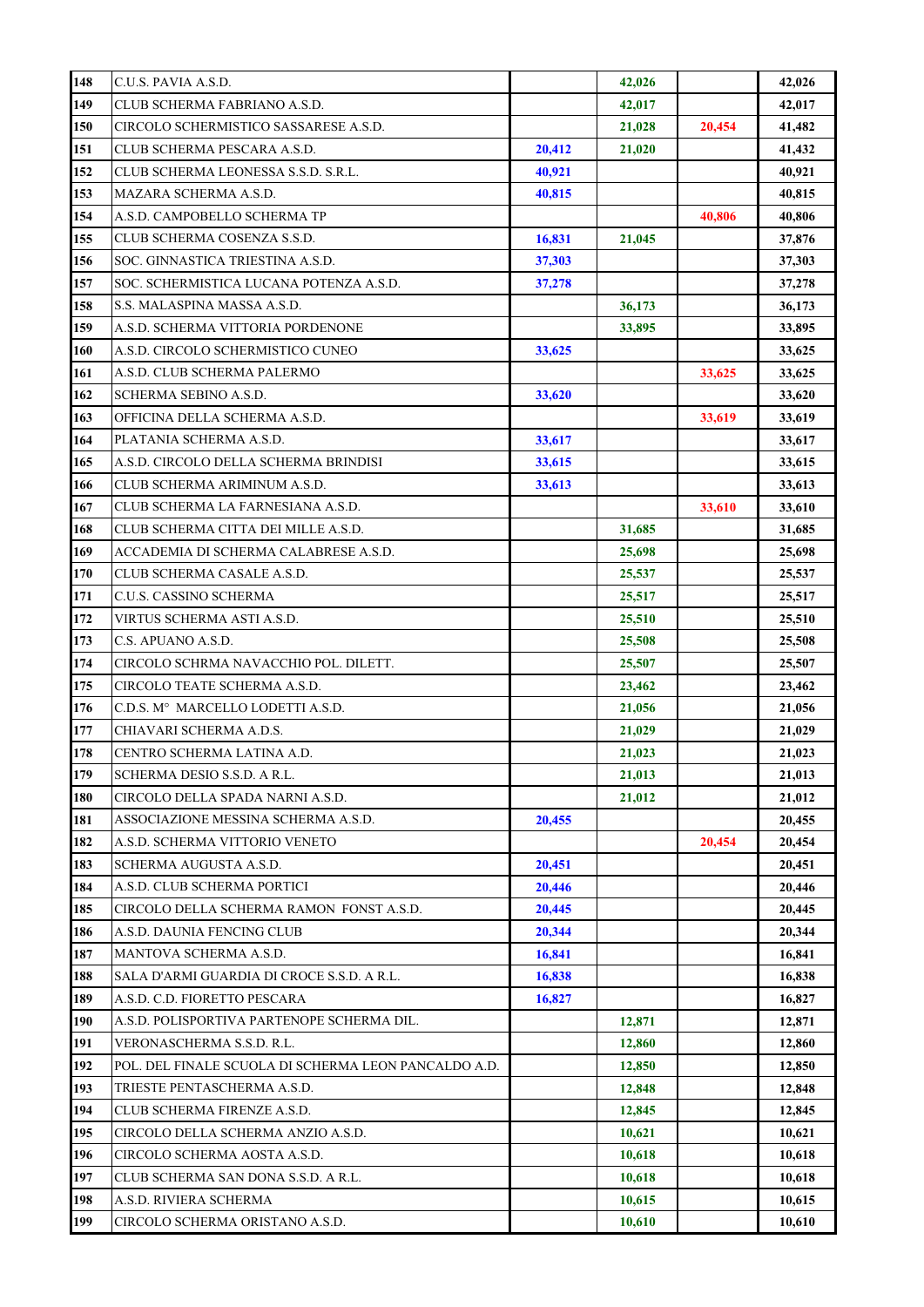| | | | | | |
|---|---|---|---|---|---|
| 148 | C.U.S. PAVIA A.S.D. | | 42,026 | | 42,026 |
| 149 | CLUB SCHERMA FABRIANO A.S.D. | | 42,017 | | 42,017 |
| 150 | CIRCOLO SCHERMISTICO SASSARESE A.S.D. | | 21,028 | 20,454 | 41,482 |
| 151 | CLUB SCHERMA PESCARA A.S.D. | 20,412 | 21,020 | | 41,432 |
| 152 | CLUB SCHERMA LEONESSA S.S.D. S.R.L. | 40,921 | | | 40,921 |
| 153 | MAZARA SCHERMA A.S.D. | 40,815 | | | 40,815 |
| 154 | A.S.D. CAMPOBELLO SCHERMA TP | | | 40,806 | 40,806 |
| 155 | CLUB SCHERMA COSENZA S.S.D. | 16,831 | 21,045 | | 37,876 |
| 156 | SOC. GINNASTICA TRIESTINA A.S.D. | 37,303 | | | 37,303 |
| 157 | SOC. SCHERMISTICA LUCANA POTENZA A.S.D. | 37,278 | | | 37,278 |
| 158 | S.S. MALASPINA MASSA A.S.D. | | 36,173 | | 36,173 |
| 159 | A.S.D. SCHERMA VITTORIA PORDENONE | | 33,895 | | 33,895 |
| 160 | A.S.D. CIRCOLO SCHERMISTICO CUNEO | 33,625 | | | 33,625 |
| 161 | A.S.D. CLUB SCHERMA PALERMO | | | 33,625 | 33,625 |
| 162 | SCHERMA SEBINO A.S.D. | 33,620 | | | 33,620 |
| 163 | OFFICINA DELLA SCHERMA A.S.D. | | | 33,619 | 33,619 |
| 164 | PLATANIA SCHERMA A.S.D. | 33,617 | | | 33,617 |
| 165 | A.S.D. CIRCOLO DELLA SCHERMA BRINDISI | 33,615 | | | 33,615 |
| 166 | CLUB SCHERMA ARIMINUM A.S.D. | 33,613 | | | 33,613 |
| 167 | CLUB SCHERMA LA FARNESIANA A.S.D. | | | 33,610 | 33,610 |
| 168 | CLUB SCHERMA CITTA DEI MILLE A.S.D. | | 31,685 | | 31,685 |
| 169 | ACCADEMIA DI SCHERMA CALABRESE A.S.D. | | 25,698 | | 25,698 |
| 170 | CLUB SCHERMA CASALE A.S.D. | | 25,537 | | 25,537 |
| 171 | C.U.S. CASSINO SCHERMA | | 25,517 | | 25,517 |
| 172 | VIRTUS SCHERMA ASTI A.S.D. | | 25,510 | | 25,510 |
| 173 | C.S. APUANO A.S.D. | | 25,508 | | 25,508 |
| 174 | CIRCOLO SCHRMA NAVACCHIO POL. DILETT. | | 25,507 | | 25,507 |
| 175 | CIRCOLO TEATE SCHERMA A.S.D. | | 23,462 | | 23,462 |
| 176 | C.D.S. M° MARCELLO LODETTI A.S.D. | | 21,056 | | 21,056 |
| 177 | CHIAVARI SCHERMA A.D.S. | | 21,029 | | 21,029 |
| 178 | CENTRO SCHERMA LATINA A.D. | | 21,023 | | 21,023 |
| 179 | SCHERMA DESIO S.S.D. A R.L. | | 21,013 | | 21,013 |
| 180 | CIRCOLO DELLA SPADA NARNI A.S.D. | | 21,012 | | 21,012 |
| 181 | ASSOCIAZIONE MESSINA SCHERMA A.S.D. | 20,455 | | | 20,455 |
| 182 | A.S.D. SCHERMA VITTORIO VENETO | | | 20,454 | 20,454 |
| 183 | SCHERMA AUGUSTA A.S.D. | 20,451 | | | 20,451 |
| 184 | A.S.D. CLUB SCHERMA PORTICI | 20,446 | | | 20,446 |
| 185 | CIRCOLO DELLA SCHERMA RAMON FONST A.S.D. | 20,445 | | | 20,445 |
| 186 | A.S.D. DAUNIA FENCING CLUB | 20,344 | | | 20,344 |
| 187 | MANTOVA SCHERMA A.S.D. | 16,841 | | | 16,841 |
| 188 | SALA D'ARMI GUARDIA DI CROCE S.S.D. A R.L. | 16,838 | | | 16,838 |
| 189 | A.S.D. C.D. FIORETTO PESCARA | 16,827 | | | 16,827 |
| 190 | A.S.D. POLISPORTIVA PARTENOPE SCHERMA DIL. | | 12,871 | | 12,871 |
| 191 | VERONASCHERMA S.S.D. R.L. | | 12,860 | | 12,860 |
| 192 | POL. DEL FINALE SCUOLA DI SCHERMA LEON PANCALDO A.D. | | 12,850 | | 12,850 |
| 193 | TRIESTE PENTASCHERMA A.S.D. | | 12,848 | | 12,848 |
| 194 | CLUB SCHERMA FIRENZE A.S.D. | | 12,845 | | 12,845 |
| 195 | CIRCOLO DELLA SCHERMA ANZIO A.S.D. | | 10,621 | | 10,621 |
| 196 | CIRCOLO SCHERMA AOSTA A.S.D. | | 10,618 | | 10,618 |
| 197 | CLUB SCHERMA SAN DONA S.S.D. A R.L. | | 10,618 | | 10,618 |
| 198 | A.S.D. RIVIERA SCHERMA | | 10,615 | | 10,615 |
| 199 | CIRCOLO SCHERMA ORISTANO A.S.D. | | 10,610 | | 10,610 |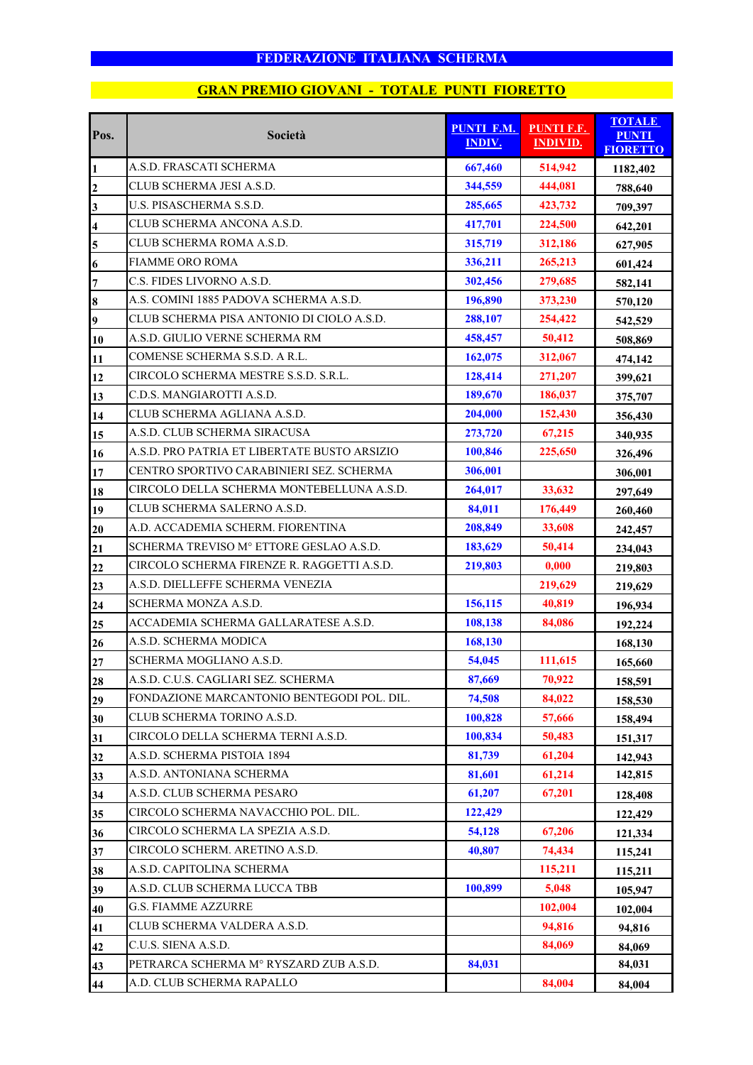# FEDERAZIONE ITALIANA SCHERMA

## GRAN PREMIO GIOVANI - TOTALE PUNTI FIORETTO

| Pos. | Società | PUNTI F.M. INDIV. | PUNTI F.F. INDIVID. | TOTALE PUNTI FIORETTO |
|---|---|---|---|---|
| 1 | A.S.D. FRASCATI SCHERMA | 667,460 | 514,942 | 1182,402 |
| 2 | CLUB SCHERMA JESI A.S.D. | 344,559 | 444,081 | 788,640 |
| 3 | U.S. PISASCHERMA S.S.D. | 285,665 | 423,732 | 709,397 |
| 4 | CLUB SCHERMA ANCONA A.S.D. | 417,701 | 224,500 | 642,201 |
| 5 | CLUB SCHERMA ROMA A.S.D. | 315,719 | 312,186 | 627,905 |
| 6 | FIAMME ORO ROMA | 336,211 | 265,213 | 601,424 |
| 7 | C.S. FIDES LIVORNO A.S.D. | 302,456 | 279,685 | 582,141 |
| 8 | A.S. COMINI 1885 PADOVA SCHERMA A.S.D. | 196,890 | 373,230 | 570,120 |
| 9 | CLUB SCHERMA PISA ANTONIO DI CIOLO A.S.D. | 288,107 | 254,422 | 542,529 |
| 10 | A.S.D. GIULIO VERNE SCHERMA RM | 458,457 | 50,412 | 508,869 |
| 11 | COMENSE SCHERMA S.S.D. A R.L. | 162,075 | 312,067 | 474,142 |
| 12 | CIRCOLO SCHERMA MESTRE S.S.D. S.R.L. | 128,414 | 271,207 | 399,621 |
| 13 | C.D.S. MANGIAROTTI A.S.D. | 189,670 | 186,037 | 375,707 |
| 14 | CLUB SCHERMA AGLIANA A.S.D. | 204,000 | 152,430 | 356,430 |
| 15 | A.S.D. CLUB SCHERMA SIRACUSA | 273,720 | 67,215 | 340,935 |
| 16 | A.S.D. PRO PATRIA ET LIBERTATE BUSTO ARSIZIO | 100,846 | 225,650 | 326,496 |
| 17 | CENTRO SPORTIVO CARABINIERI SEZ. SCHERMA | 306,001 | | 306,001 |
| 18 | CIRCOLO DELLA SCHERMA MONTEBELLUNA A.S.D. | 264,017 | 33,632 | 297,649 |
| 19 | CLUB SCHERMA SALERNO A.S.D. | 84,011 | 176,449 | 260,460 |
| 20 | A.D. ACCADEMIA SCHERM. FIORENTINA | 208,849 | 33,608 | 242,457 |
| 21 | SCHERMA TREVISO M° ETTORE GESLAO A.S.D. | 183,629 | 50,414 | 234,043 |
| 22 | CIRCOLO SCHERMA FIRENZE R. RAGGETTI A.S.D. | 219,803 | 0,000 | 219,803 |
| 23 | A.S.D. DIELLEFFE SCHERMA VENEZIA | | 219,629 | 219,629 |
| 24 | SCHERMA MONZA A.S.D. | 156,115 | 40,819 | 196,934 |
| 25 | ACCADEMIA SCHERMA GALLARATESE A.S.D. | 108,138 | 84,086 | 192,224 |
| 26 | A.S.D. SCHERMA MODICA | 168,130 | | 168,130 |
| 27 | SCHERMA MOGLIANO A.S.D. | 54,045 | 111,615 | 165,660 |
| 28 | A.S.D. C.U.S. CAGLIARI SEZ. SCHERMA | 87,669 | 70,922 | 158,591 |
| 29 | FONDAZIONE MARCANTONIO BENTEGODI POL. DIL. | 74,508 | 84,022 | 158,530 |
| 30 | CLUB SCHERMA TORINO A.S.D. | 100,828 | 57,666 | 158,494 |
| 31 | CIRCOLO DELLA SCHERMA TERNI A.S.D. | 100,834 | 50,483 | 151,317 |
| 32 | A.S.D. SCHERMA PISTOIA 1894 | 81,739 | 61,204 | 142,943 |
| 33 | A.S.D. ANTONIANA SCHERMA | 81,601 | 61,214 | 142,815 |
| 34 | A.S.D. CLUB SCHERMA PESARO | 61,207 | 67,201 | 128,408 |
| 35 | CIRCOLO SCHERMA NAVACCHIO POL. DIL. | 122,429 | | 122,429 |
| 36 | CIRCOLO SCHERMA LA SPEZIA A.S.D. | 54,128 | 67,206 | 121,334 |
| 37 | CIRCOLO SCHERM. ARETINO A.S.D. | 40,807 | 74,434 | 115,241 |
| 38 | A.S.D. CAPITOLINA SCHERMA | | 115,211 | 115,211 |
| 39 | A.S.D. CLUB SCHERMA LUCCA TBB | 100,899 | 5,048 | 105,947 |
| 40 | G.S. FIAMME AZZURRE | | 102,004 | 102,004 |
| 41 | CLUB SCHERMA VALDERA A.S.D. | | 94,816 | 94,816 |
| 42 | C.U.S. SIENA A.S.D. | | 84,069 | 84,069 |
| 43 | PETRARCA SCHERMA M° RYSZARD ZUB A.S.D. | 84,031 | | 84,031 |
| 44 | A.D. CLUB SCHERMA RAPALLO | | 84,004 | 84,004 |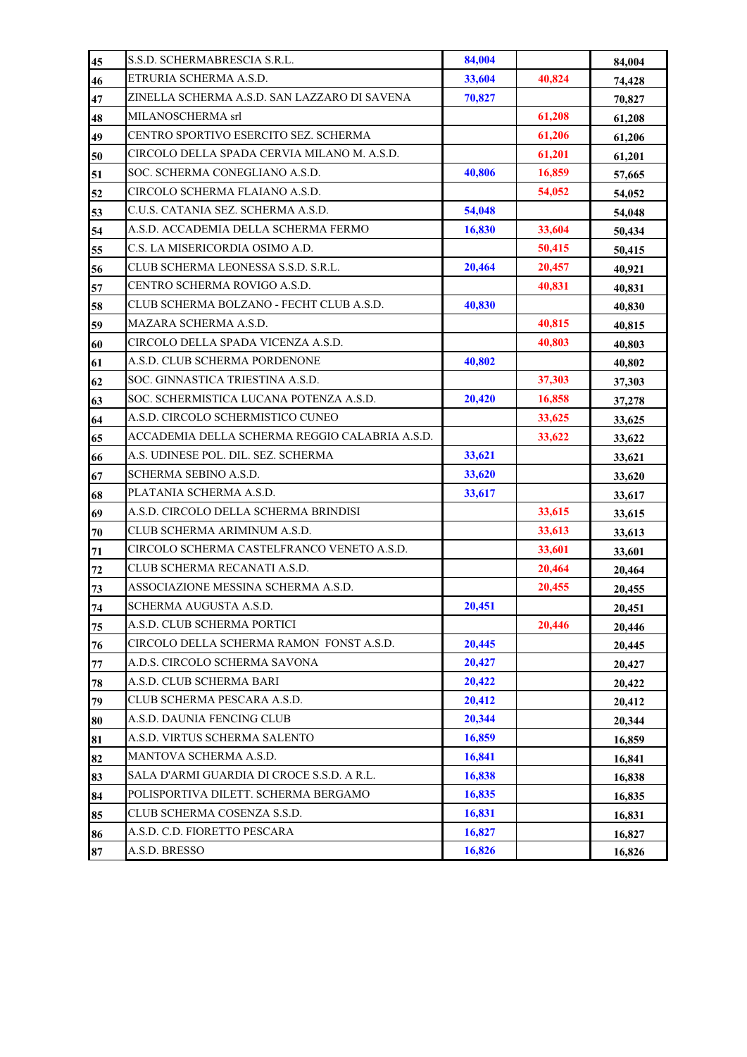| | | | | |
|---|---|---|---|---|
| 45 | S.S.D. SCHERMABRESCIA S.R.L. | 84,004 | | 84,004 |
| 46 | ETRURIA SCHERMA A.S.D. | 33,604 | 40,824 | 74,428 |
| 47 | ZINELLA SCHERMA A.S.D. SAN LAZZARO DI SAVENA | 70,827 | | 70,827 |
| 48 | MILANOSCHERMA srl | | 61,208 | 61,208 |
| 49 | CENTRO SPORTIVO ESERCITO SEZ. SCHERMA | | 61,206 | 61,206 |
| 50 | CIRCOLO DELLA SPADA CERVIA MILANO M. A.S.D. | | 61,201 | 61,201 |
| 51 | SOC. SCHERMA CONEGLIANO A.S.D. | 40,806 | 16,859 | 57,665 |
| 52 | CIRCOLO SCHERMA FLAIANO A.S.D. | | 54,052 | 54,052 |
| 53 | C.U.S. CATANIA SEZ. SCHERMA A.S.D. | 54,048 | | 54,048 |
| 54 | A.S.D. ACCADEMIA DELLA SCHERMA FERMO | 16,830 | 33,604 | 50,434 |
| 55 | C.S. LA MISERICORDIA OSIMO A.D. | | 50,415 | 50,415 |
| 56 | CLUB SCHERMA LEONESSA S.S.D. S.R.L. | 20,464 | 20,457 | 40,921 |
| 57 | CENTRO SCHERMA ROVIGO A.S.D. | | 40,831 | 40,831 |
| 58 | CLUB SCHERMA BOLZANO - FECHT CLUB A.S.D. | 40,830 | | 40,830 |
| 59 | MAZARA SCHERMA A.S.D. | | 40,815 | 40,815 |
| 60 | CIRCOLO DELLA SPADA VICENZA A.S.D. | | 40,803 | 40,803 |
| 61 | A.S.D. CLUB SCHERMA PORDENONE | 40,802 | | 40,802 |
| 62 | SOC. GINNASTICA TRIESTINA A.S.D. | | 37,303 | 37,303 |
| 63 | SOC. SCHERMISTICA LUCANA POTENZA A.S.D. | 20,420 | 16,858 | 37,278 |
| 64 | A.S.D. CIRCOLO SCHERMISTICO CUNEO | | 33,625 | 33,625 |
| 65 | ACCADEMIA DELLA SCHERMA REGGIO CALABRIA A.S.D. | | 33,622 | 33,622 |
| 66 | A.S. UDINESE POL. DIL. SEZ. SCHERMA | 33,621 | | 33,621 |
| 67 | SCHERMA SEBINO A.S.D. | 33,620 | | 33,620 |
| 68 | PLATANIA SCHERMA A.S.D. | 33,617 | | 33,617 |
| 69 | A.S.D. CIRCOLO DELLA SCHERMA BRINDISI | | 33,615 | 33,615 |
| 70 | CLUB SCHERMA ARIMINUM A.S.D. | | 33,613 | 33,613 |
| 71 | CIRCOLO SCHERMA CASTELFRANCO VENETO A.S.D. | | 33,601 | 33,601 |
| 72 | CLUB SCHERMA RECANATI A.S.D. | | 20,464 | 20,464 |
| 73 | ASSOCIAZIONE MESSINA SCHERMA A.S.D. | | 20,455 | 20,455 |
| 74 | SCHERMA AUGUSTA A.S.D. | 20,451 | | 20,451 |
| 75 | A.S.D. CLUB SCHERMA PORTICI | | 20,446 | 20,446 |
| 76 | CIRCOLO DELLA SCHERMA RAMON FONST A.S.D. | 20,445 | | 20,445 |
| 77 | A.D.S. CIRCOLO SCHERMA SAVONA | 20,427 | | 20,427 |
| 78 | A.S.D. CLUB SCHERMA BARI | 20,422 | | 20,422 |
| 79 | CLUB SCHERMA PESCARA A.S.D. | 20,412 | | 20,412 |
| 80 | A.S.D. DAUNIA FENCING CLUB | 20,344 | | 20,344 |
| 81 | A.S.D. VIRTUS SCHERMA SALENTO | 16,859 | | 16,859 |
| 82 | MANTOVA SCHERMA A.S.D. | 16,841 | | 16,841 |
| 83 | SALA D'ARMI GUARDIA DI CROCE S.S.D. A R.L. | 16,838 | | 16,838 |
| 84 | POLISPORTIVA DILETT. SCHERMA BERGAMO | 16,835 | | 16,835 |
| 85 | CLUB SCHERMA COSENZA S.S.D. | 16,831 | | 16,831 |
| 86 | A.S.D. C.D. FIORETTO PESCARA | 16,827 | | 16,827 |
| 87 | A.S.D. BRESSO | 16,826 | | 16,826 |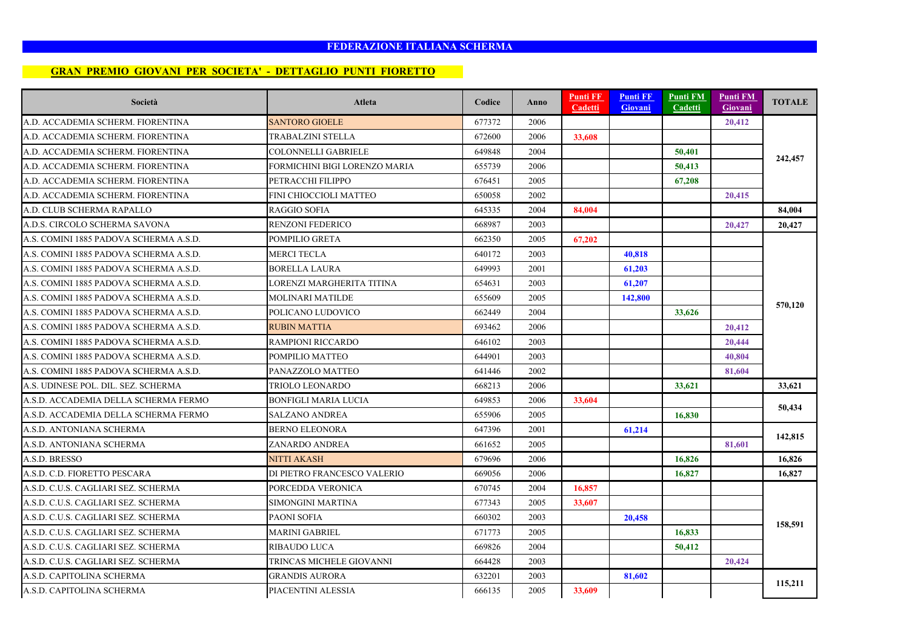# FEDERAZIONE ITALIANA SCHERMA

## GRAN PREMIO GIOVANI PER SOCIETA' - DETTAGLIO PUNTI FIORETTO

| Società | Atleta | Codice | Anno | Punti FF Cadetti | Punti FF Giovani | Punti FM Cadetti | Punti FM Giovani | TOTALE |
|---|---|---|---|---|---|---|---|---|
| A.D. ACCADEMIA SCHERM. FIORENTINA | SANTORO GIOELE | 677372 | 2006 | | | | 20,412 | 242,457 |
| A.D. ACCADEMIA SCHERM. FIORENTINA | TRABALZINI STELLA | 672600 | 2006 | 33,608 | | | | |
| A.D. ACCADEMIA SCHERM. FIORENTINA | COLONNELLI GABRIELE | 649848 | 2004 | | | 50,401 | | |
| A.D. ACCADEMIA SCHERM. FIORENTINA | FORMICHINI BIGI LORENZO MARIA | 655739 | 2006 | | | 50,413 | | |
| A.D. ACCADEMIA SCHERM. FIORENTINA | PETRACCHI FILIPPO | 676451 | 2005 | | | 67,208 | | |
| A.D. ACCADEMIA SCHERM. FIORENTINA | FINI CHIOCCIOLI MATTEO | 650058 | 2002 | | | | 20,415 | |
| A.D. CLUB SCHERMA RAPALLO | RAGGIO SOFIA | 645335 | 2004 | 84,004 | | | | 84,004 |
| A.D.S. CIRCOLO SCHERMA SAVONA | RENZONI FEDERICO | 668987 | 2003 | | | | 20,427 | 20,427 |
| A.S. COMINI 1885 PADOVA SCHERMA A.S.D. | POMPILIO GRETA | 662350 | 2005 | 67,202 | | | | 570,120 |
| A.S. COMINI 1885 PADOVA SCHERMA A.S.D. | MERCI TECLA | 640172 | 2003 | | 40,818 | | | |
| A.S. COMINI 1885 PADOVA SCHERMA A.S.D. | BORELLA LAURA | 649993 | 2001 | | 61,203 | | | |
| A.S. COMINI 1885 PADOVA SCHERMA A.S.D. | LORENZI MARGHERITA TITINA | 654631 | 2003 | | 61,207 | | | |
| A.S. COMINI 1885 PADOVA SCHERMA A.S.D. | MOLINARI MATILDE | 655609 | 2005 | | 142,800 | | | |
| A.S. COMINI 1885 PADOVA SCHERMA A.S.D. | POLICANO LUDOVICO | 662449 | 2004 | | | 33,626 | | |
| A.S. COMINI 1885 PADOVA SCHERMA A.S.D. | RUBIN MATTIA | 693462 | 2006 | | | | 20,412 | |
| A.S. COMINI 1885 PADOVA SCHERMA A.S.D. | RAMPIONI RICCARDO | 646102 | 2003 | | | | 20,444 | |
| A.S. COMINI 1885 PADOVA SCHERMA A.S.D. | POMPILIO MATTEO | 644901 | 2003 | | | | 40,804 | |
| A.S. COMINI 1885 PADOVA SCHERMA A.S.D. | PANAZZOLO MATTEO | 641446 | 2002 | | | | 81,604 | |
| A.S. UDINESE POL. DIL. SEZ. SCHERMA | TRIOLO LEONARDO | 668213 | 2006 | | | 33,621 | | 33,621 |
| A.S.D. ACCADEMIA DELLA SCHERMA FERMO | BONFIGLI MARIA LUCIA | 649853 | 2006 | 33,604 | | | | 50,434 |
| A.S.D. ACCADEMIA DELLA SCHERMA FERMO | SALZANO ANDREA | 655906 | 2005 | | | 16,830 | | |
| A.S.D. ANTONIANA SCHERMA | BERNO ELEONORA | 647396 | 2001 | | 61,214 | | | 142,815 |
| A.S.D. ANTONIANA SCHERMA | ZANARDO ANDREA | 661652 | 2005 | | | | 81,601 | |
| A.S.D. BRESSO | NITTI AKASH | 679696 | 2006 | | | 16,826 | | 16,826 |
| A.S.D. C.D. FIORETTO PESCARA | DI PIETRO FRANCESCO VALERIO | 669056 | 2006 | | | 16,827 | | 16,827 |
| A.S.D. C.U.S. CAGLIARI SEZ. SCHERMA | PORCEDDA VERONICA | 670745 | 2004 | 16,857 | | | | 158,591 |
| A.S.D. C.U.S. CAGLIARI SEZ. SCHERMA | SIMONGINI MARTINA | 677343 | 2005 | 33,607 | | | | |
| A.S.D. C.U.S. CAGLIARI SEZ. SCHERMA | PAONI SOFIA | 660302 | 2003 | | 20,458 | | | |
| A.S.D. C.U.S. CAGLIARI SEZ. SCHERMA | MARINI GABRIEL | 671773 | 2005 | | | 16,833 | | |
| A.S.D. C.U.S. CAGLIARI SEZ. SCHERMA | RIBAUDO LUCA | 669826 | 2004 | | | 50,412 | | |
| A.S.D. C.U.S. CAGLIARI SEZ. SCHERMA | TRINCAS MICHELE GIOVANNI | 664428 | 2003 | | | | 20,424 | |
| A.S.D. CAPITOLINA SCHERMA | GRANDIS AURORA | 632201 | 2003 | | 81,602 | | | 115,211 |
| A.S.D. CAPITOLINA SCHERMA | PIACENTINI ALESSIA | 666135 | 2005 | 33,609 | | | | |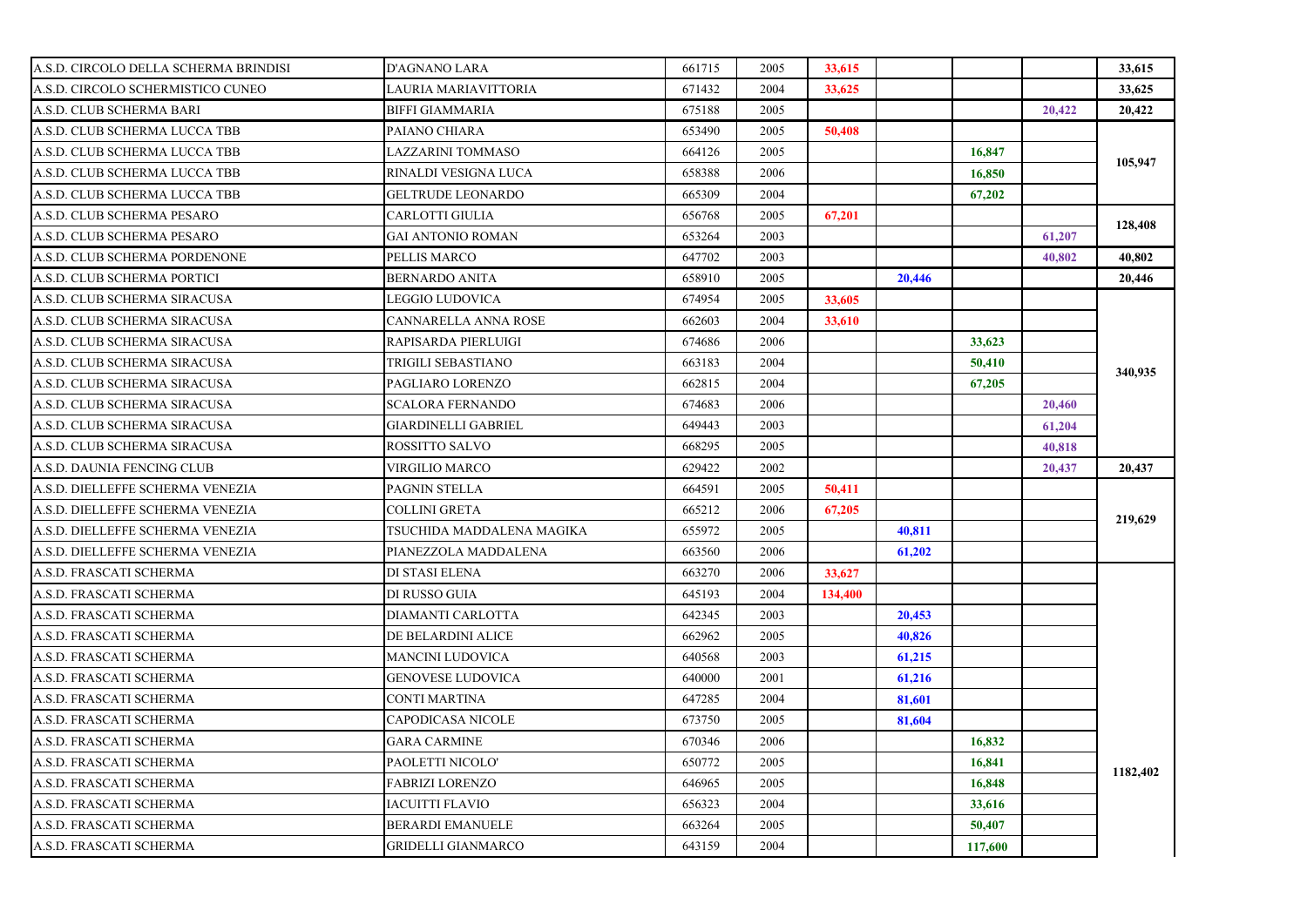| | | | | | | | | |
|---|---|---|---|---|---|---|---|---|
| A.S.D. CIRCOLO DELLA SCHERMA BRINDISI | D'AGNANO LARA | 661715 | 2005 | **33,615** | | | | **33,615** |
| A.S.D. CIRCOLO SCHERMISTICO CUNEO | LAURIA MARIAVITTORIA | 671432 | 2004 | **33,625** | | | | **33,625** |
| A.S.D. CLUB SCHERMA BARI | BIFFI GIAMMARIA | 675188 | 2005 | | | | **20,422** | **20,422** |
| A.S.D. CLUB SCHERMA LUCCA TBB | PAIANO CHIARA | 653490 | 2005 | **50,408** | | | | **105,947** |
| A.S.D. CLUB SCHERMA LUCCA TBB | LAZZARINI TOMMASO | 664126 | 2005 | | | **16,847** | | |
| A.S.D. CLUB SCHERMA LUCCA TBB | RINALDI VESIGNA LUCA | 658388 | 2006 | | | **16,850** | | |
| A.S.D. CLUB SCHERMA LUCCA TBB | GELTRUDE LEONARDO | 665309 | 2004 | | | **67,202** | | |
| A.S.D. CLUB SCHERMA PESARO | CARLOTTI GIULIA | 656768 | 2005 | **67,201** | | | | **128,408** |
| A.S.D. CLUB SCHERMA PESARO | GAI ANTONIO ROMAN | 653264 | 2003 | | | | **61,207** | |
| A.S.D. CLUB SCHERMA PORDENONE | PELLIS MARCO | 647702 | 2003 | | | | **40,802** | **40,802** |
| A.S.D. CLUB SCHERMA PORTICI | BERNARDO ANITA | 658910 | 2005 | | **20,446** | | | **20,446** |
| A.S.D. CLUB SCHERMA SIRACUSA | LEGGIO LUDOVICA | 674954 | 2005 | **33,605** | | | | **340,935** |
| A.S.D. CLUB SCHERMA SIRACUSA | CANNARELLA ANNA ROSE | 662603 | 2004 | **33,610** | | | | |
| A.S.D. CLUB SCHERMA SIRACUSA | RAPISARDA PIERLUIGI | 674686 | 2006 | | | **33,623** | | |
| A.S.D. CLUB SCHERMA SIRACUSA | TRIGILI SEBASTIANO | 663183 | 2004 | | | **50,410** | | |
| A.S.D. CLUB SCHERMA SIRACUSA | PAGLIARO LORENZO | 662815 | 2004 | | | **67,205** | | |
| A.S.D. CLUB SCHERMA SIRACUSA | SCALORA FERNANDO | 674683 | 2006 | | | | **20,460** | |
| A.S.D. CLUB SCHERMA SIRACUSA | GIARDINELLI GABRIEL | 649443 | 2003 | | | | **61,204** | |
| A.S.D. CLUB SCHERMA SIRACUSA | ROSSITTO SALVO | 668295 | 2005 | | | | **40,818** | |
| A.S.D. DAUNIA FENCING CLUB | VIRGILIO MARCO | 629422 | 2002 | | | | **20,437** | **20,437** |
| A.S.D. DIELLEFFE SCHERMA VENEZIA | PAGNIN STELLA | 664591 | 2005 | **50,411** | | | | **219,629** |
| A.S.D. DIELLEFFE SCHERMA VENEZIA | COLLINI GRETA | 665212 | 2006 | **67,205** | | | | |
| A.S.D. DIELLEFFE SCHERMA VENEZIA | TSUCHIDA MADDALENA MAGIKA | 655972 | 2005 | | **40,811** | | | |
| A.S.D. DIELLEFFE SCHERMA VENEZIA | PIANEZZOLA MADDALENA | 663560 | 2006 | | **61,202** | | | |
| A.S.D. FRASCATI SCHERMA | DI STASI ELENA | 663270 | 2006 | **33,627** | | | | **1182,402** |
| A.S.D. FRASCATI SCHERMA | DI RUSSO GUIA | 645193 | 2004 | **134,400** | | | | |
| A.S.D. FRASCATI SCHERMA | DIAMANTI CARLOTTA | 642345 | 2003 | | **20,453** | | | |
| A.S.D. FRASCATI SCHERMA | DE BELARDINI ALICE | 662962 | 2005 | | **40,826** | | | |
| A.S.D. FRASCATI SCHERMA | MANCINI LUDOVICA | 640568 | 2003 | | **61,215** | | | |
| A.S.D. FRASCATI SCHERMA | GENOVESE LUDOVICA | 640000 | 2001 | | **61,216** | | | |
| A.S.D. FRASCATI SCHERMA | CONTI MARTINA | 647285 | 2004 | | **81,601** | | | |
| A.S.D. FRASCATI SCHERMA | CAPODICASA NICOLE | 673750 | 2005 | | **81,604** | | | |
| A.S.D. FRASCATI SCHERMA | GARA CARMINE | 670346 | 2006 | | | **16,832** | | |
| A.S.D. FRASCATI SCHERMA | PAOLETTI NICOLO' | 650772 | 2005 | | | **16,841** | | |
| A.S.D. FRASCATI SCHERMA | FABRIZI LORENZO | 646965 | 2005 | | | **16,848** | | |
| A.S.D. FRASCATI SCHERMA | IACUITTI FLAVIO | 656323 | 2004 | | | **33,616** | | |
| A.S.D. FRASCATI SCHERMA | BERARDI EMANUELE | 663264 | 2005 | | | **50,407** | | |
| A.S.D. FRASCATI SCHERMA | GRIDELLI GIANMARCO | 643159 | 2004 | | | **117,600** | | |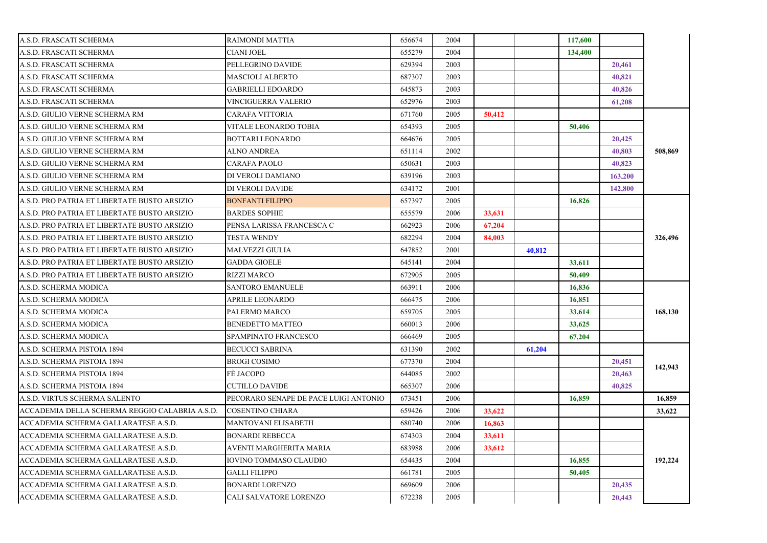| | | | | | | | | |
|---|---|---|---|---|---|---|---|---|
| A.S.D. FRASCATI SCHERMA | RAIMONDI MATTIA | 656674 | 2004 | | | 117,600 | | |
| A.S.D. FRASCATI SCHERMA | CIANI JOEL | 655279 | 2004 | | | 134,400 | | |
| A.S.D. FRASCATI SCHERMA | PELLEGRINO DAVIDE | 629394 | 2003 | | | | 20,461 | |
| A.S.D. FRASCATI SCHERMA | MASCIOLI ALBERTO | 687307 | 2003 | | | | 40,821 | |
| A.S.D. FRASCATI SCHERMA | GABRIELLI EDOARDO | 645873 | 2003 | | | | 40,826 | |
| A.S.D. FRASCATI SCHERMA | VINCIGUERRA VALERIO | 652976 | 2003 | | | | 61,208 | |
| A.S.D. GIULIO VERNE SCHERMA RM | CARAFA VITTORIA | 671760 | 2005 | 50,412 | | | | |
| A.S.D. GIULIO VERNE SCHERMA RM | VITALE LEONARDO TOBIA | 654393 | 2005 | | | 50,406 | | |
| A.S.D. GIULIO VERNE SCHERMA RM | BOTTARI LEONARDO | 664676 | 2005 | | | | 20,425 | |
| A.S.D. GIULIO VERNE SCHERMA RM | ALNO ANDREA | 651114 | 2002 | | | | 40,803 | 508,869 |
| A.S.D. GIULIO VERNE SCHERMA RM | CARAFA PAOLO | 650631 | 2003 | | | | 40,823 | |
| A.S.D. GIULIO VERNE SCHERMA RM | DI VEROLI DAMIANO | 639196 | 2003 | | | | 163,200 | |
| A.S.D. GIULIO VERNE SCHERMA RM | DI VEROLI DAVIDE | 634172 | 2001 | | | | 142,800 | |
| A.S.D. PRO PATRIA ET LIBERTATE BUSTO ARSIZIO | BONFANTI FILIPPO | 657397 | 2005 | | | 16,826 | | |
| A.S.D. PRO PATRIA ET LIBERTATE BUSTO ARSIZIO | BARDES SOPHIE | 655579 | 2006 | 33,631 | | | | |
| A.S.D. PRO PATRIA ET LIBERTATE BUSTO ARSIZIO | PENSA LARISSA FRANCESCA C | 662923 | 2006 | 67,204 | | | | |
| A.S.D. PRO PATRIA ET LIBERTATE BUSTO ARSIZIO | TESTA WENDY | 682294 | 2004 | 84,003 | | | | 326,496 |
| A.S.D. PRO PATRIA ET LIBERTATE BUSTO ARSIZIO | MALVEZZI GIULIA | 647852 | 2001 | | 40,812 | | | |
| A.S.D. PRO PATRIA ET LIBERTATE BUSTO ARSIZIO | GADDA GIOELE | 645141 | 2004 | | | 33,611 | | |
| A.S.D. PRO PATRIA ET LIBERTATE BUSTO ARSIZIO | RIZZI MARCO | 672905 | 2005 | | | 50,409 | | |
| A.S.D. SCHERMA MODICA | SANTORO EMANUELE | 663911 | 2006 | | | 16,836 | | |
| A.S.D. SCHERMA MODICA | APRILE LEONARDO | 666475 | 2006 | | | 16,851 | | |
| A.S.D. SCHERMA MODICA | PALERMO MARCO | 659705 | 2005 | | | 33,614 | | 168,130 |
| A.S.D. SCHERMA MODICA | BENEDETTO MATTEO | 660013 | 2006 | | | 33,625 | | |
| A.S.D. SCHERMA MODICA | SPAMPINATO FRANCESCO | 666469 | 2005 | | | 67,204 | | |
| A.S.D. SCHERMA PISTOIA 1894 | BECUCCI SABRINA | 631390 | 2002 | | 61,204 | | | |
| A.S.D. SCHERMA PISTOIA 1894 | BROGI COSIMO | 677370 | 2004 | | | | 20,451 | 142,943 |
| A.S.D. SCHERMA PISTOIA 1894 | FÈ JACOPO | 644085 | 2002 | | | | 20,463 | |
| A.S.D. SCHERMA PISTOIA 1894 | CUTILLO DAVIDE | 665307 | 2006 | | | | 40,825 | |
| A.S.D. VIRTUS SCHERMA SALENTO | PECORARO SENAPE DE PACE LUIGI ANTONIO | 673451 | 2006 | | | 16,859 | | 16,859 |
| ACCADEMIA DELLA SCHERMA REGGIO CALABRIA A.S.D. | COSENTINO CHIARA | 659426 | 2006 | 33,622 | | | | 33,622 |
| ACCADEMIA SCHERMA GALLARATESE A.S.D. | MANTOVANI ELISABETH | 680740 | 2006 | 16,863 | | | | |
| ACCADEMIA SCHERMA GALLARATESE A.S.D. | BONARDI REBECCA | 674303 | 2004 | 33,611 | | | | |
| ACCADEMIA SCHERMA GALLARATESE A.S.D. | AVENTI MARGHERITA MARIA | 683988 | 2006 | 33,612 | | | | |
| ACCADEMIA SCHERMA GALLARATESE A.S.D. | IOVINO TOMMASO CLAUDIO | 654435 | 2004 | | | 16,855 | | 192,224 |
| ACCADEMIA SCHERMA GALLARATESE A.S.D. | GALLI FILIPPO | 661781 | 2005 | | | 50,405 | | |
| ACCADEMIA SCHERMA GALLARATESE A.S.D. | BONARDI LORENZO | 669609 | 2006 | | | | 20,435 | |
| ACCADEMIA SCHERMA GALLARATESE A.S.D. | CALI SALVATORE LORENZO | 672238 | 2005 | | | | 20,443 | |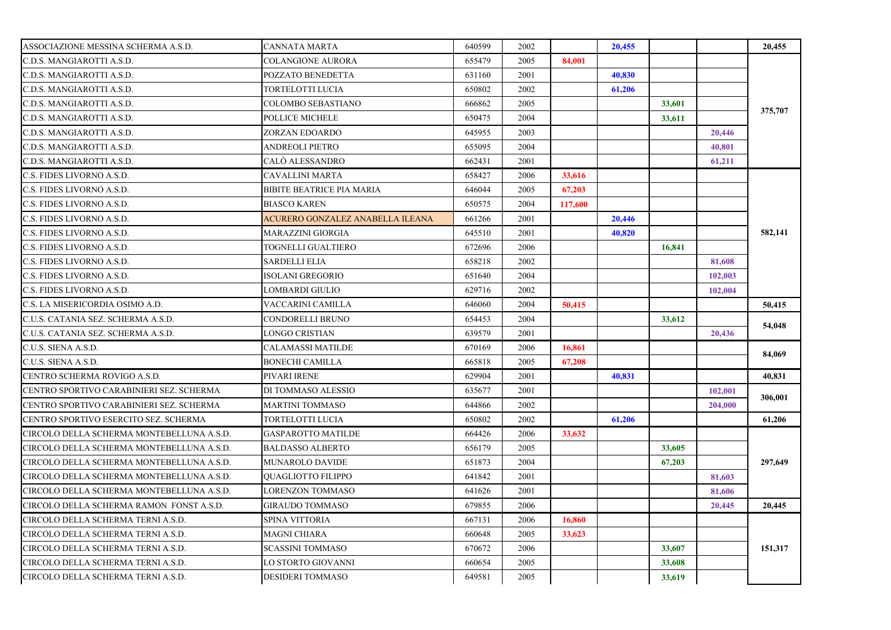| | | | | | | | | |
|---|---|---|---|---|---|---|---|---|
| ASSOCIAZIONE MESSINA SCHERMA A.S.D. | CANNATA MARTA | 640599 | 2002 | | 20,455 | | | 20,455 |
| C.D.S. MANGIAROTTI A.S.D. | COLANGIONE AURORA | 655479 | 2005 | 84,001 | | | | 375,707 |
| C.D.S. MANGIAROTTI A.S.D. | POZZATO BENEDETTA | 631160 | 2001 | | 40,830 | | | |
| C.D.S. MANGIAROTTI A.S.D. | TORTELOTTI LUCIA | 650802 | 2002 | | 61,206 | | | |
| C.D.S. MANGIAROTTI A.S.D. | COLOMBO SEBASTIANO | 666862 | 2005 | | | 33,601 | | |
| C.D.S. MANGIAROTTI A.S.D. | POLLICE MICHELE | 650475 | 2004 | | | 33,611 | | |
| C.D.S. MANGIAROTTI A.S.D. | ZORZAN EDOARDO | 645955 | 2003 | | | | 20,446 | |
| C.D.S. MANGIAROTTI A.S.D. | ANDREOLI PIETRO | 655095 | 2004 | | | | 40,801 | |
| C.D.S. MANGIAROTTI A.S.D. | CALÒ ALESSANDRO | 662431 | 2001 | | | | 61,211 | |
| C.S. FIDES LIVORNO A.S.D. | CAVALLINI MARTA | 658427 | 2006 | 33,616 | | | | 582,141 |
| C.S. FIDES LIVORNO A.S.D. | BIBITE BEATRICE PIA MARIA | 646044 | 2005 | 67,203 | | | | |
| C.S. FIDES LIVORNO A.S.D. | BIASCO KAREN | 650575 | 2004 | 117,600 | | | | |
| C.S. FIDES LIVORNO A.S.D. | ACURERO GONZALEZ ANABELLA ILEANA | 661266 | 2001 | | 20,446 | | | |
| C.S. FIDES LIVORNO A.S.D. | MARAZZINI GIORGIA | 645510 | 2001 | | 40,820 | | | |
| C.S. FIDES LIVORNO A.S.D. | TOGNELLI GUALTIERO | 672696 | 2006 | | | 16,841 | | |
| C.S. FIDES LIVORNO A.S.D. | SARDELLI ELIA | 658218 | 2002 | | | | 81,608 | |
| C.S. FIDES LIVORNO A.S.D. | ISOLANI GREGORIO | 651640 | 2004 | | | | 102,003 | |
| C.S. FIDES LIVORNO A.S.D. | LOMBARDI GIULIO | 629716 | 2002 | | | | 102,004 | |
| C.S. LA MISERICORDIA OSIMO A.D. | VACCARINI CAMILLA | 646060 | 2004 | 50,415 | | | | 50,415 |
| C.U.S. CATANIA SEZ. SCHERMA A.S.D. | CONDORELLI BRUNO | 654453 | 2004 | | | 33,612 | | 54,048 |
| C.U.S. CATANIA SEZ. SCHERMA A.S.D. | LONGO CRISTIAN | 639579 | 2001 | | | | 20,436 | |
| C.U.S. SIENA A.S.D. | CALAMASSI MATILDE | 670169 | 2006 | 16,861 | | | | 84,069 |
| C.U.S. SIENA A.S.D. | BONECHI CAMILLA | 665818 | 2005 | 67,208 | | | | |
| CENTRO SCHERMA ROVIGO A.S.D. | PIVARI IRENE | 629904 | 2001 | | 40,831 | | | 40,831 |
| CENTRO SPORTIVO CARABINIERI SEZ. SCHERMA | DI TOMMASO ALESSIO | 635677 | 2001 | | | | 102,001 | 306,001 |
| CENTRO SPORTIVO CARABINIERI SEZ. SCHERMA | MARTINI TOMMASO | 644866 | 2002 | | | | 204,000 | |
| CENTRO SPORTIVO ESERCITO SEZ. SCHERMA | TORTELOTTI LUCIA | 650802 | 2002 | | 61,206 | | | 61,206 |
| CIRCOLO DELLA SCHERMA MONTEBELLUNA A.S.D. | GASPAROTTO MATILDE | 664426 | 2006 | 33,632 | | | | 297,649 |
| CIRCOLO DELLA SCHERMA MONTEBELLUNA A.S.D. | BALDASSO ALBERTO | 656179 | 2005 | | | 33,605 | | |
| CIRCOLO DELLA SCHERMA MONTEBELLUNA A.S.D. | MUNAROLO DAVIDE | 651873 | 2004 | | | 67,203 | | |
| CIRCOLO DELLA SCHERMA MONTEBELLUNA A.S.D. | QUAGLIOTTO FILIPPO | 641842 | 2001 | | | | 81,603 | |
| CIRCOLO DELLA SCHERMA MONTEBELLUNA A.S.D. | LORENZON TOMMASO | 641626 | 2001 | | | | 81,606 | |
| CIRCOLO DELLA SCHERMA RAMON FONST A.S.D. | GIRAUDO TOMMASO | 679855 | 2006 | | | | 20,445 | 20,445 |
| CIRCOLO DELLA SCHERMA TERNI A.S.D. | SPINA VITTORIA | 667131 | 2006 | 16,860 | | | | 151,317 |
| CIRCOLO DELLA SCHERMA TERNI A.S.D. | MAGNI CHIARA | 660648 | 2005 | 33,623 | | | | |
| CIRCOLO DELLA SCHERMA TERNI A.S.D. | SCASSINI TOMMASO | 670672 | 2006 | | | 33,607 | | |
| CIRCOLO DELLA SCHERMA TERNI A.S.D. | LO STORTO GIOVANNI | 660654 | 2005 | | | 33,608 | | |
| CIRCOLO DELLA SCHERMA TERNI A.S.D. | DESIDERI TOMMASO | 649581 | 2005 | | | 33,619 | | |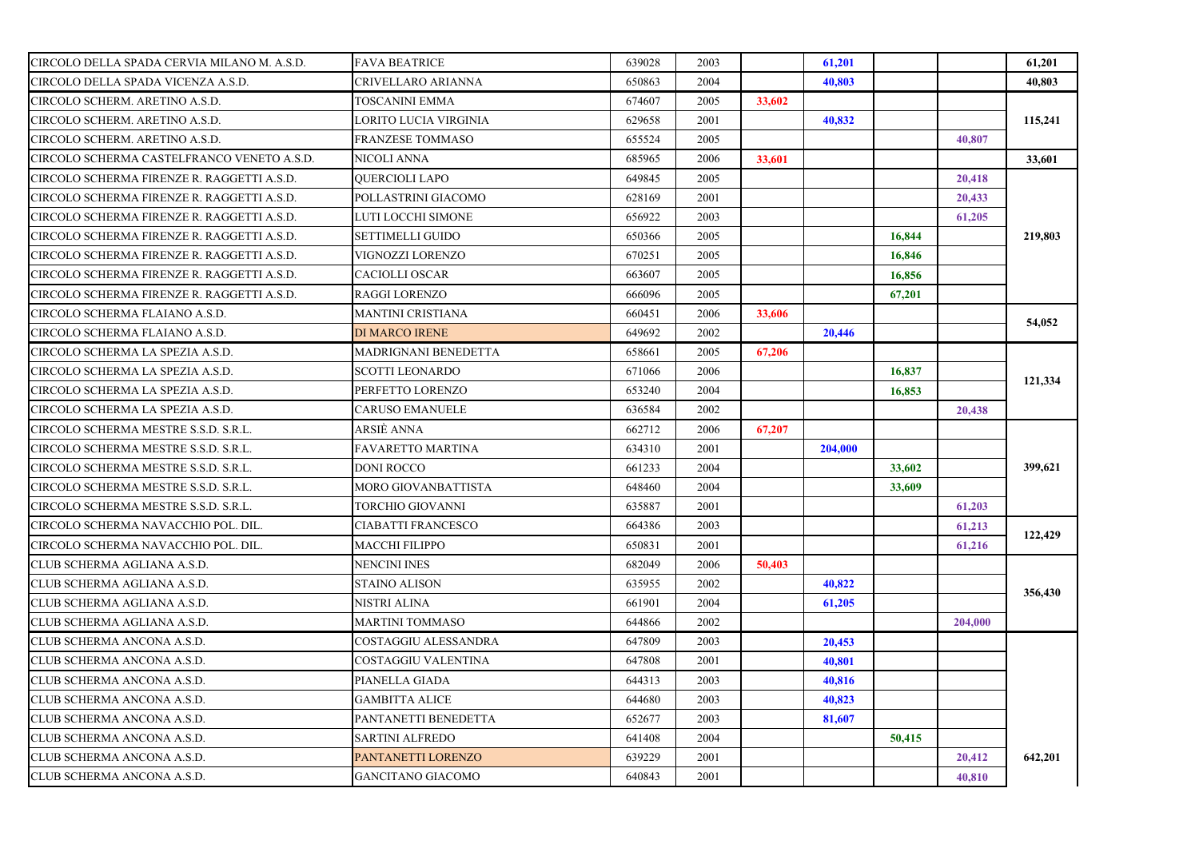| | | | | | | | | |
|---|---|---|---|---|---|---|---|---|
| CIRCOLO DELLA SPADA CERVIA MILANO M. A.S.D. | FAVA BEATRICE | 639028 | 2003 | | 61,201 | | | 61,201 |
| CIRCOLO DELLA SPADA VICENZA A.S.D. | CRIVELLARO ARIANNA | 650863 | 2004 | | 40,803 | | | 40,803 |
| CIRCOLO SCHERM. ARETINO A.S.D. | TOSCANINI EMMA | 674607 | 2005 | 33,602 | | | | 115,241 |
| CIRCOLO SCHERM. ARETINO A.S.D. | LORITO LUCIA VIRGINIA | 629658 | 2001 | | 40,832 | | | |
| CIRCOLO SCHERM. ARETINO A.S.D. | FRANZESE TOMMASO | 655524 | 2005 | | | | 40,807 | |
| CIRCOLO SCHERMA CASTELFRANCO VENETO A.S.D. | NICOLI ANNA | 685965 | 2006 | 33,601 | | | | 33,601 |
| CIRCOLO SCHERMA FIRENZE R. RAGGETTI A.S.D. | QUERCIOLI LAPO | 649845 | 2005 | | | | 20,418 | 219,803 |
| CIRCOLO SCHERMA FIRENZE R. RAGGETTI A.S.D. | POLLASTRINI GIACOMO | 628169 | 2001 | | | | 20,433 | |
| CIRCOLO SCHERMA FIRENZE R. RAGGETTI A.S.D. | LUTI LOCCHI SIMONE | 656922 | 2003 | | | | 61,205 | |
| CIRCOLO SCHERMA FIRENZE R. RAGGETTI A.S.D. | SETTIMELLI GUIDO | 650366 | 2005 | | | 16,844 | | |
| CIRCOLO SCHERMA FIRENZE R. RAGGETTI A.S.D. | VIGNOZZI LORENZO | 670251 | 2005 | | | 16,846 | | |
| CIRCOLO SCHERMA FIRENZE R. RAGGETTI A.S.D. | CACIOLLI OSCAR | 663607 | 2005 | | | 16,856 | | |
| CIRCOLO SCHERMA FIRENZE R. RAGGETTI A.S.D. | RAGGI LORENZO | 666096 | 2005 | | | 67,201 | | |
| CIRCOLO SCHERMA FLAIANO A.S.D. | MANTINI CRISTIANA | 660451 | 2006 | 33,606 | | | | 54,052 |
| CIRCOLO SCHERMA FLAIANO A.S.D. | DI MARCO IRENE | 649692 | 2002 | | 20,446 | | | |
| CIRCOLO SCHERMA LA SPEZIA A.S.D. | MADRIGNANI BENEDETTA | 658661 | 2005 | 67,206 | | | | 121,334 |
| CIRCOLO SCHERMA LA SPEZIA A.S.D. | SCOTTI LEONARDO | 671066 | 2006 | | | 16,837 | | |
| CIRCOLO SCHERMA LA SPEZIA A.S.D. | PERFETTO LORENZO | 653240 | 2004 | | | 16,853 | | |
| CIRCOLO SCHERMA LA SPEZIA A.S.D. | CARUSO EMANUELE | 636584 | 2002 | | | | 20,438 | |
| CIRCOLO SCHERMA MESTRE S.S.D. S.R.L. | ARSIÈ ANNA | 662712 | 2006 | 67,207 | | | | 399,621 |
| CIRCOLO SCHERMA MESTRE S.S.D. S.R.L. | FAVARETTO MARTINA | 634310 | 2001 | | 204,000 | | | |
| CIRCOLO SCHERMA MESTRE S.S.D. S.R.L. | DONI ROCCO | 661233 | 2004 | | | 33,602 | | |
| CIRCOLO SCHERMA MESTRE S.S.D. S.R.L. | MORO GIOVANBATTISTA | 648460 | 2004 | | | 33,609 | | |
| CIRCOLO SCHERMA MESTRE S.S.D. S.R.L. | TORCHIO GIOVANNI | 635887 | 2001 | | | | 61,203 | |
| CIRCOLO SCHERMA NAVACCHIO POL. DIL. | CIABATTI FRANCESCO | 664386 | 2003 | | | | 61,213 | 122,429 |
| CIRCOLO SCHERMA NAVACCHIO POL. DIL. | MACCHI FILIPPO | 650831 | 2001 | | | | 61,216 | |
| CLUB SCHERMA AGLIANA A.S.D. | NENCINI INES | 682049 | 2006 | 50,403 | | | | 356,430 |
| CLUB SCHERMA AGLIANA A.S.D. | STAINO ALISON | 635955 | 2002 | | 40,822 | | | |
| CLUB SCHERMA AGLIANA A.S.D. | NISTRI ALINA | 661901 | 2004 | | 61,205 | | | |
| CLUB SCHERMA AGLIANA A.S.D. | MARTINI TOMMASO | 644866 | 2002 | | | | 204,000 | |
| CLUB SCHERMA ANCONA A.S.D. | COSTAGGIU ALESSANDRA | 647809 | 2003 | | 20,453 | | | 642,201 |
| CLUB SCHERMA ANCONA A.S.D. | COSTAGGIU VALENTINA | 647808 | 2001 | | 40,801 | | | |
| CLUB SCHERMA ANCONA A.S.D. | PIANELLA GIADA | 644313 | 2003 | | 40,816 | | | |
| CLUB SCHERMA ANCONA A.S.D. | GAMBITTA ALICE | 644680 | 2003 | | 40,823 | | | |
| CLUB SCHERMA ANCONA A.S.D. | PANTANETTI BENEDETTA | 652677 | 2003 | | 81,607 | | | |
| CLUB SCHERMA ANCONA A.S.D. | SARTINI ALFREDO | 641408 | 2004 | | | 50,415 | | |
| CLUB SCHERMA ANCONA A.S.D. | PANTANETTI LORENZO | 639229 | 2001 | | | | 20,412 | |
| CLUB SCHERMA ANCONA A.S.D. | GANCITANO GIACOMO | 640843 | 2001 | | | | 40,810 | |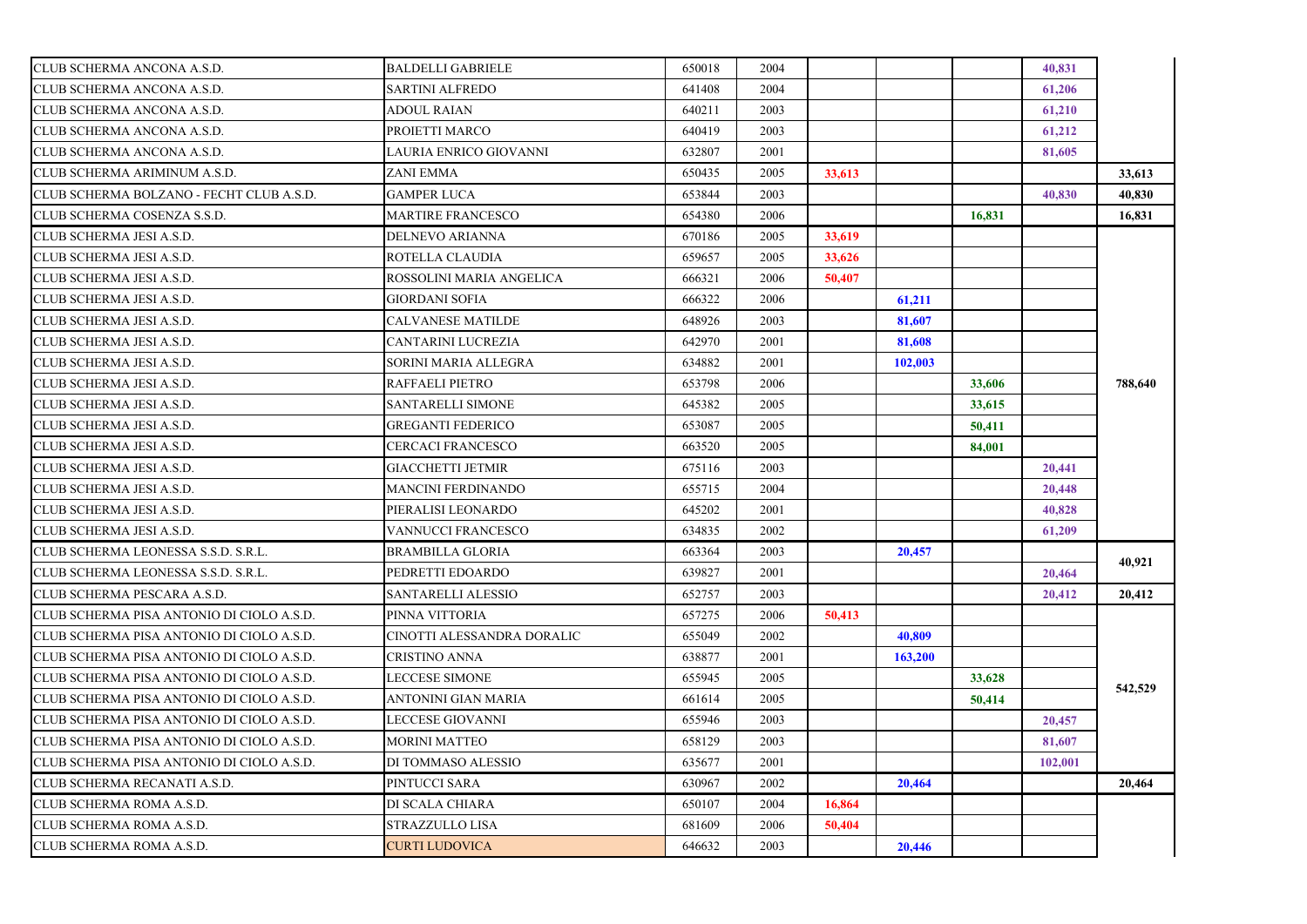| | | | | | | | | |
|---|---|---|---|---|---|---|---|---|
| CLUB SCHERMA ANCONA A.S.D. | BALDELLI GABRIELE | 650018 | 2004 | | | | 40,831 | |
| CLUB SCHERMA ANCONA A.S.D. | SARTINI ALFREDO | 641408 | 2004 | | | | 61,206 | |
| CLUB SCHERMA ANCONA A.S.D. | ADOUL RAIAN | 640211 | 2003 | | | | 61,210 | |
| CLUB SCHERMA ANCONA A.S.D. | PROIETTI MARCO | 640419 | 2003 | | | | 61,212 | |
| CLUB SCHERMA ANCONA A.S.D. | LAURIA ENRICO GIOVANNI | 632807 | 2001 | | | | 81,605 | |
| CLUB SCHERMA ARIMINUM A.S.D. | ZANI EMMA | 650435 | 2005 | 33,613 | | | | 33,613 |
| CLUB SCHERMA BOLZANO - FECHT CLUB A.S.D. | GAMPER LUCA | 653844 | 2003 | | | | 40,830 | 40,830 |
| CLUB SCHERMA COSENZA S.S.D. | MARTIRE FRANCESCO | 654380 | 2006 | | | 16,831 | | 16,831 |
| CLUB SCHERMA JESI A.S.D. | DELNEVO ARIANNA | 670186 | 2005 | 33,619 | | | | |
| CLUB SCHERMA JESI A.S.D. | ROTELLA CLAUDIA | 659657 | 2005 | 33,626 | | | | |
| CLUB SCHERMA JESI A.S.D. | ROSSOLINI MARIA ANGELICA | 666321 | 2006 | 50,407 | | | | |
| CLUB SCHERMA JESI A.S.D. | GIORDANI SOFIA | 666322 | 2006 | | 61,211 | | | |
| CLUB SCHERMA JESI A.S.D. | CALVANESE MATILDE | 648926 | 2003 | | 81,607 | | | |
| CLUB SCHERMA JESI A.S.D. | CANTARINI LUCREZIA | 642970 | 2001 | | 81,608 | | | |
| CLUB SCHERMA JESI A.S.D. | SORINI MARIA ALLEGRA | 634882 | 2001 | | 102,003 | | | |
| CLUB SCHERMA JESI A.S.D. | RAFFAELI PIETRO | 653798 | 2006 | | | 33,606 | | 788,640 |
| CLUB SCHERMA JESI A.S.D. | SANTARELLI SIMONE | 645382 | 2005 | | | 33,615 | | |
| CLUB SCHERMA JESI A.S.D. | GREGANTI FEDERICO | 653087 | 2005 | | | 50,411 | | |
| CLUB SCHERMA JESI A.S.D. | CERCACI FRANCESCO | 663520 | 2005 | | | 84,001 | | |
| CLUB SCHERMA JESI A.S.D. | GIACCHETTI JETMIR | 675116 | 2003 | | | | 20,441 | |
| CLUB SCHERMA JESI A.S.D. | MANCINI FERDINANDO | 655715 | 2004 | | | | 20,448 | |
| CLUB SCHERMA JESI A.S.D. | PIERALISI LEONARDO | 645202 | 2001 | | | | 40,828 | |
| CLUB SCHERMA JESI A.S.D. | VANNUCCI FRANCESCO | 634835 | 2002 | | | | 61,209 | |
| CLUB SCHERMA LEONESSA S.S.D. S.R.L. | BRAMBILLA GLORIA | 663364 | 2003 | | 20,457 | | | 40,921 |
| CLUB SCHERMA LEONESSA S.S.D. S.R.L. | PEDRETTI EDOARDO | 639827 | 2001 | | | | 20,464 | |
| CLUB SCHERMA PESCARA A.S.D. | SANTARELLI ALESSIO | 652757 | 2003 | | | | 20,412 | 20,412 |
| CLUB SCHERMA PISA ANTONIO DI CIOLO A.S.D. | PINNA VITTORIA | 657275 | 2006 | 50,413 | | | | |
| CLUB SCHERMA PISA ANTONIO DI CIOLO A.S.D. | CINOTTI ALESSANDRA DORALIC | 655049 | 2002 | | 40,809 | | | |
| CLUB SCHERMA PISA ANTONIO DI CIOLO A.S.D. | CRISTINO ANNA | 638877 | 2001 | | 163,200 | | | |
| CLUB SCHERMA PISA ANTONIO DI CIOLO A.S.D. | LECCESE SIMONE | 655945 | 2005 | | | 33,628 | | 542,529 |
| CLUB SCHERMA PISA ANTONIO DI CIOLO A.S.D. | ANTONINI GIAN MARIA | 661614 | 2005 | | | 50,414 | | |
| CLUB SCHERMA PISA ANTONIO DI CIOLO A.S.D. | LECCESE GIOVANNI | 655946 | 2003 | | | | 20,457 | |
| CLUB SCHERMA PISA ANTONIO DI CIOLO A.S.D. | MORINI MATTEO | 658129 | 2003 | | | | 81,607 | |
| CLUB SCHERMA PISA ANTONIO DI CIOLO A.S.D. | DI TOMMASO ALESSIO | 635677 | 2001 | | | | 102,001 | |
| CLUB SCHERMA RECANATI A.S.D. | PINTUCCI SARA | 630967 | 2002 | | 20,464 | | | 20,464 |
| CLUB SCHERMA ROMA A.S.D. | DI SCALA CHIARA | 650107 | 2004 | 16,864 | | | | |
| CLUB SCHERMA ROMA A.S.D. | STRAZZULLO LISA | 681609 | 2006 | 50,404 | | | | |
| CLUB SCHERMA ROMA A.S.D. | CURTI LUDOVICA | 646632 | 2003 | | 20,446 | | | |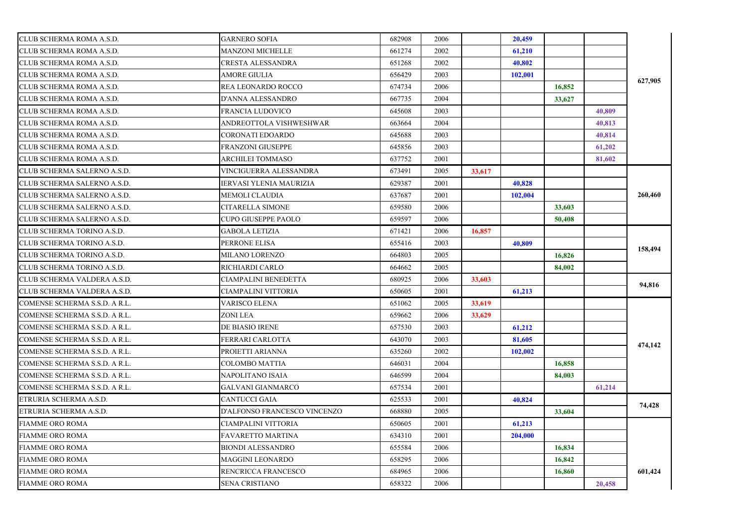| | | | | | | | | |
|---|---|---|---|---|---|---|---|---|
| CLUB SCHERMA ROMA A.S.D. | GARNERO SOFIA | 682908 | 2006 | | 20,459 | | | 627,905 |
| CLUB SCHERMA ROMA A.S.D. | MANZONI MICHELLE | 661274 | 2002 | | 61,210 | | | |
| CLUB SCHERMA ROMA A.S.D. | CRESTA ALESSANDRA | 651268 | 2002 | | 40,802 | | | |
| CLUB SCHERMA ROMA A.S.D. | AMORE GIULIA | 656429 | 2003 | | 102,001 | | | |
| CLUB SCHERMA ROMA A.S.D. | REA LEONARDO ROCCO | 674734 | 2006 | | | 16,852 | | |
| CLUB SCHERMA ROMA A.S.D. | D'ANNA ALESSANDRO | 667735 | 2004 | | | 33,627 | | |
| CLUB SCHERMA ROMA A.S.D. | FRANCIA LUDOVICO | 645608 | 2003 | | | | 40,809 | |
| CLUB SCHERMA ROMA A.S.D. | ANDREOTTOLA VISHWESHWAR | 663664 | 2004 | | | | 40,813 | |
| CLUB SCHERMA ROMA A.S.D. | CORONATI EDOARDO | 645688 | 2003 | | | | 40,814 | |
| CLUB SCHERMA ROMA A.S.D. | FRANZONI GIUSEPPE | 645856 | 2003 | | | | 61,202 | |
| CLUB SCHERMA ROMA A.S.D. | ARCHILEI TOMMASO | 637752 | 2001 | | | | 81,602 | |
| CLUB SCHERMA SALERNO A.S.D. | VINCIGUERRA ALESSANDRA | 673491 | 2005 | 33,617 | | | | 260,460 |
| CLUB SCHERMA SALERNO A.S.D. | IERVASI YLENIA MAURIZIA | 629387 | 2001 | | 40,828 | | | |
| CLUB SCHERMA SALERNO A.S.D. | MEMOLI CLAUDIA | 637687 | 2001 | | 102,004 | | | |
| CLUB SCHERMA SALERNO A.S.D. | CITARELLA SIMONE | 659580 | 2006 | | | 33,603 | | |
| CLUB SCHERMA SALERNO A.S.D. | CUPO GIUSEPPE PAOLO | 659597 | 2006 | | | 50,408 | | |
| CLUB SCHERMA TORINO A.S.D. | GABOLA LETIZIA | 671421 | 2006 | 16,857 | | | | 158,494 |
| CLUB SCHERMA TORINO A.S.D. | PERRONE ELISA | 655416 | 2003 | | 40,809 | | | |
| CLUB SCHERMA TORINO A.S.D. | MILANO LORENZO | 664803 | 2005 | | | 16,826 | | |
| CLUB SCHERMA TORINO A.S.D. | RICHIARDI CARLO | 664662 | 2005 | | | 84,002 | | |
| CLUB SCHERMA VALDERA A.S.D. | CIAMPALINI BENEDETTA | 680925 | 2006 | 33,603 | | | | 94,816 |
| CLUB SCHERMA VALDERA A.S.D. | CIAMPALINI VITTORIA | 650605 | 2001 | | 61,213 | | | |
| COMENSE SCHERMA S.S.D. A R.L. | VARISCO ELENA | 651062 | 2005 | 33,619 | | | | 474,142 |
| COMENSE SCHERMA S.S.D. A R.L. | ZONI LEA | 659662 | 2006 | 33,629 | | | | |
| COMENSE SCHERMA S.S.D. A R.L. | DE BIASIO IRENE | 657530 | 2003 | | 61,212 | | | |
| COMENSE SCHERMA S.S.D. A R.L. | FERRARI CARLOTTA | 643070 | 2003 | | 81,605 | | | |
| COMENSE SCHERMA S.S.D. A R.L. | PROIETTI ARIANNA | 635260 | 2002 | | 102,002 | | | |
| COMENSE SCHERMA S.S.D. A R.L. | COLOMBO MATTIA | 646031 | 2004 | | | 16,858 | | |
| COMENSE SCHERMA S.S.D. A R.L. | NAPOLITANO ISAIA | 646599 | 2004 | | | 84,003 | | |
| COMENSE SCHERMA S.S.D. A R.L. | GALVANI GIANMARCO | 657534 | 2001 | | | | 61,214 | |
| ETRURIA SCHERMA A.S.D. | CANTUCCI GAIA | 625533 | 2001 | | 40,824 | | | 74,428 |
| ETRURIA SCHERMA A.S.D. | D'ALFONSO FRANCESCO VINCENZO | 668880 | 2005 | | | 33,604 | | |
| FIAMME ORO ROMA | CIAMPALINI VITTORIA | 650605 | 2001 | | 61,213 | | | 601,424 |
| FIAMME ORO ROMA | FAVARETTO MARTINA | 634310 | 2001 | | 204,000 | | | |
| FIAMME ORO ROMA | BIONDI ALESSANDRO | 655584 | 2006 | | | 16,834 | | |
| FIAMME ORO ROMA | MAGGINI LEONARDO | 658295 | 2006 | | | 16,842 | | |
| FIAMME ORO ROMA | RENCRICCA FRANCESCO | 684965 | 2006 | | | 16,860 | | |
| FIAMME ORO ROMA | SENA CRISTIANO | 658322 | 2006 | | | | 20,458 | |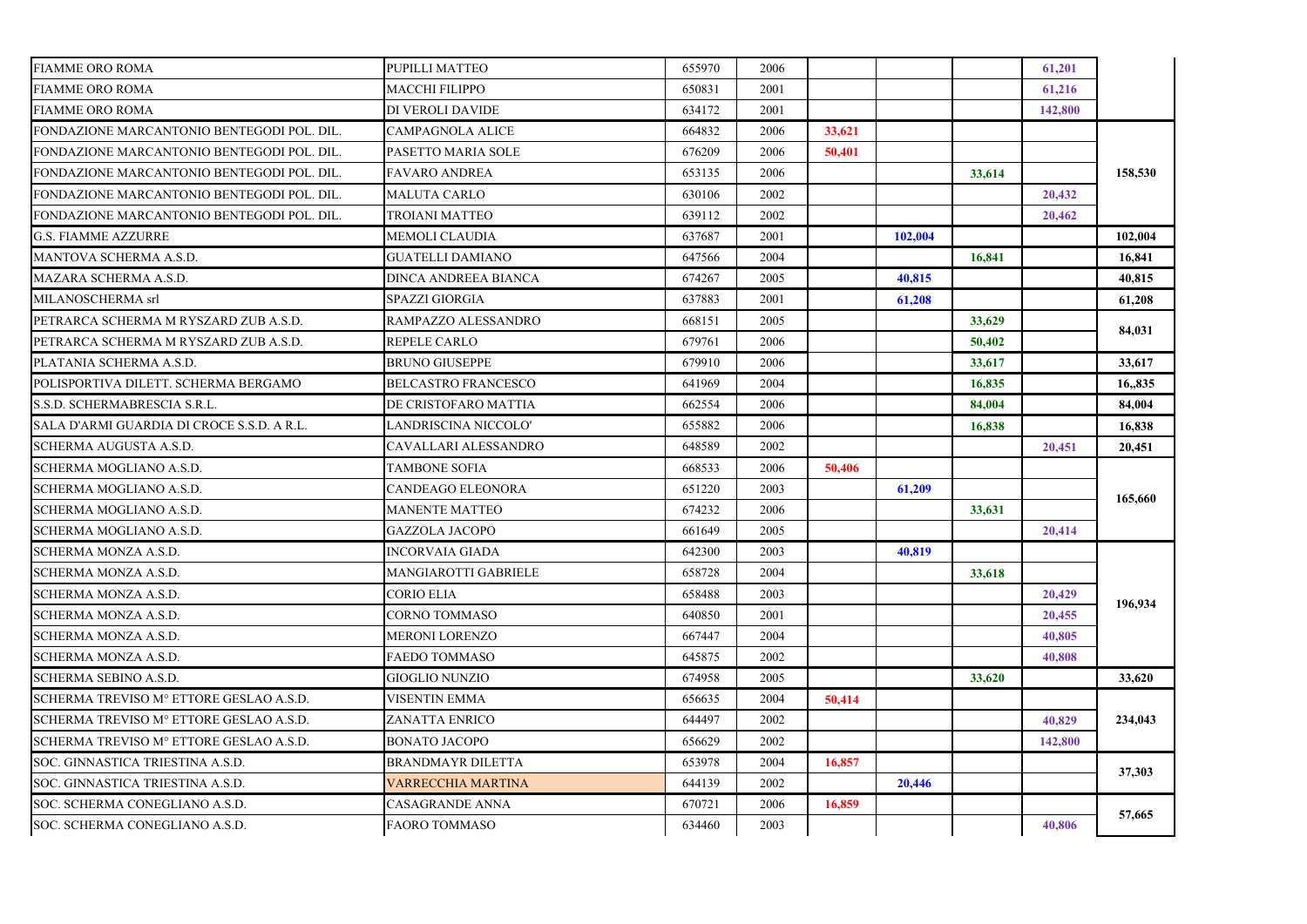| | | | | | | | | |
|---|---|---|---|---|---|---|---|---|
| FIAMME ORO ROMA | PUPILLI MATTEO | 655970 | 2006 | | | | 61,201 | |
| FIAMME ORO ROMA | MACCHI FILIPPO | 650831 | 2001 | | | | 61,216 | |
| FIAMME ORO ROMA | DI VEROLI DAVIDE | 634172 | 2001 | | | | 142,800 | |
| FONDAZIONE MARCANTONIO BENTEGODI POL. DIL. | CAMPAGNOLA ALICE | 664832 | 2006 | 33,621 | | | | 158,530 |
| FONDAZIONE MARCANTONIO BENTEGODI POL. DIL. | PASETTO MARIA SOLE | 676209 | 2006 | 50,401 | | | | |
| FONDAZIONE MARCANTONIO BENTEGODI POL. DIL. | FAVARO ANDREA | 653135 | 2006 | | | 33,614 | | |
| FONDAZIONE MARCANTONIO BENTEGODI POL. DIL. | MALUTA CARLO | 630106 | 2002 | | | | 20,432 | |
| FONDAZIONE MARCANTONIO BENTEGODI POL. DIL. | TROIANI MATTEO | 639112 | 2002 | | | | 20,462 | |
| G.S. FIAMME AZZURRE | MEMOLI CLAUDIA | 637687 | 2001 | | 102,004 | | | 102,004 |
| MANTOVA SCHERMA A.S.D. | GUATELLI DAMIANO | 647566 | 2004 | | | 16,841 | | 16,841 |
| MAZARA SCHERMA A.S.D. | DINCA ANDREEA BIANCA | 674267 | 2005 | | 40,815 | | | 40,815 |
| MILANOSCHERMA srl | SPAZZI GIORGIA | 637883 | 2001 | | 61,208 | | | 61,208 |
| PETRARCA SCHERMA M RYSZARD ZUB A.S.D. | RAMPAZZO ALESSANDRO | 668151 | 2005 | | | 33,629 | | 84,031 |
| PETRARCA SCHERMA M RYSZARD ZUB A.S.D. | REPELE CARLO | 679761 | 2006 | | | 50,402 | | |
| PLATANIA SCHERMA A.S.D. | BRUNO GIUSEPPE | 679910 | 2006 | | | 33,617 | | 33,617 |
| POLISPORTIVA DILETT. SCHERMA BERGAMO | BELCASTRO FRANCESCO | 641969 | 2004 | | | 16,835 | | 16,,835 |
| S.S.D. SCHERMABRESCIA S.R.L. | DE CRISTOFARO MATTIA | 662554 | 2006 | | | 84,004 | | 84,004 |
| SALA D'ARMI GUARDIA DI CROCE S.S.D. A R.L. | LANDRISCINA NICCOLO' | 655882 | 2006 | | | 16,838 | | 16,838 |
| SCHERMA AUGUSTA A.S.D. | CAVALLARI ALESSANDRO | 648589 | 2002 | | | | 20,451 | 20,451 |
| SCHERMA MOGLIANO A.S.D. | TAMBONE SOFIA | 668533 | 2006 | 50,406 | | | | 165,660 |
| SCHERMA MOGLIANO A.S.D. | CANDEAGO ELEONORA | 651220 | 2003 | | 61,209 | | | |
| SCHERMA MOGLIANO A.S.D. | MANENTE MATTEO | 674232 | 2006 | | | 33,631 | | |
| SCHERMA MOGLIANO A.S.D. | GAZZOLA JACOPO | 661649 | 2005 | | | | 20,414 | |
| SCHERMA MONZA A.S.D. | INCORVAIA GIADA | 642300 | 2003 | | 40,819 | | | 196,934 |
| SCHERMA MONZA A.S.D. | MANGIAROTTI GABRIELE | 658728 | 2004 | | | 33,618 | | |
| SCHERMA MONZA A.S.D. | CORIO ELIA | 658488 | 2003 | | | | 20,429 | |
| SCHERMA MONZA A.S.D. | CORNO TOMMASO | 640850 | 2001 | | | | 20,455 | |
| SCHERMA MONZA A.S.D. | MERONI LORENZO | 667447 | 2004 | | | | 40,805 | |
| SCHERMA MONZA A.S.D. | FAEDO TOMMASO | 645875 | 2002 | | | | 40,808 | |
| SCHERMA SEBINO A.S.D. | GIOGLIO NUNZIO | 674958 | 2005 | | | 33,620 | | 33,620 |
| SCHERMA TREVISO M° ETTORE GESLAO A.S.D. | VISENTIN EMMA | 656635 | 2004 | 50,414 | | | | 234,043 |
| SCHERMA TREVISO M° ETTORE GESLAO A.S.D. | ZANATTA ENRICO | 644497 | 2002 | | | | 40,829 | |
| SCHERMA TREVISO M° ETTORE GESLAO A.S.D. | BONATO JACOPO | 656629 | 2002 | | | | 142,800 | |
| SOC. GINNASTICA TRIESTINA A.S.D. | BRANDMAYR DILETTA | 653978 | 2004 | 16,857 | | | | 37,303 |
| SOC. GINNASTICA TRIESTINA A.S.D. | VARRECCHIA MARTINA | 644139 | 2002 | | 20,446 | | | |
| SOC. SCHERMA CONEGLIANO A.S.D. | CASAGRANDE ANNA | 670721 | 2006 | 16,859 | | | | 57,665 |
| SOC. SCHERMA CONEGLIANO A.S.D. | FAORO TOMMASO | 634460 | 2003 | | | | 40,806 | |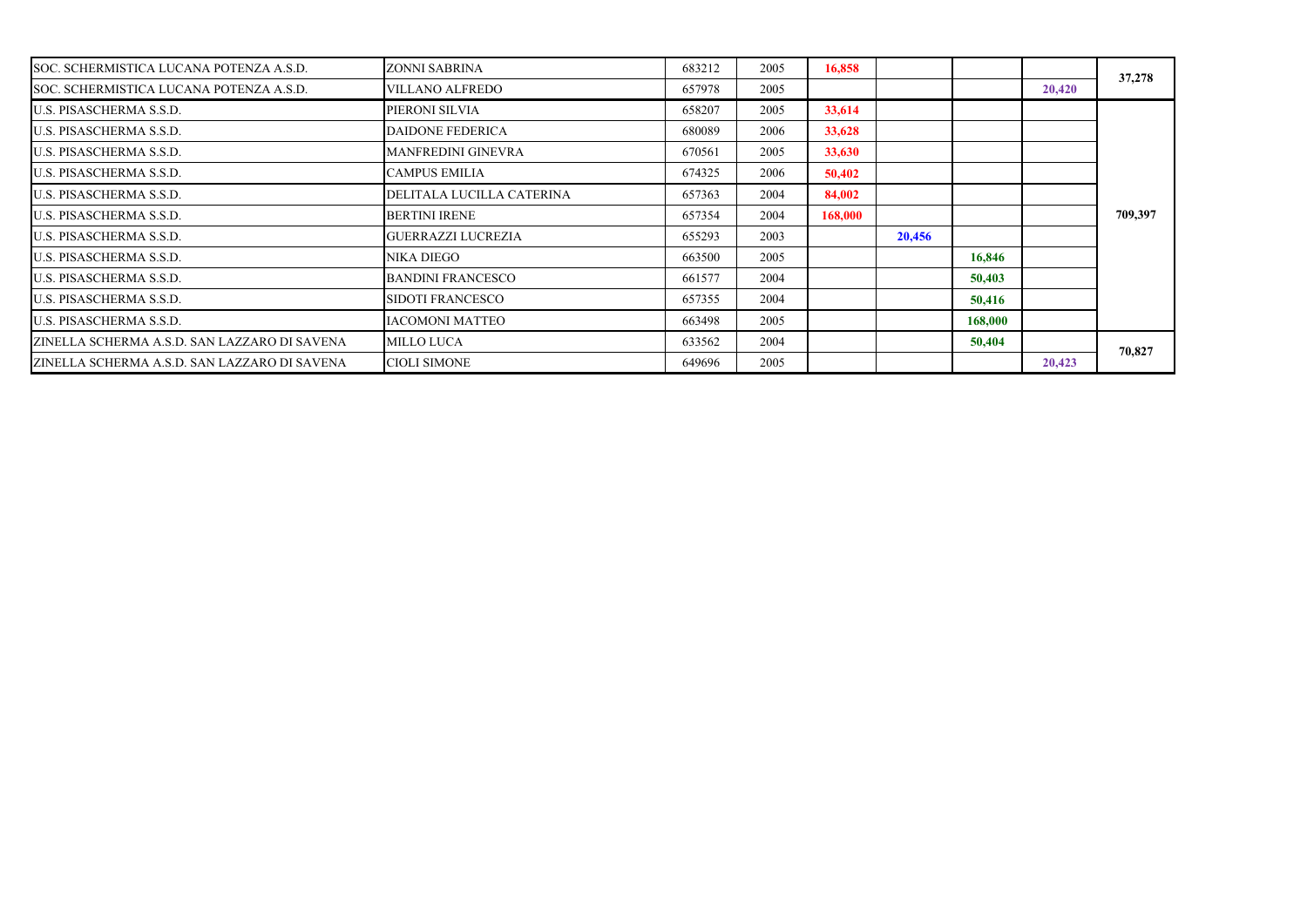| | | | | | | | | |
|---|---|---|---|---|---|---|---|---|
| SOC. SCHERMISTICA LUCANA POTENZA A.S.D. | ZONNI SABRINA | 683212 | 2005 | 16,858 | | | | 37,278 |
| SOC. SCHERMISTICA LUCANA POTENZA A.S.D. | VILLANO ALFREDO | 657978 | 2005 | | | | 20,420 | |
| U.S. PISASCHERMA S.S.D. | PIERONI SILVIA | 658207 | 2005 | 33,614 | | | | 709,397 |
| U.S. PISASCHERMA S.S.D. | DAIDONE FEDERICA | 680089 | 2006 | 33,628 | | | | |
| U.S. PISASCHERMA S.S.D. | MANFREDINI GINEVRA | 670561 | 2005 | 33,630 | | | | |
| U.S. PISASCHERMA S.S.D. | CAMPUS EMILIA | 674325 | 2006 | 50,402 | | | | |
| U.S. PISASCHERMA S.S.D. | DELITALA LUCILLA CATERINA | 657363 | 2004 | 84,002 | | | | |
| U.S. PISASCHERMA S.S.D. | BERTINI IRENE | 657354 | 2004 | 168,000 | | | | |
| U.S. PISASCHERMA S.S.D. | GUERRAZZI LUCREZIA | 655293 | 2003 | | 20,456 | | | |
| U.S. PISASCHERMA S.S.D. | NIKA DIEGO | 663500 | 2005 | | | 16,846 | | |
| U.S. PISASCHERMA S.S.D. | BANDINI FRANCESCO | 661577 | 2004 | | | 50,403 | | |
| U.S. PISASCHERMA S.S.D. | SIDOTI FRANCESCO | 657355 | 2004 | | | 50,416 | | |
| U.S. PISASCHERMA S.S.D. | IACOMONI MATTEO | 663498 | 2005 | | | 168,000 | | |
| ZINELLA SCHERMA A.S.D. SAN LAZZARO DI SAVENA | MILLO LUCA | 633562 | 2004 | | | 50,404 | | 70,827 |
| ZINELLA SCHERMA A.S.D. SAN LAZZARO DI SAVENA | CIOLI SIMONE | 649696 | 2005 | | | | 20,423 | |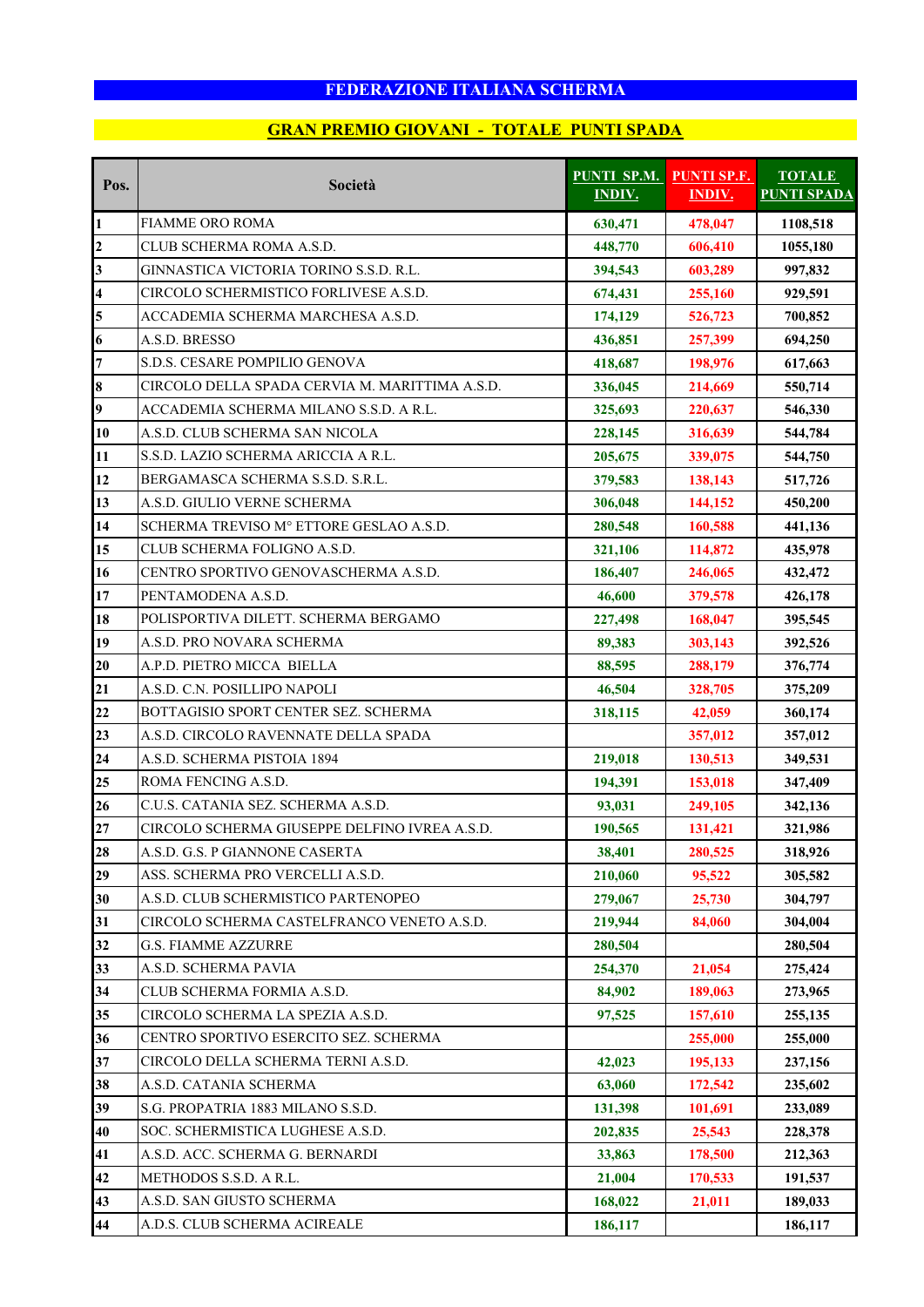# FEDERAZIONE ITALIANA SCHERMA

## GRAN PREMIO GIOVANI - TOTALE PUNTI SPADA

| Pos. | Società | PUNTI SP.M. INDIV. | PUNTI SP.F. INDIV. | TOTALE PUNTI SPADA |
|---|---|---|---|---|
| 1 | FIAMME ORO ROMA | 630,471 | 478,047 | 1108,518 |
| 2 | CLUB SCHERMA ROMA A.S.D. | 448,770 | 606,410 | 1055,180 |
| 3 | GINNASTICA VICTORIA TORINO S.S.D. R.L. | 394,543 | 603,289 | 997,832 |
| 4 | CIRCOLO SCHERMISTICO FORLIVESE A.S.D. | 674,431 | 255,160 | 929,591 |
| 5 | ACCADEMIA SCHERMA MARCHESA A.S.D. | 174,129 | 526,723 | 700,852 |
| 6 | A.S.D. BRESSO | 436,851 | 257,399 | 694,250 |
| 7 | S.D.S. CESARE POMPILIO GENOVA | 418,687 | 198,976 | 617,663 |
| 8 | CIRCOLO DELLA SPADA CERVIA M. MARITTIMA A.S.D. | 336,045 | 214,669 | 550,714 |
| 9 | ACCADEMIA SCHERMA MILANO S.S.D. A R.L. | 325,693 | 220,637 | 546,330 |
| 10 | A.S.D. CLUB SCHERMA SAN NICOLA | 228,145 | 316,639 | 544,784 |
| 11 | S.S.D. LAZIO SCHERMA ARICCIA A R.L. | 205,675 | 339,075 | 544,750 |
| 12 | BERGAMASCA SCHERMA S.S.D. S.R.L. | 379,583 | 138,143 | 517,726 |
| 13 | A.S.D. GIULIO VERNE SCHERMA | 306,048 | 144,152 | 450,200 |
| 14 | SCHERMA TREVISO M° ETTORE GESLAO A.S.D. | 280,548 | 160,588 | 441,136 |
| 15 | CLUB SCHERMA FOLIGNO A.S.D. | 321,106 | 114,872 | 435,978 |
| 16 | CENTRO SPORTIVO GENOVASCHERMA A.S.D. | 186,407 | 246,065 | 432,472 |
| 17 | PENTAMODENA A.S.D. | 46,600 | 379,578 | 426,178 |
| 18 | POLISPORTIVA DILETT. SCHERMA BERGAMO | 227,498 | 168,047 | 395,545 |
| 19 | A.S.D. PRO NOVARA SCHERMA | 89,383 | 303,143 | 392,526 |
| 20 | A.P.D. PIETRO MICCA BIELLA | 88,595 | 288,179 | 376,774 |
| 21 | A.S.D. C.N. POSILLIPO NAPOLI | 46,504 | 328,705 | 375,209 |
| 22 | BOTTAGISIO SPORT CENTER SEZ. SCHERMA | 318,115 | 42,059 | 360,174 |
| 23 | A.S.D. CIRCOLO RAVENNATE DELLA SPADA | | 357,012 | 357,012 |
| 24 | A.S.D. SCHERMA PISTOIA 1894 | 219,018 | 130,513 | 349,531 |
| 25 | ROMA FENCING A.S.D. | 194,391 | 153,018 | 347,409 |
| 26 | C.U.S. CATANIA SEZ. SCHERMA A.S.D. | 93,031 | 249,105 | 342,136 |
| 27 | CIRCOLO SCHERMA GIUSEPPE DELFINO IVREA A.S.D. | 190,565 | 131,421 | 321,986 |
| 28 | A.S.D. G.S. P GIANNONE CASERTA | 38,401 | 280,525 | 318,926 |
| 29 | ASS. SCHERMA PRO VERCELLI A.S.D. | 210,060 | 95,522 | 305,582 |
| 30 | A.S.D. CLUB SCHERMISTICO PARTENOPEO | 279,067 | 25,730 | 304,797 |
| 31 | CIRCOLO SCHERMA CASTELFRANCO VENETO A.S.D. | 219,944 | 84,060 | 304,004 |
| 32 | G.S. FIAMME AZZURRE | 280,504 | | 280,504 |
| 33 | A.S.D. SCHERMA PAVIA | 254,370 | 21,054 | 275,424 |
| 34 | CLUB SCHERMA FORMIA A.S.D. | 84,902 | 189,063 | 273,965 |
| 35 | CIRCOLO SCHERMA LA SPEZIA A.S.D. | 97,525 | 157,610 | 255,135 |
| 36 | CENTRO SPORTIVO ESERCITO SEZ. SCHERMA | | 255,000 | 255,000 |
| 37 | CIRCOLO DELLA SCHERMA TERNI A.S.D. | 42,023 | 195,133 | 237,156 |
| 38 | A.S.D. CATANIA SCHERMA | 63,060 | 172,542 | 235,602 |
| 39 | S.G. PROPATRIA 1883 MILANO S.S.D. | 131,398 | 101,691 | 233,089 |
| 40 | SOC. SCHERMISTICA LUGHESE A.S.D. | 202,835 | 25,543 | 228,378 |
| 41 | A.S.D. ACC. SCHERMA G. BERNARDI | 33,863 | 178,500 | 212,363 |
| 42 | METHODOS S.S.D. A R.L. | 21,004 | 170,533 | 191,537 |
| 43 | A.S.D. SAN GIUSTO SCHERMA | 168,022 | 21,011 | 189,033 |
| 44 | A.D.S. CLUB SCHERMA ACIREALE | 186,117 | | 186,117 |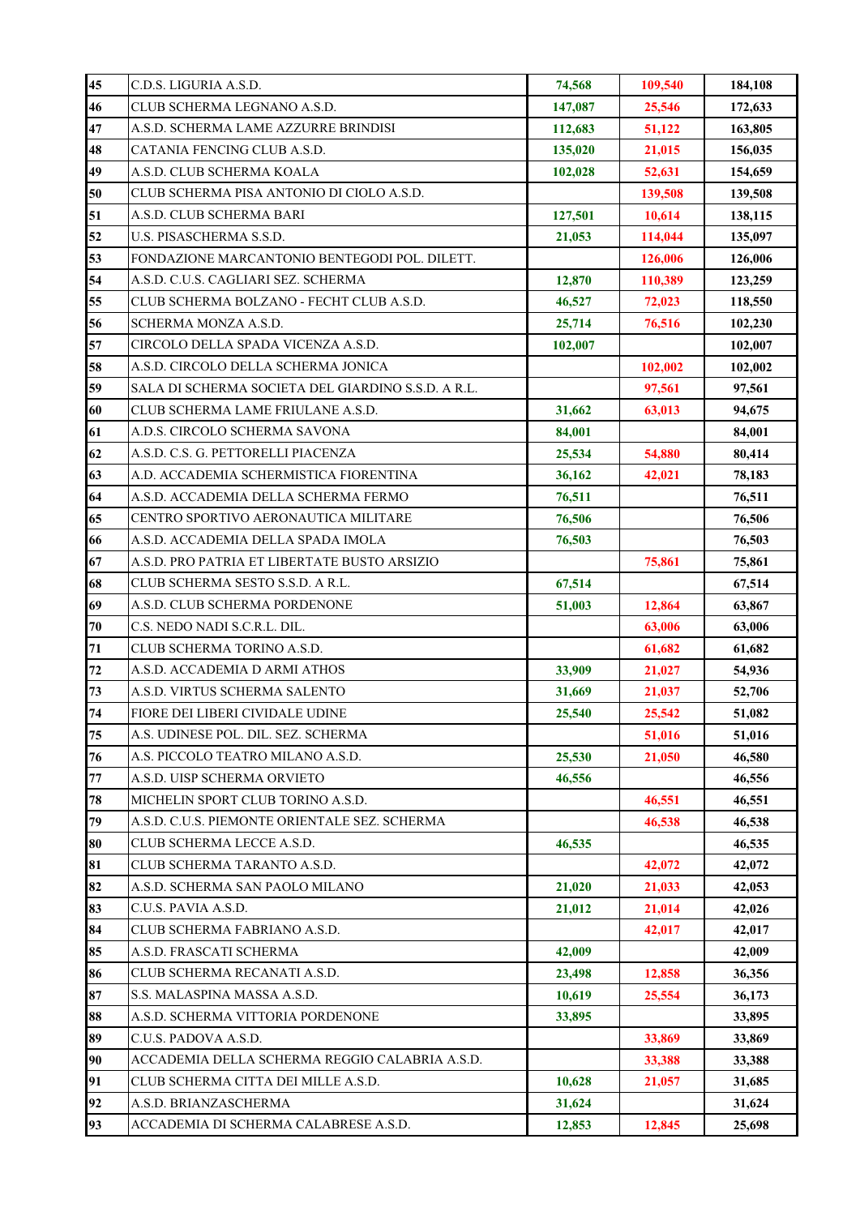| 45 | C.D.S. LIGURIA A.S.D. | 74,568 | 109,540 | 184,108 |
|---|---|---|---|---|
| 46 | CLUB SCHERMA LEGNANO A.S.D. | 147,087 | 25,546 | 172,633 |
| 47 | A.S.D. SCHERMA LAME AZZURRE BRINDISI | 112,683 | 51,122 | 163,805 |
| 48 | CATANIA FENCING CLUB A.S.D. | 135,020 | 21,015 | 156,035 |
| 49 | A.S.D. CLUB SCHERMA KOALA | 102,028 | 52,631 | 154,659 |
| 50 | CLUB SCHERMA PISA ANTONIO DI CIOLO A.S.D. | | 139,508 | 139,508 |
| 51 | A.S.D. CLUB SCHERMA BARI | 127,501 | 10,614 | 138,115 |
| 52 | U.S. PISASCHERMA S.S.D. | 21,053 | 114,044 | 135,097 |
| 53 | FONDAZIONE MARCANTONIO BENTEGODI POL. DILETT. | | 126,006 | 126,006 |
| 54 | A.S.D. C.U.S. CAGLIARI SEZ. SCHERMA | 12,870 | 110,389 | 123,259 |
| 55 | CLUB SCHERMA BOLZANO - FECHT CLUB A.S.D. | 46,527 | 72,023 | 118,550 |
| 56 | SCHERMA MONZA A.S.D. | 25,714 | 76,516 | 102,230 |
| 57 | CIRCOLO DELLA SPADA VICENZA A.S.D. | 102,007 | | 102,007 |
| 58 | A.S.D. CIRCOLO DELLA SCHERMA JONICA | | 102,002 | 102,002 |
| 59 | SALA DI SCHERMA SOCIETA DEL GIARDINO S.S.D. A R.L. | | 97,561 | 97,561 |
| 60 | CLUB SCHERMA LAME FRIULANE A.S.D. | 31,662 | 63,013 | 94,675 |
| 61 | A.D.S. CIRCOLO SCHERMA SAVONA | 84,001 | | 84,001 |
| 62 | A.S.D. C.S. G. PETTORELLI PIACENZA | 25,534 | 54,880 | 80,414 |
| 63 | A.D. ACCADEMIA SCHERMISTICA FIORENTINA | 36,162 | 42,021 | 78,183 |
| 64 | A.S.D. ACCADEMIA DELLA SCHERMA FERMO | 76,511 | | 76,511 |
| 65 | CENTRO SPORTIVO AERONAUTICA MILITARE | 76,506 | | 76,506 |
| 66 | A.S.D. ACCADEMIA DELLA SPADA IMOLA | 76,503 | | 76,503 |
| 67 | A.S.D. PRO PATRIA ET LIBERTATE BUSTO ARSIZIO | | 75,861 | 75,861 |
| 68 | CLUB SCHERMA SESTO S.S.D. A R.L. | 67,514 | | 67,514 |
| 69 | A.S.D. CLUB SCHERMA PORDENONE | 51,003 | 12,864 | 63,867 |
| 70 | C.S. NEDO NADI S.C.R.L. DIL. | | 63,006 | 63,006 |
| 71 | CLUB SCHERMA TORINO A.S.D. | | 61,682 | 61,682 |
| 72 | A.S.D. ACCADEMIA D ARMI ATHOS | 33,909 | 21,027 | 54,936 |
| 73 | A.S.D. VIRTUS SCHERMA SALENTO | 31,669 | 21,037 | 52,706 |
| 74 | FIORE DEI LIBERI CIVIDALE UDINE | 25,540 | 25,542 | 51,082 |
| 75 | A.S. UDINESE POL. DIL. SEZ. SCHERMA | | 51,016 | 51,016 |
| 76 | A.S. PICCOLO TEATRO MILANO A.S.D. | 25,530 | 21,050 | 46,580 |
| 77 | A.S.D. UISP SCHERMA ORVIETO | 46,556 | | 46,556 |
| 78 | MICHELIN SPORT CLUB TORINO A.S.D. | | 46,551 | 46,551 |
| 79 | A.S.D. C.U.S. PIEMONTE ORIENTALE SEZ. SCHERMA | | 46,538 | 46,538 |
| 80 | CLUB SCHERMA LECCE A.S.D. | 46,535 | | 46,535 |
| 81 | CLUB SCHERMA TARANTO A.S.D. | | 42,072 | 42,072 |
| 82 | A.S.D. SCHERMA SAN PAOLO MILANO | 21,020 | 21,033 | 42,053 |
| 83 | C.U.S. PAVIA A.S.D. | 21,012 | 21,014 | 42,026 |
| 84 | CLUB SCHERMA FABRIANO A.S.D. | | 42,017 | 42,017 |
| 85 | A.S.D. FRASCATI SCHERMA | 42,009 | | 42,009 |
| 86 | CLUB SCHERMA RECANATI A.S.D. | 23,498 | 12,858 | 36,356 |
| 87 | S.S. MALASPINA MASSA A.S.D. | 10,619 | 25,554 | 36,173 |
| 88 | A.S.D. SCHERMA VITTORIA PORDENONE | 33,895 | | 33,895 |
| 89 | C.U.S. PADOVA A.S.D. | | 33,869 | 33,869 |
| 90 | ACCADEMIA DELLA SCHERMA REGGIO CALABRIA A.S.D. | | 33,388 | 33,388 |
| 91 | CLUB SCHERMA CITTA DEI MILLE A.S.D. | 10,628 | 21,057 | 31,685 |
| 92 | A.S.D. BRIANZASCHERMA | 31,624 | | 31,624 |
| 93 | ACCADEMIA DI SCHERMA CALABRESE A.S.D. | 12,853 | 12,845 | 25,698 |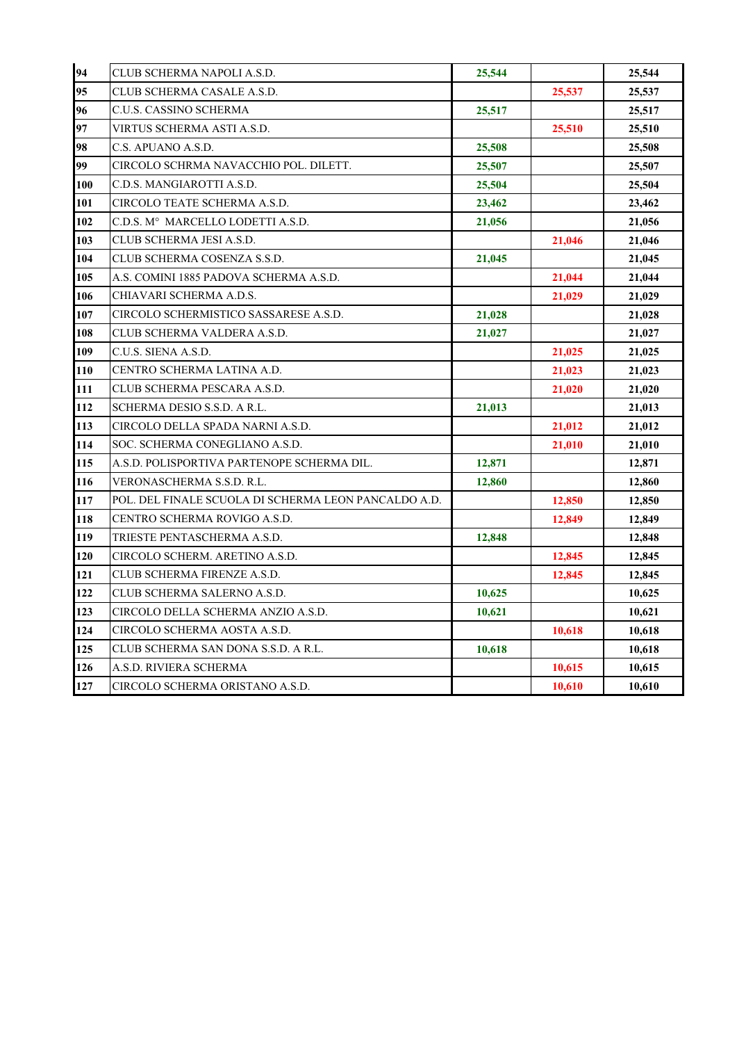| | | | | |
|---|---|---|---|---|
| 94 | CLUB SCHERMA NAPOLI A.S.D. | 25,544 | | 25,544 |
| 95 | CLUB SCHERMA CASALE A.S.D. | | 25,537 | 25,537 |
| 96 | C.U.S. CASSINO SCHERMA | 25,517 | | 25,517 |
| 97 | VIRTUS SCHERMA ASTI A.S.D. | | 25,510 | 25,510 |
| 98 | C.S. APUANO A.S.D. | 25,508 | | 25,508 |
| 99 | CIRCOLO SCHRMA NAVACCHIO POL. DILETT. | 25,507 | | 25,507 |
| 100 | C.D.S. MANGIAROTTI A.S.D. | 25,504 | | 25,504 |
| 101 | CIRCOLO TEATE SCHERMA A.S.D. | 23,462 | | 23,462 |
| 102 | C.D.S. M° MARCELLO LODETTI A.S.D. | 21,056 | | 21,056 |
| 103 | CLUB SCHERMA JESI A.S.D. | | 21,046 | 21,046 |
| 104 | CLUB SCHERMA COSENZA S.S.D. | 21,045 | | 21,045 |
| 105 | A.S. COMINI 1885 PADOVA SCHERMA A.S.D. | | 21,044 | 21,044 |
| 106 | CHIAVARI SCHERMA A.D.S. | | 21,029 | 21,029 |
| 107 | CIRCOLO SCHERMISTICO SASSARESE A.S.D. | 21,028 | | 21,028 |
| 108 | CLUB SCHERMA VALDERA A.S.D. | 21,027 | | 21,027 |
| 109 | C.U.S. SIENA A.S.D. | | 21,025 | 21,025 |
| 110 | CENTRO SCHERMA LATINA A.D. | | 21,023 | 21,023 |
| 111 | CLUB SCHERMA PESCARA A.S.D. | | 21,020 | 21,020 |
| 112 | SCHERMA DESIO S.S.D. A R.L. | 21,013 | | 21,013 |
| 113 | CIRCOLO DELLA SPADA NARNI A.S.D. | | 21,012 | 21,012 |
| 114 | SOC. SCHERMA CONEGLIANO A.S.D. | | 21,010 | 21,010 |
| 115 | A.S.D. POLISPORTIVA PARTENOPE SCHERMA DIL. | 12,871 | | 12,871 |
| 116 | VERONASCHERMA S.S.D. R.L. | 12,860 | | 12,860 |
| 117 | POL. DEL FINALE SCUOLA DI SCHERMA LEON PANCALDO A.D. | | 12,850 | 12,850 |
| 118 | CENTRO SCHERMA ROVIGO A.S.D. | | 12,849 | 12,849 |
| 119 | TRIESTE PENTASCHERMA A.S.D. | 12,848 | | 12,848 |
| 120 | CIRCOLO SCHERM. ARETINO A.S.D. | | 12,845 | 12,845 |
| 121 | CLUB SCHERMA FIRENZE A.S.D. | | 12,845 | 12,845 |
| 122 | CLUB SCHERMA SALERNO A.S.D. | 10,625 | | 10,625 |
| 123 | CIRCOLO DELLA SCHERMA ANZIO A.S.D. | 10,621 | | 10,621 |
| 124 | CIRCOLO SCHERMA AOSTA A.S.D. | | 10,618 | 10,618 |
| 125 | CLUB SCHERMA SAN DONA S.S.D. A R.L. | 10,618 | | 10,618 |
| 126 | A.S.D. RIVIERA SCHERMA | | 10,615 | 10,615 |
| 127 | CIRCOLO SCHERMA ORISTANO A.S.D. | | 10,610 | 10,610 |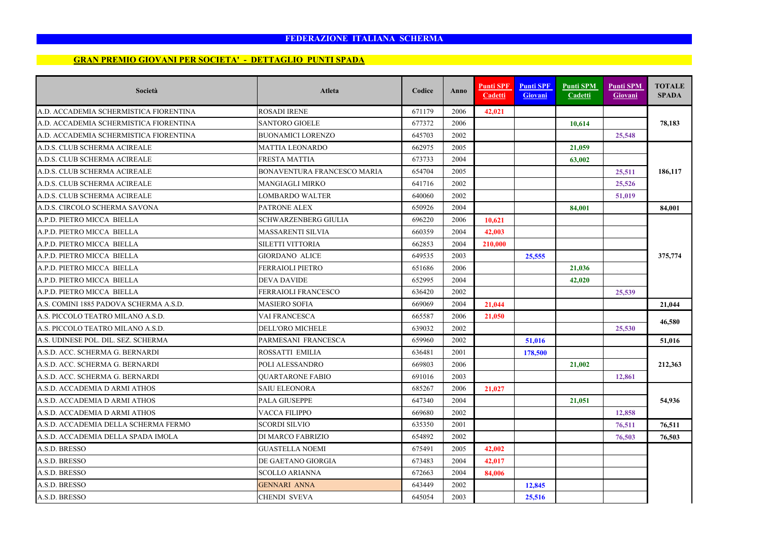# FEDERAZIONE ITALIANA SCHERMA

## GRAN PREMIO GIOVANI PER SOCIETA' - DETTAGLIO PUNTI SPADA

| Società | Atleta | Codice | Anno | Punti SPF Cadetti | Punti SPF Giovani | Punti SPM Cadetti | Punti SPM Giovani | TOTALE SPADA |
|---|---|---|---|---|---|---|---|---|
| A.D. ACCADEMIA SCHERMISTICA FIORENTINA | ROSADI IRENE | 671179 | 2006 | 42,021 | | | | 78,183 |
| A.D. ACCADEMIA SCHERMISTICA FIORENTINA | SANTORO GIOELE | 677372 | 2006 | | | 10,614 | | |
| A.D. ACCADEMIA SCHERMISTICA FIORENTINA | BUONAMICI LORENZO | 645703 | 2002 | | | | 25,548 | |
| A.D.S. CLUB SCHERMA ACIREALE | MATTIA LEONARDO | 662975 | 2005 | | | 21,059 | | 186,117 |
| A.D.S. CLUB SCHERMA ACIREALE | FRESTA MATTIA | 673733 | 2004 | | | 63,002 | | |
| A.D.S. CLUB SCHERMA ACIREALE | BONAVENTURA FRANCESCO MARIA | 654704 | 2005 | | | | 25,511 | |
| A.D.S. CLUB SCHERMA ACIREALE | MANGIAGLI MIRKO | 641716 | 2002 | | | | 25,526 | |
| A.D.S. CLUB SCHERMA ACIREALE | LOMBARDO WALTER | 640060 | 2002 | | | | 51,019 | |
| A.D.S. CIRCOLO SCHERMA SAVONA | PATRONE ALEX | 650926 | 2004 | | | 84,001 | | 84,001 |
| A.P.D. PIETRO MICCA BIELLA | SCHWARZENBERG GIULIA | 696220 | 2006 | 10,621 | | | | 375,774 |
| A.P.D. PIETRO MICCA BIELLA | MASSARENTI SILVIA | 660359 | 2004 | 42,003 | | | | |
| A.P.D. PIETRO MICCA BIELLA | SILETTI VITTORIA | 662853 | 2004 | 210,000 | | | | |
| A.P.D. PIETRO MICCA BIELLA | GIORDANO ALICE | 649535 | 2003 | | 25,555 | | | |
| A.P.D. PIETRO MICCA BIELLA | FERRAIOLI PIETRO | 651686 | 2006 | | | 21,036 | | |
| A.P.D. PIETRO MICCA BIELLA | DEVA DAVIDE | 652995 | 2004 | | | 42,020 | | |
| A.P.D. PIETRO MICCA BIELLA | FERRAIOLI FRANCESCO | 636420 | 2002 | | | | 25,539 | |
| A.S. COMINI 1885 PADOVA SCHERMA A.S.D. | MASIERO SOFIA | 669069 | 2004 | 21,044 | | | | 21,044 |
| A.S. PICCOLO TEATRO MILANO A.S.D. | VAI FRANCESCA | 665587 | 2006 | 21,050 | | | | 46,580 |
| A.S. PICCOLO TEATRO MILANO A.S.D. | DELL'ORO MICHELE | 639032 | 2002 | | | | 25,530 | |
| A.S. UDINESE POL. DIL. SEZ. SCHERMA | PARMESANI FRANCESCA | 659960 | 2002 | | 51,016 | | | 51,016 |
| A.S.D. ACC. SCHERMA G. BERNARDI | ROSSATTI EMILIA | 636481 | 2001 | | 178,500 | | | 212,363 |
| A.S.D. ACC. SCHERMA G. BERNARDI | POLI ALESSANDRO | 669803 | 2006 | | | 21,002 | | |
| A.S.D. ACC. SCHERMA G. BERNARDI | QUARTARONE FABIO | 691016 | 2003 | | | | 12,861 | |
| A.S.D. ACCADEMIA D ARMI ATHOS | SAIU ELEONORA | 685267 | 2006 | 21,027 | | | | 54,936 |
| A.S.D. ACCADEMIA D ARMI ATHOS | PALA GIUSEPPE | 647340 | 2004 | | | 21,051 | | |
| A.S.D. ACCADEMIA D ARMI ATHOS | VACCA FILIPPO | 669680 | 2002 | | | | 12,858 | |
| A.S.D. ACCADEMIA DELLA SCHERMA FERMO | SCORDI SILVIO | 635350 | 2001 | | | | 76,511 | 76,511 |
| A.S.D. ACCADEMIA DELLA SPADA IMOLA | DI MARCO FABRIZIO | 654892 | 2002 | | | | 76,503 | 76,503 |
| A.S.D. BRESSO | GUASTELLA NOEMI | 675491 | 2005 | 42,002 | | | | |
| A.S.D. BRESSO | DE GAETANO GIORGIA | 673483 | 2004 | 42,017 | | | | |
| A.S.D. BRESSO | SCOLLO ARIANNA | 672663 | 2004 | 84,006 | | | | |
| A.S.D. BRESSO | GENNARI ANNA | 643449 | 2002 | | 12,845 | | | |
| A.S.D. BRESSO | CHENDI SVEVA | 645054 | 2003 | | 25,516 | | | |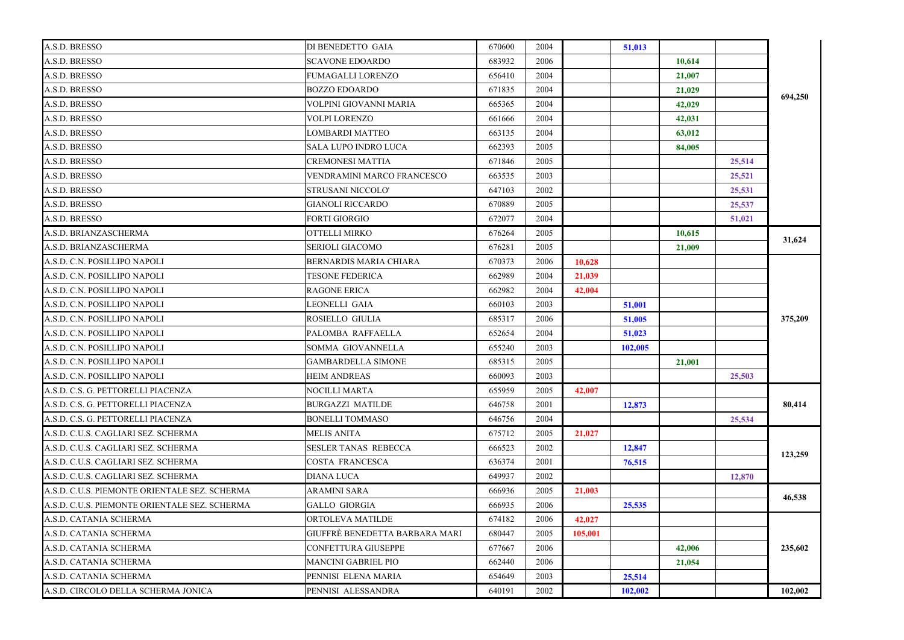| | | | | | | | | |
|---|---|---|---|---|---|---|---|---|
| A.S.D. BRESSO | DI BENEDETTO GAIA | 670600 | 2004 | | 51,013 | | | 694,250 |
| A.S.D. BRESSO | SCAVONE EDOARDO | 683932 | 2006 | | | 10,614 | | |
| A.S.D. BRESSO | FUMAGALLI LORENZO | 656410 | 2004 | | | 21,007 | | |
| A.S.D. BRESSO | BOZZO EDOARDO | 671835 | 2004 | | | 21,029 | | |
| A.S.D. BRESSO | VOLPINI GIOVANNI MARIA | 665365 | 2004 | | | 42,029 | | |
| A.S.D. BRESSO | VOLPI LORENZO | 661666 | 2004 | | | 42,031 | | |
| A.S.D. BRESSO | LOMBARDI MATTEO | 663135 | 2004 | | | 63,012 | | |
| A.S.D. BRESSO | SALA LUPO INDRO LUCA | 662393 | 2005 | | | 84,005 | | |
| A.S.D. BRESSO | CREMONESI MATTIA | 671846 | 2005 | | | | 25,514 | |
| A.S.D. BRESSO | VENDRAMINI MARCO FRANCESCO | 663535 | 2003 | | | | 25,521 | |
| A.S.D. BRESSO | STRUSANI NICCOLO' | 647103 | 2002 | | | | 25,531 | |
| A.S.D. BRESSO | GIANOLI RICCARDO | 670889 | 2005 | | | | 25,537 | |
| A.S.D. BRESSO | FORTI GIORGIO | 672077 | 2004 | | | | 51,021 | |
| A.S.D. BRIANZASCHERMA | OTTELLI MIRKO | 676264 | 2005 | | | 10,615 | | 31,624 |
| A.S.D. BRIANZASCHERMA | SERIOLI GIACOMO | 676281 | 2005 | | | 21,009 | | |
| A.S.D. C.N. POSILLIPO NAPOLI | BERNARDIS MARIA CHIARA | 670373 | 2006 | 10,628 | | | | 375,209 |
| A.S.D. C.N. POSILLIPO NAPOLI | TESONE FEDERICA | 662989 | 2004 | 21,039 | | | | |
| A.S.D. C.N. POSILLIPO NAPOLI | RAGONE ERICA | 662982 | 2004 | 42,004 | | | | |
| A.S.D. C.N. POSILLIPO NAPOLI | LEONELLI GAIA | 660103 | 2003 | | 51,001 | | | |
| A.S.D. C.N. POSILLIPO NAPOLI | ROSIELLO GIULIA | 685317 | 2006 | | 51,005 | | | |
| A.S.D. C.N. POSILLIPO NAPOLI | PALOMBA RAFFAELLA | 652654 | 2004 | | 51,023 | | | |
| A.S.D. C.N. POSILLIPO NAPOLI | SOMMA GIOVANNELLA | 655240 | 2003 | | 102,005 | | | |
| A.S.D. C.N. POSILLIPO NAPOLI | GAMBARDELLA SIMONE | 685315 | 2005 | | | 21,001 | | |
| A.S.D. C.N. POSILLIPO NAPOLI | HEIM ANDREAS | 660093 | 2003 | | | | 25,503 | |
| A.S.D. C.S. G. PETTORELLI PIACENZA | NOCILLI MARTA | 655959 | 2005 | 42,007 | | | | 80,414 |
| A.S.D. C.S. G. PETTORELLI PIACENZA | BURGAZZI MATILDE | 646758 | 2001 | | 12,873 | | | |
| A.S.D. C.S. G. PETTORELLI PIACENZA | BONELLI TOMMASO | 646756 | 2004 | | | | 25,534 | |
| A.S.D. C.U.S. CAGLIARI SEZ. SCHERMA | MELIS ANITA | 675712 | 2005 | 21,027 | | | | 123,259 |
| A.S.D. C.U.S. CAGLIARI SEZ. SCHERMA | SESLER TANAS REBECCA | 666523 | 2002 | | 12,847 | | | |
| A.S.D. C.U.S. CAGLIARI SEZ. SCHERMA | COSTA FRANCESCA | 636374 | 2001 | | 76,515 | | | |
| A.S.D. C.U.S. CAGLIARI SEZ. SCHERMA | DIANA LUCA | 649937 | 2002 | | | | 12,870 | |
| A.S.D. C.U.S. PIEMONTE ORIENTALE SEZ. SCHERMA | ARAMINI SARA | 666936 | 2005 | 21,003 | | | | 46,538 |
| A.S.D. C.U.S. PIEMONTE ORIENTALE SEZ. SCHERMA | GALLO GIORGIA | 666935 | 2006 | | 25,535 | | | |
| A.S.D. CATANIA SCHERMA | ORTOLEVA MATILDE | 674182 | 2006 | 42,027 | | | | 235,602 |
| A.S.D. CATANIA SCHERMA | GIUFFRÈ BENEDETTA BARBARA MARI | 680447 | 2005 | 105,001 | | | | |
| A.S.D. CATANIA SCHERMA | CONFETTURA GIUSEPPE | 677667 | 2006 | | | 42,006 | | |
| A.S.D. CATANIA SCHERMA | MANCINI GABRIEL PIO | 662440 | 2006 | | | 21,054 | | |
| A.S.D. CATANIA SCHERMA | PENNISI ELENA MARIA | 654649 | 2003 | | 25,514 | | | |
| A.S.D. CIRCOLO DELLA SCHERMA JONICA | PENNISI ALESSANDRA | 640191 | 2002 | | 102,002 | | | 102,002 |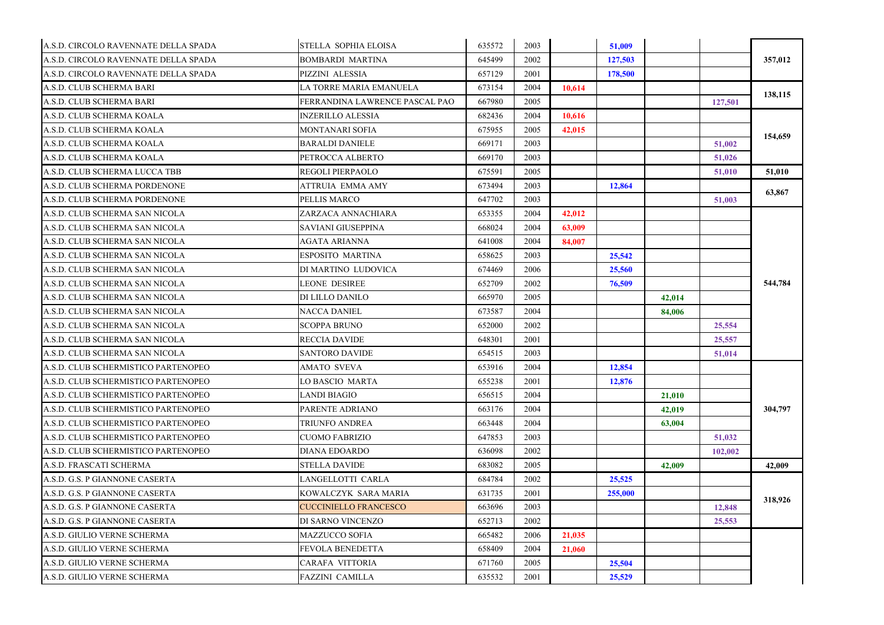| | | | | | | | | |
|---|---|---|---|---|---|---|---|---|
| A.S.D. CIRCOLO RAVENNATE DELLA SPADA | STELLA SOPHIA ELOISA | 635572 | 2003 | | 51,009 | | | 357,012 |
| A.S.D. CIRCOLO RAVENNATE DELLA SPADA | BOMBARDI MARTINA | 645499 | 2002 | | 127,503 | | | |
| A.S.D. CIRCOLO RAVENNATE DELLA SPADA | PIZZINI ALESSIA | 657129 | 2001 | | 178,500 | | | |
| A.S.D. CLUB SCHERMA BARI | LA TORRE MARIA EMANUELA | 673154 | 2004 | 10,614 | | | | 138,115 |
| A.S.D. CLUB SCHERMA BARI | FERRANDINA LAWRENCE PASCAL PAO | 667980 | 2005 | | | | 127,501 | |
| A.S.D. CLUB SCHERMA KOALA | INZERILLO ALESSIA | 682436 | 2004 | 10,616 | | | | 154,659 |
| A.S.D. CLUB SCHERMA KOALA | MONTANARI SOFIA | 675955 | 2005 | 42,015 | | | | |
| A.S.D. CLUB SCHERMA KOALA | BARALDI DANIELE | 669171 | 2003 | | | | 51,002 | |
| A.S.D. CLUB SCHERMA KOALA | PETROCCA ALBERTO | 669170 | 2003 | | | | 51,026 | |
| A.S.D. CLUB SCHERMA LUCCA TBB | REGOLI PIERPAOLO | 675591 | 2005 | | | | 51,010 | 51,010 |
| A.S.D. CLUB SCHERMA PORDENONE | ATTRUIA EMMA AMY | 673494 | 2003 | | 12,864 | | | 63,867 |
| A.S.D. CLUB SCHERMA PORDENONE | PELLIS MARCO | 647702 | 2003 | | | | 51,003 | |
| A.S.D. CLUB SCHERMA SAN NICOLA | ZARZACA ANNACHIARA | 653355 | 2004 | 42,012 | | | | 544,784 |
| A.S.D. CLUB SCHERMA SAN NICOLA | SAVIANI GIUSEPPINA | 668024 | 2004 | 63,009 | | | | |
| A.S.D. CLUB SCHERMA SAN NICOLA | AGATA ARIANNA | 641008 | 2004 | 84,007 | | | | |
| A.S.D. CLUB SCHERMA SAN NICOLA | ESPOSITO MARTINA | 658625 | 2003 | | 25,542 | | | |
| A.S.D. CLUB SCHERMA SAN NICOLA | DI MARTINO LUDOVICA | 674469 | 2006 | | 25,560 | | | |
| A.S.D. CLUB SCHERMA SAN NICOLA | LEONE DESIREE | 652709 | 2002 | | 76,509 | | | |
| A.S.D. CLUB SCHERMA SAN NICOLA | DI LILLO DANILO | 665970 | 2005 | | | 42,014 | | |
| A.S.D. CLUB SCHERMA SAN NICOLA | NACCA DANIEL | 673587 | 2004 | | | 84,006 | | |
| A.S.D. CLUB SCHERMA SAN NICOLA | SCOPPA BRUNO | 652000 | 2002 | | | | 25,554 | |
| A.S.D. CLUB SCHERMA SAN NICOLA | RECCIA DAVIDE | 648301 | 2001 | | | | 25,557 | |
| A.S.D. CLUB SCHERMA SAN NICOLA | SANTORO DAVIDE | 654515 | 2003 | | | | 51,014 | |
| A.S.D. CLUB SCHERMISTICO PARTENOPEO | AMATO SVEVA | 653916 | 2004 | | 12,854 | | | 304,797 |
| A.S.D. CLUB SCHERMISTICO PARTENOPEO | LO BASCIO MARTA | 655238 | 2001 | | 12,876 | | | |
| A.S.D. CLUB SCHERMISTICO PARTENOPEO | LANDI BIAGIO | 656515 | 2004 | | | 21,010 | | |
| A.S.D. CLUB SCHERMISTICO PARTENOPEO | PARENTE ADRIANO | 663176 | 2004 | | | 42,019 | | |
| A.S.D. CLUB SCHERMISTICO PARTENOPEO | TRIUNFO ANDREA | 663448 | 2004 | | | 63,004 | | |
| A.S.D. CLUB SCHERMISTICO PARTENOPEO | CUOMO FABRIZIO | 647853 | 2003 | | | | 51,032 | |
| A.S.D. CLUB SCHERMISTICO PARTENOPEO | DIANA EDOARDO | 636098 | 2002 | | | | 102,002 | |
| A.S.D. FRASCATI SCHERMA | STELLA DAVIDE | 683082 | 2005 | | | 42,009 | | 42,009 |
| A.S.D. G.S. P GIANNONE CASERTA | LANGELLOTTI CARLA | 684784 | 2002 | | 25,525 | | | 318,926 |
| A.S.D. G.S. P GIANNONE CASERTA | KOWALCZYK SARA MARIA | 631735 | 2001 | | 255,000 | | | |
| A.S.D. G.S. P GIANNONE CASERTA | CUCCINIELLO FRANCESCO | 663696 | 2003 | | | | 12,848 | |
| A.S.D. G.S. P GIANNONE CASERTA | DI SARNO VINCENZO | 652713 | 2002 | | | | 25,553 | |
| A.S.D. GIULIO VERNE SCHERMA | MAZZUCCO SOFIA | 665482 | 2006 | 21,035 | | | | |
| A.S.D. GIULIO VERNE SCHERMA | FEVOLA BENEDETTA | 658409 | 2004 | 21,060 | | | | |
| A.S.D. GIULIO VERNE SCHERMA | CARAFA VITTORIA | 671760 | 2005 | | 25,504 | | | |
| A.S.D. GIULIO VERNE SCHERMA | FAZZINI CAMILLA | 635532 | 2001 | | 25,529 | | | |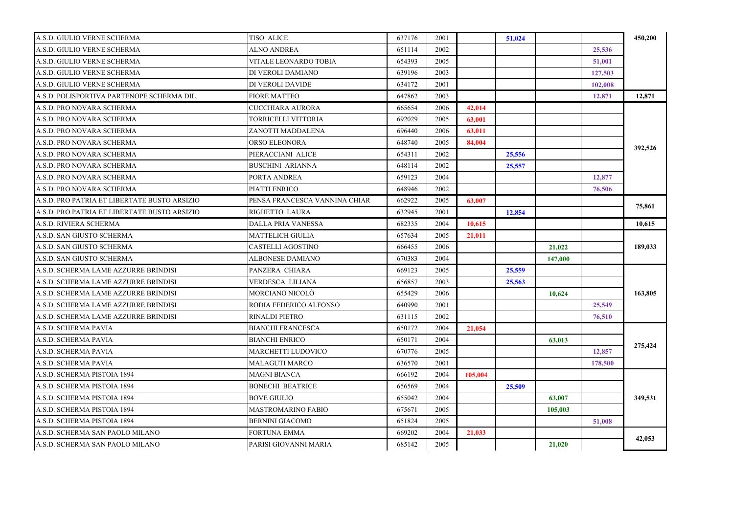| | | | | | | | | |
|---|---|---|---|---|---|---|---|---|
| A.S.D. GIULIO VERNE SCHERMA | TISO ALICE | 637176 | 2001 | | 51,024 | | | 450,200 |
| A.S.D. GIULIO VERNE SCHERMA | ALNO ANDREA | 651114 | 2002 | | | | 25,536 | |
| A.S.D. GIULIO VERNE SCHERMA | VITALE LEONARDO TOBIA | 654393 | 2005 | | | | 51,001 | |
| A.S.D. GIULIO VERNE SCHERMA | DI VEROLI DAMIANO | 639196 | 2003 | | | | 127,503 | |
| A.S.D. GIULIO VERNE SCHERMA | DI VEROLI DAVIDE | 634172 | 2001 | | | | 102,008 | |
| A.S.D. POLISPORTIVA PARTENOPE SCHERMA DIL. | FIORE MATTEO | 647862 | 2003 | | | | 12,871 | 12,871 |
| A.S.D. PRO NOVARA SCHERMA | CUCCHIARA AURORA | 665654 | 2006 | 42,014 | | | | 392,526 |
| A.S.D. PRO NOVARA SCHERMA | TORRICELLI VITTORIA | 692029 | 2005 | 63,001 | | | | |
| A.S.D. PRO NOVARA SCHERMA | ZANOTTI MADDALENA | 696440 | 2006 | 63,011 | | | | |
| A.S.D. PRO NOVARA SCHERMA | ORSO ELEONORA | 648740 | 2005 | 84,004 | | | | |
| A.S.D. PRO NOVARA SCHERMA | PIERACCIANI ALICE | 654311 | 2002 | | 25,556 | | | |
| A.S.D. PRO NOVARA SCHERMA | BUSCHINI ARIANNA | 648114 | 2002 | | 25,557 | | | |
| A.S.D. PRO NOVARA SCHERMA | PORTA ANDREA | 659123 | 2004 | | | | 12,877 | |
| A.S.D. PRO NOVARA SCHERMA | PIATTI ENRICO | 648946 | 2002 | | | | 76,506 | |
| A.S.D. PRO PATRIA ET LIBERTATE BUSTO ARSIZIO | PENSA FRANCESCA VANNINA CHIAR | 662922 | 2005 | 63,007 | | | | 75,861 |
| A.S.D. PRO PATRIA ET LIBERTATE BUSTO ARSIZIO | RIGHETTO LAURA | 632945 | 2001 | | 12,854 | | | |
| A.S.D. RIVIERA SCHERMA | DALLA PRIA VANESSA | 682335 | 2004 | 10,615 | | | | 10,615 |
| A.S.D. SAN GIUSTO SCHERMA | MATTELICH GIULIA | 657634 | 2005 | 21,011 | | | | 189,033 |
| A.S.D. SAN GIUSTO SCHERMA | CASTELLI AGOSTINO | 666455 | 2006 | | | 21,022 | | |
| A.S.D. SAN GIUSTO SCHERMA | ALBONESE DAMIANO | 670383 | 2004 | | | 147,000 | | |
| A.S.D. SCHERMA LAME AZZURRE BRINDISI | PANZERA CHIARA | 669123 | 2005 | | 25,559 | | | 163,805 |
| A.S.D. SCHERMA LAME AZZURRE BRINDISI | VERDESCA LILIANA | 656857 | 2003 | | 25,563 | | | |
| A.S.D. SCHERMA LAME AZZURRE BRINDISI | MORCIANO NICOLÒ | 655429 | 2006 | | | 10,624 | | |
| A.S.D. SCHERMA LAME AZZURRE BRINDISI | RODIA FEDERICO ALFONSO | 640990 | 2001 | | | | 25,549 | |
| A.S.D. SCHERMA LAME AZZURRE BRINDISI | RINALDI PIETRO | 631115 | 2002 | | | | 76,510 | |
| A.S.D. SCHERMA PAVIA | BIANCHI FRANCESCA | 650172 | 2004 | 21,054 | | | | 275,424 |
| A.S.D. SCHERMA PAVIA | BIANCHI ENRICO | 650171 | 2004 | | | 63,013 | | |
| A.S.D. SCHERMA PAVIA | MARCHETTI LUDOVICO | 670776 | 2005 | | | | 12,857 | |
| A.S.D. SCHERMA PAVIA | MALAGUTI MARCO | 636570 | 2001 | | | | 178,500 | |
| A.S.D. SCHERMA PISTOIA 1894 | MAGNI BIANCA | 666192 | 2004 | 105,004 | | | | 349,531 |
| A.S.D. SCHERMA PISTOIA 1894 | BONECHI BEATRICE | 656569 | 2004 | | 25,509 | | | |
| A.S.D. SCHERMA PISTOIA 1894 | BOVE GIULIO | 655042 | 2004 | | | 63,007 | | |
| A.S.D. SCHERMA PISTOIA 1894 | MASTROMARINO FABIO | 675671 | 2005 | | | 105,003 | | |
| A.S.D. SCHERMA PISTOIA 1894 | BERNINI GIACOMO | 651824 | 2005 | | | | 51,008 | |
| A.S.D. SCHERMA SAN PAOLO MILANO | FORTUNA EMMA | 669202 | 2004 | 21,033 | | | | 42,053 |
| A.S.D. SCHERMA SAN PAOLO MILANO | PARISI GIOVANNI MARIA | 685142 | 2005 | | | 21,020 | | |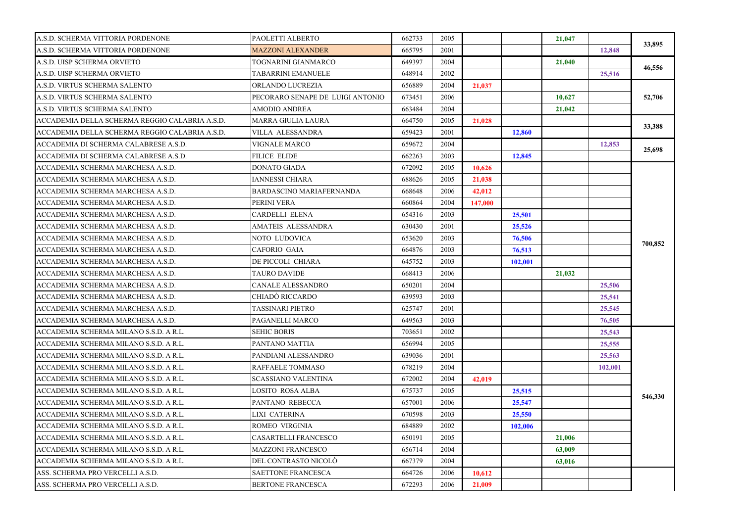| | | | | | | | | |
|---|---|---|---|---|---|---|---|---|
| A.S.D. SCHERMA VITTORIA PORDENONE | PAOLETTI ALBERTO | 662733 | 2005 | | | 21,047 | | 33,895 |
| A.S.D. SCHERMA VITTORIA PORDENONE | MAZZONI ALEXANDER | 665795 | 2001 | | | | 12,848 | |
| A.S.D. UISP SCHERMA ORVIETO | TOGNARINI GIANMARCO | 649397 | 2004 | | | 21,040 | | 46,556 |
| A.S.D. UISP SCHERMA ORVIETO | TABARRINI EMANUELE | 648914 | 2002 | | | | 25,516 | |
| A.S.D. VIRTUS SCHERMA SALENTO | ORLANDO LUCREZIA | 656889 | 2004 | 21,037 | | | | 52,706 |
| A.S.D. VIRTUS SCHERMA SALENTO | PECORARO SENAPE DE LUIGI ANTONIO | 673451 | 2006 | | | 10,627 | | |
| A.S.D. VIRTUS SCHERMA SALENTO | AMODIO ANDREA | 663484 | 2004 | | | 21,042 | | |
| ACCADEMIA DELLA SCHERMA REGGIO CALABRIA A.S.D. | MARRA GIULIA LAURA | 664750 | 2005 | 21,028 | | | | 33,388 |
| ACCADEMIA DELLA SCHERMA REGGIO CALABRIA A.S.D. | VILLA ALESSANDRA | 659423 | 2001 | | 12,860 | | | |
| ACCADEMIA DI SCHERMA CALABRESE A.S.D. | VIGNALE MARCO | 659672 | 2004 | | | | 12,853 | 25,698 |
| ACCADEMIA DI SCHERMA CALABRESE A.S.D. | FILICE ELIDE | 662263 | 2003 | | 12,845 | | | |
| ACCADEMIA SCHERMA MARCHESA A.S.D. | DONATO GIADA | 672092 | 2005 | 10,626 | | | | 700,852 |
| ACCADEMIA SCHERMA MARCHESA A.S.D. | IANNESSI CHIARA | 688626 | 2005 | 21,038 | | | | |
| ACCADEMIA SCHERMA MARCHESA A.S.D. | BARDASCINO MARIAFERNANDA | 668648 | 2006 | 42,012 | | | | |
| ACCADEMIA SCHERMA MARCHESA A.S.D. | PERINI VERA | 660864 | 2004 | 147,000 | | | | |
| ACCADEMIA SCHERMA MARCHESA A.S.D. | CARDELLI ELENA | 654316 | 2003 | | 25,501 | | | |
| ACCADEMIA SCHERMA MARCHESA A.S.D. | AMATEIS ALESSANDRA | 630430 | 2001 | | 25,526 | | | |
| ACCADEMIA SCHERMA MARCHESA A.S.D. | NOTO LUDOVICA | 653620 | 2003 | | 76,506 | | | |
| ACCADEMIA SCHERMA MARCHESA A.S.D. | CAFORIO GAIA | 664876 | 2003 | | 76,513 | | | |
| ACCADEMIA SCHERMA MARCHESA A.S.D. | DE PICCOLI CHIARA | 645752 | 2003 | | 102,001 | | | |
| ACCADEMIA SCHERMA MARCHESA A.S.D. | TAURO DAVIDE | 668413 | 2006 | | | 21,032 | | |
| ACCADEMIA SCHERMA MARCHESA A.S.D. | CANALE ALESSANDRO | 650201 | 2004 | | | | 25,506 | |
| ACCADEMIA SCHERMA MARCHESA A.S.D. | CHIADÒ RICCARDO | 639593 | 2003 | | | | 25,541 | |
| ACCADEMIA SCHERMA MARCHESA A.S.D. | TASSINARI PIETRO | 625747 | 2001 | | | | 25,545 | |
| ACCADEMIA SCHERMA MARCHESA A.S.D. | PAGANELLI MARCO | 649563 | 2003 | | | | 76,505 | |
| ACCADEMIA SCHERMA MILANO S.S.D. A R.L. | SEHIC BORIS | 703651 | 2002 | | | | 25,543 | 546,330 |
| ACCADEMIA SCHERMA MILANO S.S.D. A R.L. | PANTANO MATTIA | 656994 | 2005 | | | | 25,555 | |
| ACCADEMIA SCHERMA MILANO S.S.D. A R.L. | PANDIANI ALESSANDRO | 639036 | 2001 | | | | 25,563 | |
| ACCADEMIA SCHERMA MILANO S.S.D. A R.L. | RAFFAELE TOMMASO | 678219 | 2004 | | | | 102,001 | |
| ACCADEMIA SCHERMA MILANO S.S.D. A R.L. | SCASSIANO VALENTINA | 672002 | 2004 | 42,019 | | | | |
| ACCADEMIA SCHERMA MILANO S.S.D. A R.L. | LOSITO ROSA ALBA | 675737 | 2005 | | 25,515 | | | |
| ACCADEMIA SCHERMA MILANO S.S.D. A R.L. | PANTANO REBECCA | 657001 | 2006 | | 25,547 | | | |
| ACCADEMIA SCHERMA MILANO S.S.D. A R.L. | LIXI CATERINA | 670598 | 2003 | | 25,550 | | | |
| ACCADEMIA SCHERMA MILANO S.S.D. A R.L. | ROMEO VIRGINIA | 684889 | 2002 | | 102,006 | | | |
| ACCADEMIA SCHERMA MILANO S.S.D. A R.L. | CASARTELLI FRANCESCO | 650191 | 2005 | | | 21,006 | | |
| ACCADEMIA SCHERMA MILANO S.S.D. A R.L. | MAZZONI FRANCESCO | 656714 | 2004 | | | 63,009 | | |
| ACCADEMIA SCHERMA MILANO S.S.D. A R.L. | DEL CONTRASTO NICOLÒ | 667379 | 2004 | | | 63,016 | | |
| ASS. SCHERMA PRO VERCELLI A.S.D. | SAETTONE FRANCESCA | 664726 | 2006 | 10,612 | | | | |
| ASS. SCHERMA PRO VERCELLI A.S.D. | BERTONE FRANCESCA | 672293 | 2006 | 21,009 | | | | |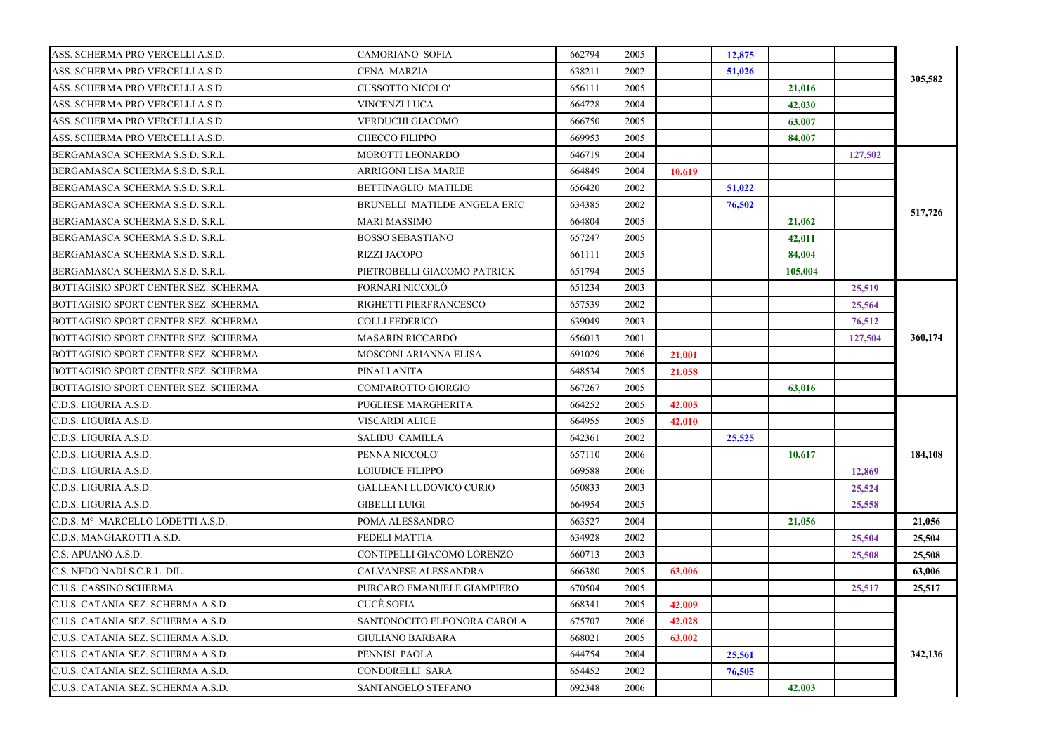| | | | | | | | | |
|---|---|---|---|---|---|---|---|---|
| ASS. SCHERMA PRO VERCELLI A.S.D. | CAMORIANO SOFIA | 662794 | 2005 | | 12,875 | | | 305,582 |
| ASS. SCHERMA PRO VERCELLI A.S.D. | CENA MARZIA | 638211 | 2002 | | 51,026 | | | |
| ASS. SCHERMA PRO VERCELLI A.S.D. | CUSSOTTO NICOLO' | 656111 | 2005 | | | 21,016 | | |
| ASS. SCHERMA PRO VERCELLI A.S.D. | VINCENZI LUCA | 664728 | 2004 | | | 42,030 | | |
| ASS. SCHERMA PRO VERCELLI A.S.D. | VERDUCHI GIACOMO | 666750 | 2005 | | | 63,007 | | |
| ASS. SCHERMA PRO VERCELLI A.S.D. | CHECCO FILIPPO | 669953 | 2005 | | | 84,007 | | |
| BERGAMASCA SCHERMA S.S.D. S.R.L. | MOROTTI LEONARDO | 646719 | 2004 | | | | 127,502 | 517,726 |
| BERGAMASCA SCHERMA S.S.D. S.R.L. | ARRIGONI LISA MARIE | 664849 | 2004 | 10,619 | | | | |
| BERGAMASCA SCHERMA S.S.D. S.R.L. | BETTINAGLIO MATILDE | 656420 | 2002 | | 51,022 | | | |
| BERGAMASCA SCHERMA S.S.D. S.R.L. | BRUNELLI MATILDE ANGELA ERIC | 634385 | 2002 | | 76,502 | | | |
| BERGAMASCA SCHERMA S.S.D. S.R.L. | MARI MASSIMO | 664804 | 2005 | | | 21,062 | | |
| BERGAMASCA SCHERMA S.S.D. S.R.L. | BOSSO SEBASTIANO | 657247 | 2005 | | | 42,011 | | |
| BERGAMASCA SCHERMA S.S.D. S.R.L. | RIZZI JACOPO | 661111 | 2005 | | | 84,004 | | |
| BERGAMASCA SCHERMA S.S.D. S.R.L. | PIETROBELLI GIACOMO PATRICK | 651794 | 2005 | | | 105,004 | | |
| BOTTAGISIO SPORT CENTER SEZ. SCHERMA | FORNARI NICCOLÒ | 651234 | 2003 | | | | 25,519 | 360,174 |
| BOTTAGISIO SPORT CENTER SEZ. SCHERMA | RIGHETTI PIERFRANCESCO | 657539 | 2002 | | | | 25,564 | |
| BOTTAGISIO SPORT CENTER SEZ. SCHERMA | COLLI FEDERICO | 639049 | 2003 | | | | 76,512 | |
| BOTTAGISIO SPORT CENTER SEZ. SCHERMA | MASARIN RICCARDO | 656013 | 2001 | | | | 127,504 | |
| BOTTAGISIO SPORT CENTER SEZ. SCHERMA | MOSCONI ARIANNA ELISA | 691029 | 2006 | 21,001 | | | | |
| BOTTAGISIO SPORT CENTER SEZ. SCHERMA | PINALI ANITA | 648534 | 2005 | 21,058 | | | | |
| BOTTAGISIO SPORT CENTER SEZ. SCHERMA | COMPAROTTO GIORGIO | 667267 | 2005 | | | 63,016 | | |
| C.D.S. LIGURIA A.S.D. | PUGLIESE MARGHERITA | 664252 | 2005 | 42,005 | | | | 184,108 |
| C.D.S. LIGURIA A.S.D. | VISCARDI ALICE | 664955 | 2005 | 42,010 | | | | |
| C.D.S. LIGURIA A.S.D. | SALIDU CAMILLA | 642361 | 2002 | | 25,525 | | | |
| C.D.S. LIGURIA A.S.D. | PENNA NICCOLO' | 657110 | 2006 | | | 10,617 | | |
| C.D.S. LIGURIA A.S.D. | LOIUDICE FILIPPO | 669588 | 2006 | | | | 12,869 | |
| C.D.S. LIGURIA A.S.D. | GALLEANI LUDOVICO CURIO | 650833 | 2003 | | | | 25,524 | |
| C.D.S. LIGURIA A.S.D. | GIBELLI LUIGI | 664954 | 2005 | | | | 25,558 | |
| C.D.S. M° MARCELLO LODETTI A.S.D. | POMA ALESSANDRO | 663527 | 2004 | | | 21,056 | | 21,056 |
| C.D.S. MANGIAROTTI A.S.D. | FEDELI MATTIA | 634928 | 2002 | | | | 25,504 | 25,504 |
| C.S. APUANO A.S.D. | CONTIPELLI GIACOMO LORENZO | 660713 | 2003 | | | | 25,508 | 25,508 |
| C.S. NEDO NADI S.C.R.L. DIL. | CALVANESE ALESSANDRA | 666380 | 2005 | 63,006 | | | | 63,006 |
| C.U.S. CASSINO SCHERMA | PURCARO EMANUELE GIAMPIERO | 670504 | 2005 | | | | 25,517 | 25,517 |
| C.U.S. CATANIA SEZ. SCHERMA A.S.D. | CUCÈ SOFIA | 668341 | 2005 | 42,009 | | | | 342,136 |
| C.U.S. CATANIA SEZ. SCHERMA A.S.D. | SANTONOCITO ELEONORA CAROLA | 675707 | 2006 | 42,028 | | | | |
| C.U.S. CATANIA SEZ. SCHERMA A.S.D. | GIULIANO BARBARA | 668021 | 2005 | 63,002 | | | | |
| C.U.S. CATANIA SEZ. SCHERMA A.S.D. | PENNISI PAOLA | 644754 | 2004 | | 25,561 | | | |
| C.U.S. CATANIA SEZ. SCHERMA A.S.D. | CONDORELLI SARA | 654452 | 2002 | | 76,505 | | | |
| C.U.S. CATANIA SEZ. SCHERMA A.S.D. | SANTANGELO STEFANO | 692348 | 2006 | | | 42,003 | | |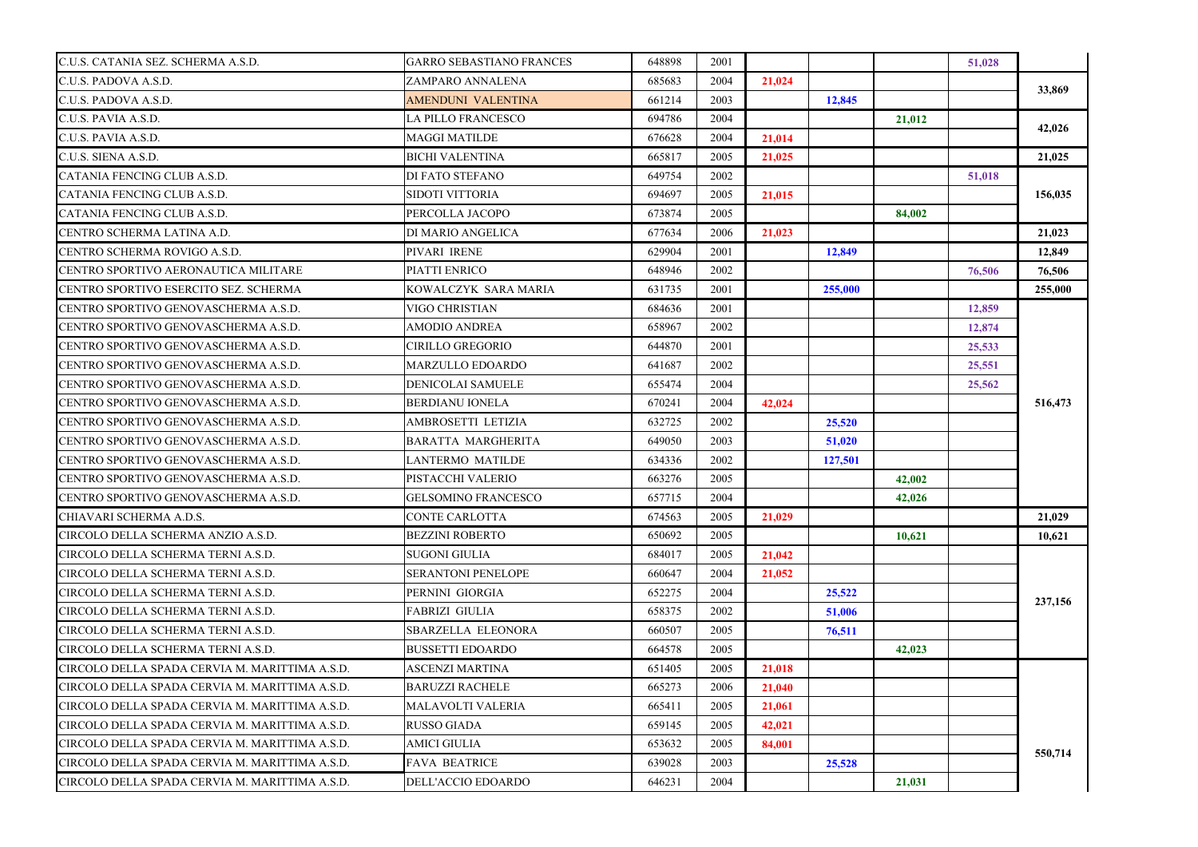| | | | | | | | | |
|---|---|---|---|---|---|---|---|---|
| C.U.S. CATANIA SEZ. SCHERMA A.S.D. | GARRO SEBASTIANO FRANCES | 648898 | 2001 | | | | 51,028 | |
| C.U.S. PADOVA A.S.D. | ZAMPARO ANNALENA | 685683 | 2004 | 21,024 | | | | 33,869 |
| C.U.S. PADOVA A.S.D. | AMENDUNI VALENTINA | 661214 | 2003 | | 12,845 | | | |
| C.U.S. PAVIA A.S.D. | LA PILLO FRANCESCO | 694786 | 2004 | | | 21,012 | | 42,026 |
| C.U.S. PAVIA A.S.D. | MAGGI MATILDE | 676628 | 2004 | 21,014 | | | | |
| C.U.S. SIENA A.S.D. | BICHI VALENTINA | 665817 | 2005 | 21,025 | | | | 21,025 |
| CATANIA FENCING CLUB A.S.D. | DI FATO STEFANO | 649754 | 2002 | | | | 51,018 | 156,035 |
| CATANIA FENCING CLUB A.S.D. | SIDOTI VITTORIA | 694697 | 2005 | 21,015 | | | | |
| CATANIA FENCING CLUB A.S.D. | PERCOLLA JACOPO | 673874 | 2005 | | | 84,002 | | |
| CENTRO SCHERMA LATINA A.D. | DI MARIO ANGELICA | 677634 | 2006 | 21,023 | | | | 21,023 |
| CENTRO SCHERMA ROVIGO A.S.D. | PIVARI IRENE | 629904 | 2001 | | 12,849 | | | 12,849 |
| CENTRO SPORTIVO AERONAUTICA MILITARE | PIATTI ENRICO | 648946 | 2002 | | | | 76,506 | 76,506 |
| CENTRO SPORTIVO ESERCITO SEZ. SCHERMA | KOWALCZYK SARA MARIA | 631735 | 2001 | | 255,000 | | | 255,000 |
| CENTRO SPORTIVO GENOVASCHERMA A.S.D. | VIGO CHRISTIAN | 684636 | 2001 | | | | 12,859 | 516,473 |
| CENTRO SPORTIVO GENOVASCHERMA A.S.D. | AMODIO ANDREA | 658967 | 2002 | | | | 12,874 | |
| CENTRO SPORTIVO GENOVASCHERMA A.S.D. | CIRILLO GREGORIO | 644870 | 2001 | | | | 25,533 | |
| CENTRO SPORTIVO GENOVASCHERMA A.S.D. | MARZULLO EDOARDO | 641687 | 2002 | | | | 25,551 | |
| CENTRO SPORTIVO GENOVASCHERMA A.S.D. | DENICOLAI SAMUELE | 655474 | 2004 | | | | 25,562 | |
| CENTRO SPORTIVO GENOVASCHERMA A.S.D. | BERDIANU IONELA | 670241 | 2004 | 42,024 | | | | |
| CENTRO SPORTIVO GENOVASCHERMA A.S.D. | AMBROSETTI LETIZIA | 632725 | 2002 | | 25,520 | | | |
| CENTRO SPORTIVO GENOVASCHERMA A.S.D. | BARATTA MARGHERITA | 649050 | 2003 | | 51,020 | | | |
| CENTRO SPORTIVO GENOVASCHERMA A.S.D. | LANTERMO MATILDE | 634336 | 2002 | | 127,501 | | | |
| CENTRO SPORTIVO GENOVASCHERMA A.S.D. | PISTACCHI VALERIO | 663276 | 2005 | | | 42,002 | | |
| CENTRO SPORTIVO GENOVASCHERMA A.S.D. | GELSOMINO FRANCESCO | 657715 | 2004 | | | 42,026 | | |
| CHIAVARI SCHERMA A.D.S. | CONTE CARLOTTA | 674563 | 2005 | 21,029 | | | | 21,029 |
| CIRCOLO DELLA SCHERMA ANZIO A.S.D. | BEZZINI ROBERTO | 650692 | 2005 | | | 10,621 | | 10,621 |
| CIRCOLO DELLA SCHERMA TERNI A.S.D. | SUGONI GIULIA | 684017 | 2005 | 21,042 | | | | 237,156 |
| CIRCOLO DELLA SCHERMA TERNI A.S.D. | SERANTONI PENELOPE | 660647 | 2004 | 21,052 | | | | |
| CIRCOLO DELLA SCHERMA TERNI A.S.D. | PERNINI GIORGIA | 652275 | 2004 | | 25,522 | | | |
| CIRCOLO DELLA SCHERMA TERNI A.S.D. | FABRIZI GIULIA | 658375 | 2002 | | 51,006 | | | |
| CIRCOLO DELLA SCHERMA TERNI A.S.D. | SBARZELLA ELEONORA | 660507 | 2005 | | 76,511 | | | |
| CIRCOLO DELLA SCHERMA TERNI A.S.D. | BUSSETTI EDOARDO | 664578 | 2005 | | | 42,023 | | |
| CIRCOLO DELLA SPADA CERVIA M. MARITTIMA A.S.D. | ASCENZI MARTINA | 651405 | 2005 | 21,018 | | | | 550,714 |
| CIRCOLO DELLA SPADA CERVIA M. MARITTIMA A.S.D. | BARUZZI RACHELE | 665273 | 2006 | 21,040 | | | | |
| CIRCOLO DELLA SPADA CERVIA M. MARITTIMA A.S.D. | MALAVOLTI VALERIA | 665411 | 2005 | 21,061 | | | | |
| CIRCOLO DELLA SPADA CERVIA M. MARITTIMA A.S.D. | RUSSO GIADA | 659145 | 2005 | 42,021 | | | | |
| CIRCOLO DELLA SPADA CERVIA M. MARITTIMA A.S.D. | AMICI GIULIA | 653632 | 2005 | 84,001 | | | | |
| CIRCOLO DELLA SPADA CERVIA M. MARITTIMA A.S.D. | FAVA BEATRICE | 639028 | 2003 | | 25,528 | | | |
| CIRCOLO DELLA SPADA CERVIA M. MARITTIMA A.S.D. | DELL'ACCIO EDOARDO | 646231 | 2004 | | | 21,031 | | |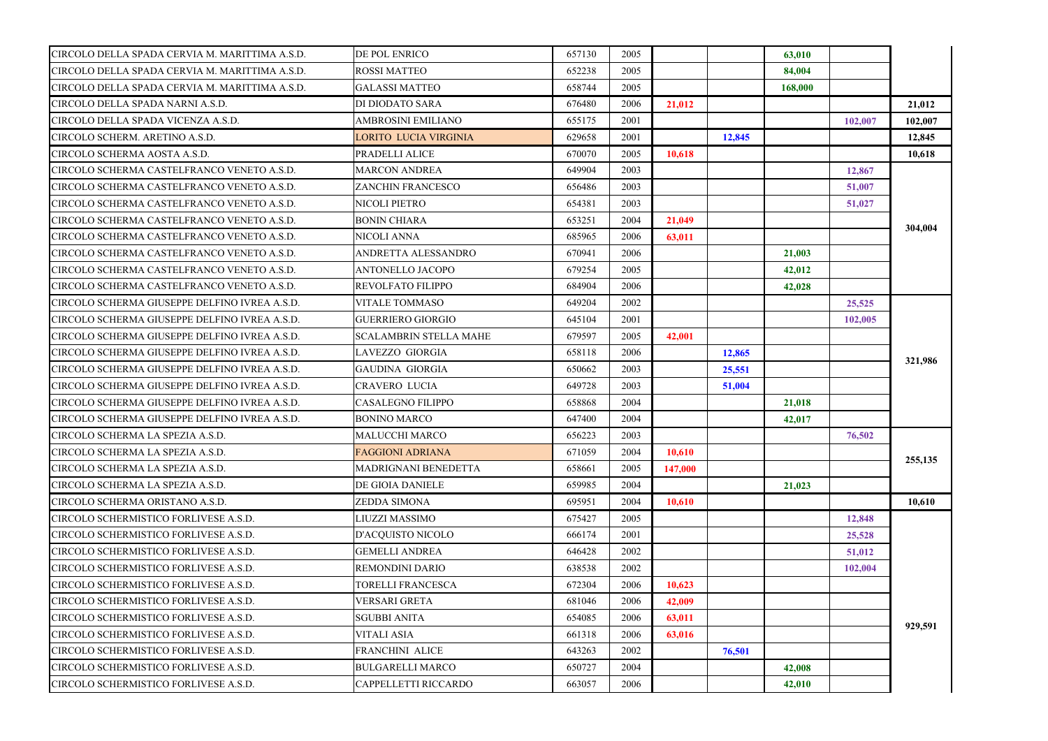| | | | | | | | | |
|---|---|---|---|---|---|---|---|---|
| CIRCOLO DELLA SPADA CERVIA M. MARITTIMA A.S.D. | DE POL ENRICO | 657130 | 2005 | | | 63,010 | | |
| CIRCOLO DELLA SPADA CERVIA M. MARITTIMA A.S.D. | ROSSI MATTEO | 652238 | 2005 | | | 84,004 | | |
| CIRCOLO DELLA SPADA CERVIA M. MARITTIMA A.S.D. | GALASSI MATTEO | 658744 | 2005 | | | 168,000 | | |
| CIRCOLO DELLA SPADA NARNI A.S.D. | DI DIODATO SARA | 676480 | 2006 | 21,012 | | | | 21,012 |
| CIRCOLO DELLA SPADA VICENZA A.S.D. | AMBROSINI EMILIANO | 655175 | 2001 | | | | 102,007 | 102,007 |
| CIRCOLO SCHERM. ARETINO A.S.D. | LORITO LUCIA VIRGINIA | 629658 | 2001 | | 12,845 | | | 12,845 |
| CIRCOLO SCHERMA AOSTA A.S.D. | PRADELLI ALICE | 670070 | 2005 | 10,618 | | | | 10,618 |
| CIRCOLO SCHERMA CASTELFRANCO VENETO A.S.D. | MARCON ANDREA | 649904 | 2003 | | | | 12,867 | 304,004 |
| CIRCOLO SCHERMA CASTELFRANCO VENETO A.S.D. | ZANCHIN FRANCESCO | 656486 | 2003 | | | | 51,007 | |
| CIRCOLO SCHERMA CASTELFRANCO VENETO A.S.D. | NICOLI PIETRO | 654381 | 2003 | | | | 51,027 | |
| CIRCOLO SCHERMA CASTELFRANCO VENETO A.S.D. | BONIN CHIARA | 653251 | 2004 | 21,049 | | | | |
| CIRCOLO SCHERMA CASTELFRANCO VENETO A.S.D. | NICOLI ANNA | 685965 | 2006 | 63,011 | | | | |
| CIRCOLO SCHERMA CASTELFRANCO VENETO A.S.D. | ANDRETTA ALESSANDRO | 670941 | 2006 | | | 21,003 | | |
| CIRCOLO SCHERMA CASTELFRANCO VENETO A.S.D. | ANTONELLO JACOPO | 679254 | 2005 | | | 42,012 | | |
| CIRCOLO SCHERMA CASTELFRANCO VENETO A.S.D. | REVOLFATO FILIPPO | 684904 | 2006 | | | 42,028 | | |
| CIRCOLO SCHERMA GIUSEPPE DELFINO IVREA A.S.D. | VITALE TOMMASO | 649204 | 2002 | | | | 25,525 | 321,986 |
| CIRCOLO SCHERMA GIUSEPPE DELFINO IVREA A.S.D. | GUERRIERO GIORGIO | 645104 | 2001 | | | | 102,005 | |
| CIRCOLO SCHERMA GIUSEPPE DELFINO IVREA A.S.D. | SCALAMBRIN STELLA MAHE | 679597 | 2005 | 42,001 | | | | |
| CIRCOLO SCHERMA GIUSEPPE DELFINO IVREA A.S.D. | LAVEZZO GIORGIA | 658118 | 2006 | | 12,865 | | | |
| CIRCOLO SCHERMA GIUSEPPE DELFINO IVREA A.S.D. | GAUDINA GIORGIA | 650662 | 2003 | | 25,551 | | | |
| CIRCOLO SCHERMA GIUSEPPE DELFINO IVREA A.S.D. | CRAVERO LUCIA | 649728 | 2003 | | 51,004 | | | |
| CIRCOLO SCHERMA GIUSEPPE DELFINO IVREA A.S.D. | CASALEGNO FILIPPO | 658868 | 2004 | | | 21,018 | | |
| CIRCOLO SCHERMA GIUSEPPE DELFINO IVREA A.S.D. | BONINO MARCO | 647400 | 2004 | | | 42,017 | | |
| CIRCOLO SCHERMA LA SPEZIA A.S.D. | MALUCCHI MARCO | 656223 | 2003 | | | | 76,502 | 255,135 |
| CIRCOLO SCHERMA LA SPEZIA A.S.D. | FAGGIONI ADRIANA | 671059 | 2004 | 10,610 | | | | |
| CIRCOLO SCHERMA LA SPEZIA A.S.D. | MADRIGNANI BENEDETTA | 658661 | 2005 | 147,000 | | | | |
| CIRCOLO SCHERMA LA SPEZIA A.S.D. | DE GIOIA DANIELE | 659985 | 2004 | | | 21,023 | | |
| CIRCOLO SCHERMA ORISTANO A.S.D. | ZEDDA SIMONA | 695951 | 2004 | 10,610 | | | | 10,610 |
| CIRCOLO SCHERMISTICO FORLIVESE A.S.D. | LIUZZI MASSIMO | 675427 | 2005 | | | | 12,848 | 929,591 |
| CIRCOLO SCHERMISTICO FORLIVESE A.S.D. | D'ACQUISTO NICOLO | 666174 | 2001 | | | | 25,528 | |
| CIRCOLO SCHERMISTICO FORLIVESE A.S.D. | GEMELLI ANDREA | 646428 | 2002 | | | | 51,012 | |
| CIRCOLO SCHERMISTICO FORLIVESE A.S.D. | REMONDINI DARIO | 638538 | 2002 | | | | 102,004 | |
| CIRCOLO SCHERMISTICO FORLIVESE A.S.D. | TORELLI FRANCESCA | 672304 | 2006 | 10,623 | | | | |
| CIRCOLO SCHERMISTICO FORLIVESE A.S.D. | VERSARI GRETA | 681046 | 2006 | 42,009 | | | | |
| CIRCOLO SCHERMISTICO FORLIVESE A.S.D. | SGUBBI ANITA | 654085 | 2006 | 63,011 | | | | |
| CIRCOLO SCHERMISTICO FORLIVESE A.S.D. | VITALI ASIA | 661318 | 2006 | 63,016 | | | | |
| CIRCOLO SCHERMISTICO FORLIVESE A.S.D. | FRANCHINI ALICE | 643263 | 2002 | | 76,501 | | | |
| CIRCOLO SCHERMISTICO FORLIVESE A.S.D. | BULGARELLI MARCO | 650727 | 2004 | | | 42,008 | | |
| CIRCOLO SCHERMISTICO FORLIVESE A.S.D. | CAPPELLETTI RICCARDO | 663057 | 2006 | | | 42,010 | | |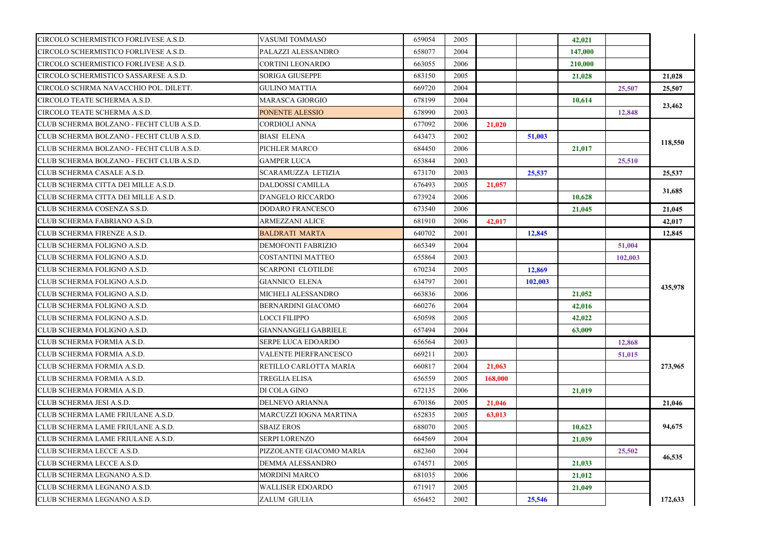| | | | | | | | | |
|---|---|---|---|---|---|---|---|---|
| CIRCOLO SCHERMISTICO FORLIVESE A.S.D. | VASUMI TOMMASO | 659054 | 2005 | | | 42,021 | | |
| CIRCOLO SCHERMISTICO FORLIVESE A.S.D. | PALAZZI ALESSANDRO | 658077 | 2004 | | | 147,000 | | |
| CIRCOLO SCHERMISTICO FORLIVESE A.S.D. | CORTINI LEONARDO | 663055 | 2006 | | | 210,000 | | |
| CIRCOLO SCHERMISTICO SASSARESE A.S.D. | SORIGA GIUSEPPE | 683150 | 2005 | | | 21,028 | | 21,028 |
| CIRCOLO SCHRMA NAVACCHIO POL. DILETT. | GULINO MATTIA | 669720 | 2004 | | | | 25,507 | 25,507 |
| CIRCOLO TEATE SCHERMA A.S.D. | MARASCA GIORGIO | 678199 | 2004 | | | 10,614 | | 23,462 |
| CIRCOLO TEATE SCHERMA A.S.D. | PONENTE ALESSIO | 678990 | 2003 | | | | 12,848 | |
| CLUB SCHERMA BOLZANO - FECHT CLUB A.S.D. | CORDIOLI ANNA | 677092 | 2006 | 21,020 | | | | 118,550 |
| CLUB SCHERMA BOLZANO - FECHT CLUB A.S.D. | BIASI ELENA | 643473 | 2002 | | 51,003 | | | |
| CLUB SCHERMA BOLZANO - FECHT CLUB A.S.D. | PICHLER MARCO | 684450 | 2006 | | | 21,017 | | |
| CLUB SCHERMA BOLZANO - FECHT CLUB A.S.D. | GAMPER LUCA | 653844 | 2003 | | | | 25,510 | |
| CLUB SCHERMA CASALE A.S.D. | SCARAMUZZA LETIZIA | 673170 | 2003 | | 25,537 | | | 25,537 |
| CLUB SCHERMA CITTA DEI MILLE A.S.D. | DALDOSSI CAMILLA | 676493 | 2005 | 21,057 | | | | 31,685 |
| CLUB SCHERMA CITTA DEI MILLE A.S.D. | D'ANGELO RICCARDO | 673924 | 2006 | | | 10,628 | | |
| CLUB SCHERMA COSENZA S.S.D. | DODARO FRANCESCO | 673540 | 2006 | | | 21,045 | | 21,045 |
| CLUB SCHERMA FABRIANO A.S.D. | ARMEZZANI ALICE | 681910 | 2006 | 42,017 | | | | 42,017 |
| CLUB SCHERMA FIRENZE A.S.D. | BALDRATI MARTA | 640702 | 2001 | | 12,845 | | | 12,845 |
| CLUB SCHERMA FOLIGNO A.S.D. | DEMOFONTI FABRIZIO | 665349 | 2004 | | | | 51,004 | 435,978 |
| CLUB SCHERMA FOLIGNO A.S.D. | COSTANTINI MATTEO | 655864 | 2003 | | | | 102,003 | |
| CLUB SCHERMA FOLIGNO A.S.D. | SCARPONI CLOTILDE | 670234 | 2005 | | 12,869 | | | |
| CLUB SCHERMA FOLIGNO A.S.D. | GIANNICO ELENA | 634797 | 2001 | | 102,003 | | | |
| CLUB SCHERMA FOLIGNO A.S.D. | MICHELI ALESSANDRO | 663836 | 2006 | | | 21,052 | | |
| CLUB SCHERMA FOLIGNO A.S.D. | BERNARDINI GIACOMO | 660276 | 2004 | | | 42,016 | | |
| CLUB SCHERMA FOLIGNO A.S.D. | LOCCI FILIPPO | 650598 | 2005 | | | 42,022 | | |
| CLUB SCHERMA FOLIGNO A.S.D. | GIANNANGELI GABRIELE | 657494 | 2004 | | | 63,009 | | |
| CLUB SCHERMA FORMIA A.S.D. | SERPE LUCA EDOARDO | 656564 | 2003 | | | | 12,868 | 273,965 |
| CLUB SCHERMA FORMIA A.S.D. | VALENTE PIERFRANCESCO | 669211 | 2003 | | | | 51,015 | |
| CLUB SCHERMA FORMIA A.S.D. | RETILLO CARLOTTA MARIA | 660817 | 2004 | 21,063 | | | | |
| CLUB SCHERMA FORMIA A.S.D. | TREGLIA ELISA | 656559 | 2005 | 168,000 | | | | |
| CLUB SCHERMA FORMIA A.S.D. | DI COLA GINO | 672135 | 2006 | | | 21,019 | | |
| CLUB SCHERMA JESI A.S.D. | DELNEVO ARIANNA | 670186 | 2005 | 21,046 | | | | 21,046 |
| CLUB SCHERMA LAME FRIULANE A.S.D. | MARCUZZI IOGNA MARTINA | 652835 | 2005 | 63,013 | | | | 94,675 |
| CLUB SCHERMA LAME FRIULANE A.S.D. | SBAIZ EROS | 688070 | 2005 | | | 10,623 | | |
| CLUB SCHERMA LAME FRIULANE A.S.D. | SERPI LORENZO | 664569 | 2004 | | | 21,039 | | |
| CLUB SCHERMA LECCE A.S.D. | PIZZOLANTE GIACOMO MARIA | 682360 | 2004 | | | | 25,502 | 46,535 |
| CLUB SCHERMA LECCE A.S.D. | DEMMA ALESSANDRO | 674571 | 2005 | | | 21,033 | | |
| CLUB SCHERMA LEGNANO A.S.D. | MORDINI MARCO | 681035 | 2006 | | | 21,012 | | 172,633 |
| CLUB SCHERMA LEGNANO A.S.D. | WALLISER EDOARDO | 671917 | 2005 | | | 21,049 | | |
| CLUB SCHERMA LEGNANO A.S.D. | ZALUM GIULIA | 656452 | 2002 | | 25,546 | | | |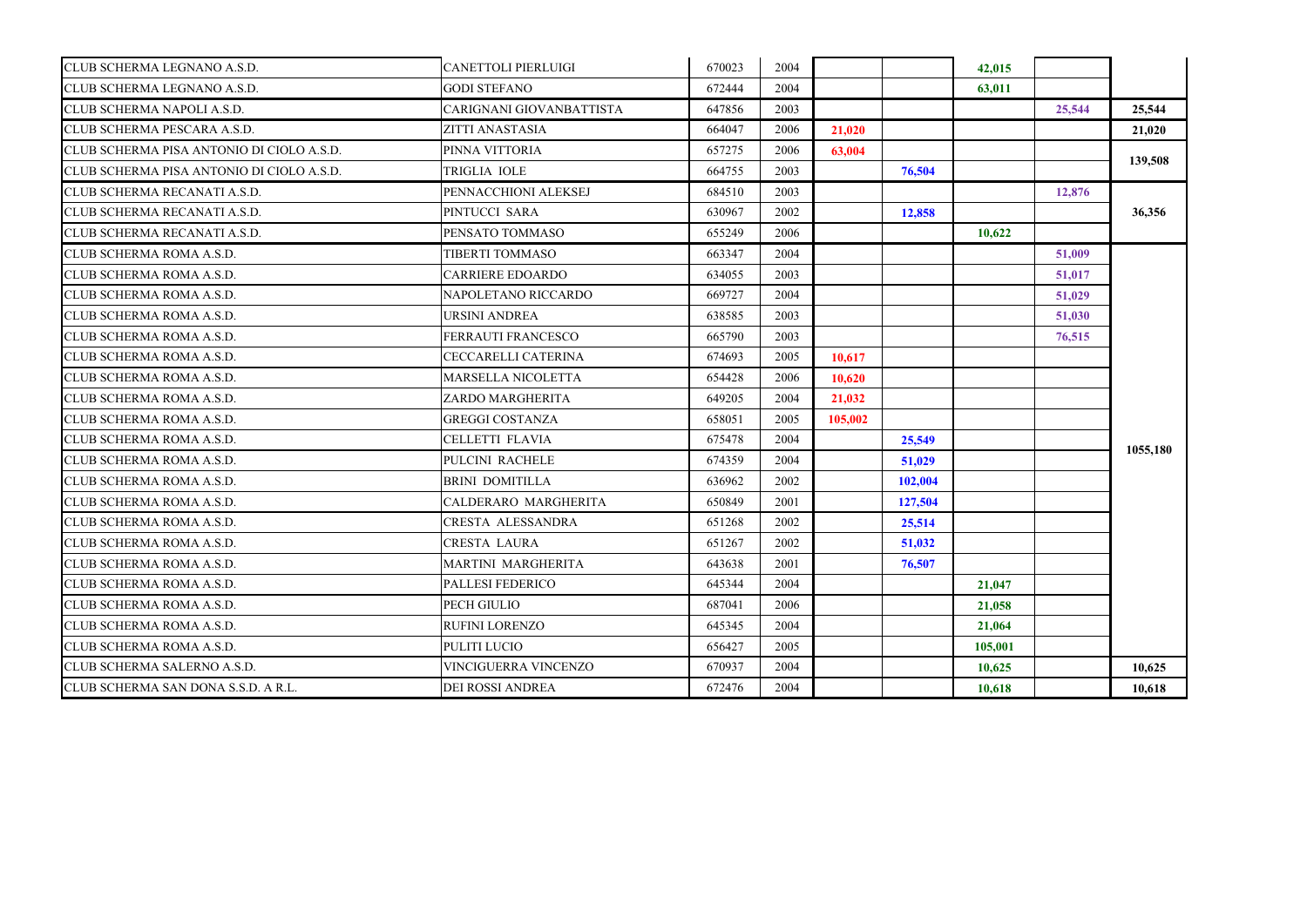| | | | | | | | | |
|---|---|---|---|---|---|---|---|---|
| CLUB SCHERMA LEGNANO A.S.D. | CANETTOLI PIERLUIGI | 670023 | 2004 | | | 42,015 | | |
| CLUB SCHERMA LEGNANO A.S.D. | GODI STEFANO | 672444 | 2004 | | | 63,011 | | |
| CLUB SCHERMA NAPOLI A.S.D. | CARIGNANI GIOVANBATTISTA | 647856 | 2003 | | | | 25,544 | 25,544 |
| CLUB SCHERMA PESCARA A.S.D. | ZITTI ANASTASIA | 664047 | 2006 | 21,020 | | | | 21,020 |
| CLUB SCHERMA PISA ANTONIO DI CIOLO A.S.D. | PINNA VITTORIA | 657275 | 2006 | 63,004 | | | | 139,508 |
| CLUB SCHERMA PISA ANTONIO DI CIOLO A.S.D. | TRIGLIA IOLE | 664755 | 2003 | | 76,504 | | | |
| CLUB SCHERMA RECANATI A.S.D. | PENNACCHIONI ALEKSEJ | 684510 | 2003 | | | | 12,876 | 36,356 |
| CLUB SCHERMA RECANATI A.S.D. | PINTUCCI SARA | 630967 | 2002 | | 12,858 | | | |
| CLUB SCHERMA RECANATI A.S.D. | PENSATO TOMMASO | 655249 | 2006 | | | 10,622 | | |
| CLUB SCHERMA ROMA A.S.D. | TIBERTI TOMMASO | 663347 | 2004 | | | | 51,009 | 1055,180 |
| CLUB SCHERMA ROMA A.S.D. | CARRIERE EDOARDO | 634055 | 2003 | | | | 51,017 | |
| CLUB SCHERMA ROMA A.S.D. | NAPOLETANO RICCARDO | 669727 | 2004 | | | | 51,029 | |
| CLUB SCHERMA ROMA A.S.D. | URSINI ANDREA | 638585 | 2003 | | | | 51,030 | |
| CLUB SCHERMA ROMA A.S.D. | FERRAUTI FRANCESCO | 665790 | 2003 | | | | 76,515 | |
| CLUB SCHERMA ROMA A.S.D. | CECCARELLI CATERINA | 674693 | 2005 | 10,617 | | | | |
| CLUB SCHERMA ROMA A.S.D. | MARSELLA NICOLETTA | 654428 | 2006 | 10,620 | | | | |
| CLUB SCHERMA ROMA A.S.D. | ZARDO MARGHERITA | 649205 | 2004 | 21,032 | | | | |
| CLUB SCHERMA ROMA A.S.D. | GREGGI COSTANZA | 658051 | 2005 | 105,002 | | | | |
| CLUB SCHERMA ROMA A.S.D. | CELLETTI FLAVIA | 675478 | 2004 | | 25,549 | | | |
| CLUB SCHERMA ROMA A.S.D. | PULCINI RACHELE | 674359 | 2004 | | 51,029 | | | |
| CLUB SCHERMA ROMA A.S.D. | BRINI DOMITILLA | 636962 | 2002 | | 102,004 | | | |
| CLUB SCHERMA ROMA A.S.D. | CALDERARO MARGHERITA | 650849 | 2001 | | 127,504 | | | |
| CLUB SCHERMA ROMA A.S.D. | CRESTA ALESSANDRA | 651268 | 2002 | | 25,514 | | | |
| CLUB SCHERMA ROMA A.S.D. | CRESTA LAURA | 651267 | 2002 | | 51,032 | | | |
| CLUB SCHERMA ROMA A.S.D. | MARTINI MARGHERITA | 643638 | 2001 | | 76,507 | | | |
| CLUB SCHERMA ROMA A.S.D. | PALLESI FEDERICO | 645344 | 2004 | | | 21,047 | | |
| CLUB SCHERMA ROMA A.S.D. | PECH GIULIO | 687041 | 2006 | | | 21,058 | | |
| CLUB SCHERMA ROMA A.S.D. | RUFINI LORENZO | 645345 | 2004 | | | 21,064 | | |
| CLUB SCHERMA ROMA A.S.D. | PULITI LUCIO | 656427 | 2005 | | | 105,001 | | |
| CLUB SCHERMA SALERNO A.S.D. | VINCIGUERRA VINCENZO | 670937 | 2004 | | | 10,625 | | 10,625 |
| CLUB SCHERMA SAN DONA S.S.D. A R.L. | DEI ROSSI ANDREA | 672476 | 2004 | | | 10,618 | | 10,618 |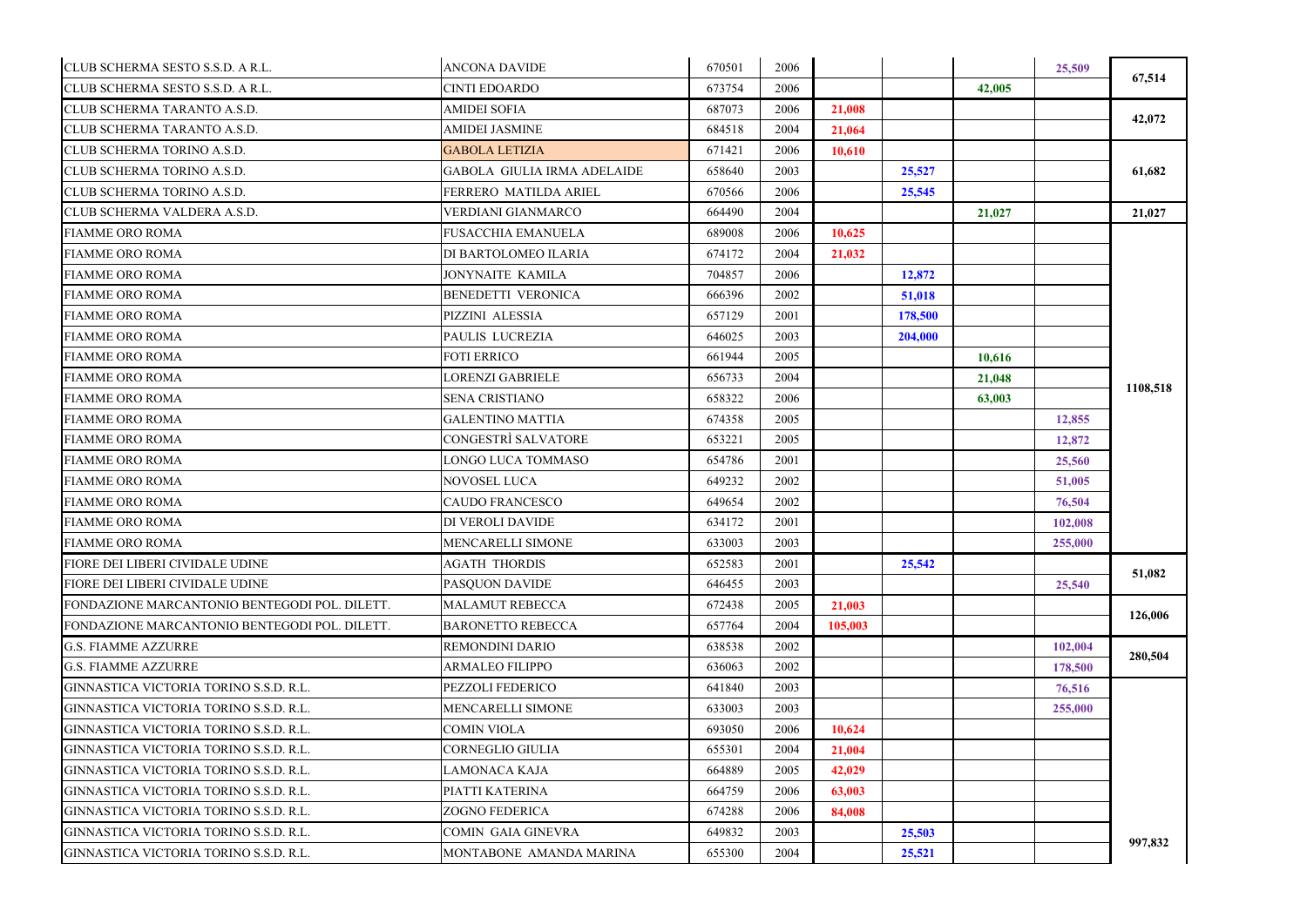| | | | | | | | | |
|---|---|---|---|---|---|---|---|---|
| CLUB SCHERMA SESTO S.S.D. A R.L. | ANCONA DAVIDE | 670501 | 2006 | | | | 25,509 | 67,514 |
| CLUB SCHERMA SESTO S.S.D. A R.L. | CINTI EDOARDO | 673754 | 2006 | | | 42,005 | | |
| CLUB SCHERMA TARANTO A.S.D. | AMIDEI SOFIA | 687073 | 2006 | 21,008 | | | | 42,072 |
| CLUB SCHERMA TARANTO A.S.D. | AMIDEI JASMINE | 684518 | 2004 | 21,064 | | | | |
| CLUB SCHERMA TORINO A.S.D. | GABOLA LETIZIA | 671421 | 2006 | 10,610 | | | | 61,682 |
| CLUB SCHERMA TORINO A.S.D. | GABOLA GIULIA IRMA ADELAIDE | 658640 | 2003 | | 25,527 | | | |
| CLUB SCHERMA TORINO A.S.D. | FERRERO MATILDA ARIEL | 670566 | 2006 | | 25,545 | | | |
| CLUB SCHERMA VALDERA A.S.D. | VERDIANI GIANMARCO | 664490 | 2004 | | | 21,027 | | 21,027 |
| FIAMME ORO ROMA | FUSACCHIA EMANUELA | 689008 | 2006 | 10,625 | | | | 1108,518 |
| FIAMME ORO ROMA | DI BARTOLOMEO ILARIA | 674172 | 2004 | 21,032 | | | | |
| FIAMME ORO ROMA | JONYNAITE KAMILA | 704857 | 2006 | | 12,872 | | | |
| FIAMME ORO ROMA | BENEDETTI VERONICA | 666396 | 2002 | | 51,018 | | | |
| FIAMME ORO ROMA | PIZZINI ALESSIA | 657129 | 2001 | | 178,500 | | | |
| FIAMME ORO ROMA | PAULIS LUCREZIA | 646025 | 2003 | | 204,000 | | | |
| FIAMME ORO ROMA | FOTI ERRICO | 661944 | 2005 | | | 10,616 | | |
| FIAMME ORO ROMA | LORENZI GABRIELE | 656733 | 2004 | | | 21,048 | | |
| FIAMME ORO ROMA | SENA CRISTIANO | 658322 | 2006 | | | 63,003 | | |
| FIAMME ORO ROMA | GALENTINO MATTIA | 674358 | 2005 | | | | 12,855 | |
| FIAMME ORO ROMA | CONGESTRÌ SALVATORE | 653221 | 2005 | | | | 12,872 | |
| FIAMME ORO ROMA | LONGO LUCA TOMMASO | 654786 | 2001 | | | | 25,560 | |
| FIAMME ORO ROMA | NOVOSEL LUCA | 649232 | 2002 | | | | 51,005 | |
| FIAMME ORO ROMA | CAUDO FRANCESCO | 649654 | 2002 | | | | 76,504 | |
| FIAMME ORO ROMA | DI VEROLI DAVIDE | 634172 | 2001 | | | | 102,008 | |
| FIAMME ORO ROMA | MENCARELLI SIMONE | 633003 | 2003 | | | | 255,000 | |
| FIORE DEI LIBERI CIVIDALE UDINE | AGATH THORDIS | 652583 | 2001 | | 25,542 | | | 51,082 |
| FIORE DEI LIBERI CIVIDALE UDINE | PASQUON DAVIDE | 646455 | 2003 | | | | 25,540 | |
| FONDAZIONE MARCANTONIO BENTEGODI POL. DILETT. | MALAMUT REBECCA | 672438 | 2005 | 21,003 | | | | 126,006 |
| FONDAZIONE MARCANTONIO BENTEGODI POL. DILETT. | BARONETTO REBECCA | 657764 | 2004 | 105,003 | | | | |
| G.S. FIAMME AZZURRE | REMONDINI DARIO | 638538 | 2002 | | | | 102,004 | 280,504 |
| G.S. FIAMME AZZURRE | ARMALEO FILIPPO | 636063 | 2002 | | | | 178,500 | |
| GINNASTICA VICTORIA TORINO S.S.D. R.L. | PEZZOLI FEDERICO | 641840 | 2003 | | | | 76,516 | 997,832 |
| GINNASTICA VICTORIA TORINO S.S.D. R.L. | MENCARELLI SIMONE | 633003 | 2003 | | | | 255,000 | |
| GINNASTICA VICTORIA TORINO S.S.D. R.L. | COMIN VIOLA | 693050 | 2006 | 10,624 | | | | |
| GINNASTICA VICTORIA TORINO S.S.D. R.L. | CORNEGLIO GIULIA | 655301 | 2004 | 21,004 | | | | |
| GINNASTICA VICTORIA TORINO S.S.D. R.L. | LAMONACA KAJA | 664889 | 2005 | 42,029 | | | | |
| GINNASTICA VICTORIA TORINO S.S.D. R.L. | PIATTI KATERINA | 664759 | 2006 | 63,003 | | | | |
| GINNASTICA VICTORIA TORINO S.S.D. R.L. | ZOGNO FEDERICA | 674288 | 2006 | 84,008 | | | | |
| GINNASTICA VICTORIA TORINO S.S.D. R.L. | COMIN GAIA GINEVRA | 649832 | 2003 | | 25,503 | | | |
| GINNASTICA VICTORIA TORINO S.S.D. R.L. | MONTABONE AMANDA MARINA | 655300 | 2004 | | 25,521 | | | |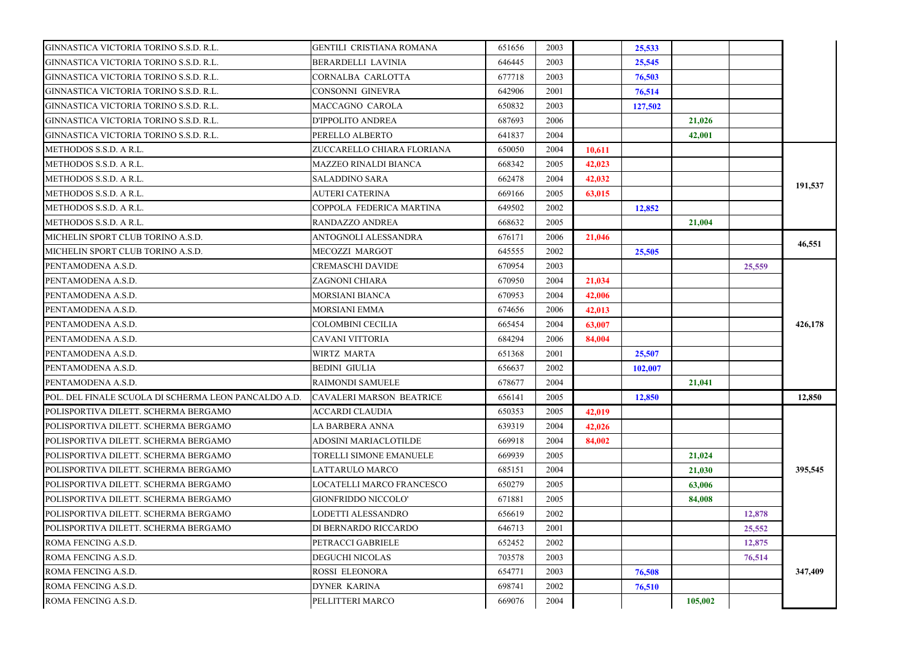| | | | | | | | | |
|---|---|---|---|---|---|---|---|---|
| GINNASTICA VICTORIA TORINO S.S.D. R.L. | GENTILI CRISTIANA ROMANA | 651656 | 2003 | | 25,533 | | | |
| GINNASTICA VICTORIA TORINO S.S.D. R.L. | BERARDELLI LAVINIA | 646445 | 2003 | | 25,545 | | | |
| GINNASTICA VICTORIA TORINO S.S.D. R.L. | CORNALBA CARLOTTA | 677718 | 2003 | | 76,503 | | | |
| GINNASTICA VICTORIA TORINO S.S.D. R.L. | CONSONNI GINEVRA | 642906 | 2001 | | 76,514 | | | |
| GINNASTICA VICTORIA TORINO S.S.D. R.L. | MACCAGNO CAROLA | 650832 | 2003 | | 127,502 | | | |
| GINNASTICA VICTORIA TORINO S.S.D. R.L. | D'IPPOLITO ANDREA | 687693 | 2006 | | | 21,026 | | |
| GINNASTICA VICTORIA TORINO S.S.D. R.L. | PERELLO ALBERTO | 641837 | 2004 | | | 42,001 | | |
| METHODOS S.S.D. A R.L. | ZUCCARELLO CHIARA FLORIANA | 650050 | 2004 | 10,611 | | | | 191,537 |
| METHODOS S.S.D. A R.L. | MAZZEO RINALDI BIANCA | 668342 | 2005 | 42,023 | | | | |
| METHODOS S.S.D. A R.L. | SALADDINO SARA | 662478 | 2004 | 42,032 | | | | |
| METHODOS S.S.D. A R.L. | AUTERI CATERINA | 669166 | 2005 | 63,015 | | | | |
| METHODOS S.S.D. A R.L. | COPPOLA FEDERICA MARTINA | 649502 | 2002 | | 12,852 | | | |
| METHODOS S.S.D. A R.L. | RANDAZZO ANDREA | 668632 | 2005 | | | 21,004 | | |
| MICHELIN SPORT CLUB TORINO A.S.D. | ANTOGNOLI ALESSANDRA | 676171 | 2006 | 21,046 | | | | 46,551 |
| MICHELIN SPORT CLUB TORINO A.S.D. | MECOZZI MARGOT | 645555 | 2002 | | 25,505 | | | |
| PENTAMODENA A.S.D. | CREMASCHI DAVIDE | 670954 | 2003 | | | | 25,559 | 426,178 |
| PENTAMODENA A.S.D. | ZAGNONI CHIARA | 670950 | 2004 | 21,034 | | | | |
| PENTAMODENA A.S.D. | MORSIANI BIANCA | 670953 | 2004 | 42,006 | | | | |
| PENTAMODENA A.S.D. | MORSIANI EMMA | 674656 | 2006 | 42,013 | | | | |
| PENTAMODENA A.S.D. | COLOMBINI CECILIA | 665454 | 2004 | 63,007 | | | | |
| PENTAMODENA A.S.D. | CAVANI VITTORIA | 684294 | 2006 | 84,004 | | | | |
| PENTAMODENA A.S.D. | WIRTZ MARTA | 651368 | 2001 | | 25,507 | | | |
| PENTAMODENA A.S.D. | BEDINI GIULIA | 656637 | 2002 | | 102,007 | | | |
| PENTAMODENA A.S.D. | RAIMONDI SAMUELE | 678677 | 2004 | | | 21,041 | | |
| POL. DEL FINALE SCUOLA DI SCHERMA LEON PANCALDO A.D. | CAVALERI MARSON BEATRICE | 656141 | 2005 | | 12,850 | | | 12,850 |
| POLISPORTIVA DILETT. SCHERMA BERGAMO | ACCARDI CLAUDIA | 650353 | 2005 | 42,019 | | | | 395,545 |
| POLISPORTIVA DILETT. SCHERMA BERGAMO | LA BARBERA ANNA | 639319 | 2004 | 42,026 | | | | |
| POLISPORTIVA DILETT. SCHERMA BERGAMO | ADOSINI MARIACLOTILDE | 669918 | 2004 | 84,002 | | | | |
| POLISPORTIVA DILETT. SCHERMA BERGAMO | TORELLI SIMONE EMANUELE | 669939 | 2005 | | | 21,024 | | |
| POLISPORTIVA DILETT. SCHERMA BERGAMO | LATTARULO MARCO | 685151 | 2004 | | | 21,030 | | |
| POLISPORTIVA DILETT. SCHERMA BERGAMO | LOCATELLI MARCO FRANCESCO | 650279 | 2005 | | | 63,006 | | |
| POLISPORTIVA DILETT. SCHERMA BERGAMO | GIONFRIDDO NICCOLO' | 671881 | 2005 | | | 84,008 | | |
| POLISPORTIVA DILETT. SCHERMA BERGAMO | LODETTI ALESSANDRO | 656619 | 2002 | | | | 12,878 | |
| POLISPORTIVA DILETT. SCHERMA BERGAMO | DI BERNARDO RICCARDO | 646713 | 2001 | | | | 25,552 | |
| ROMA FENCING A.S.D. | PETRACCI GABRIELE | 652452 | 2002 | | | | 12,875 | 347,409 |
| ROMA FENCING A.S.D. | DEGUCHI NICOLAS | 703578 | 2003 | | | | 76,514 | |
| ROMA FENCING A.S.D. | ROSSI ELEONORA | 654771 | 2003 | | 76,508 | | | |
| ROMA FENCING A.S.D. | DYNER KARINA | 698741 | 2002 | | 76,510 | | | |
| ROMA FENCING A.S.D. | PELLITTERI MARCO | 669076 | 2004 | | | 105,002 | | |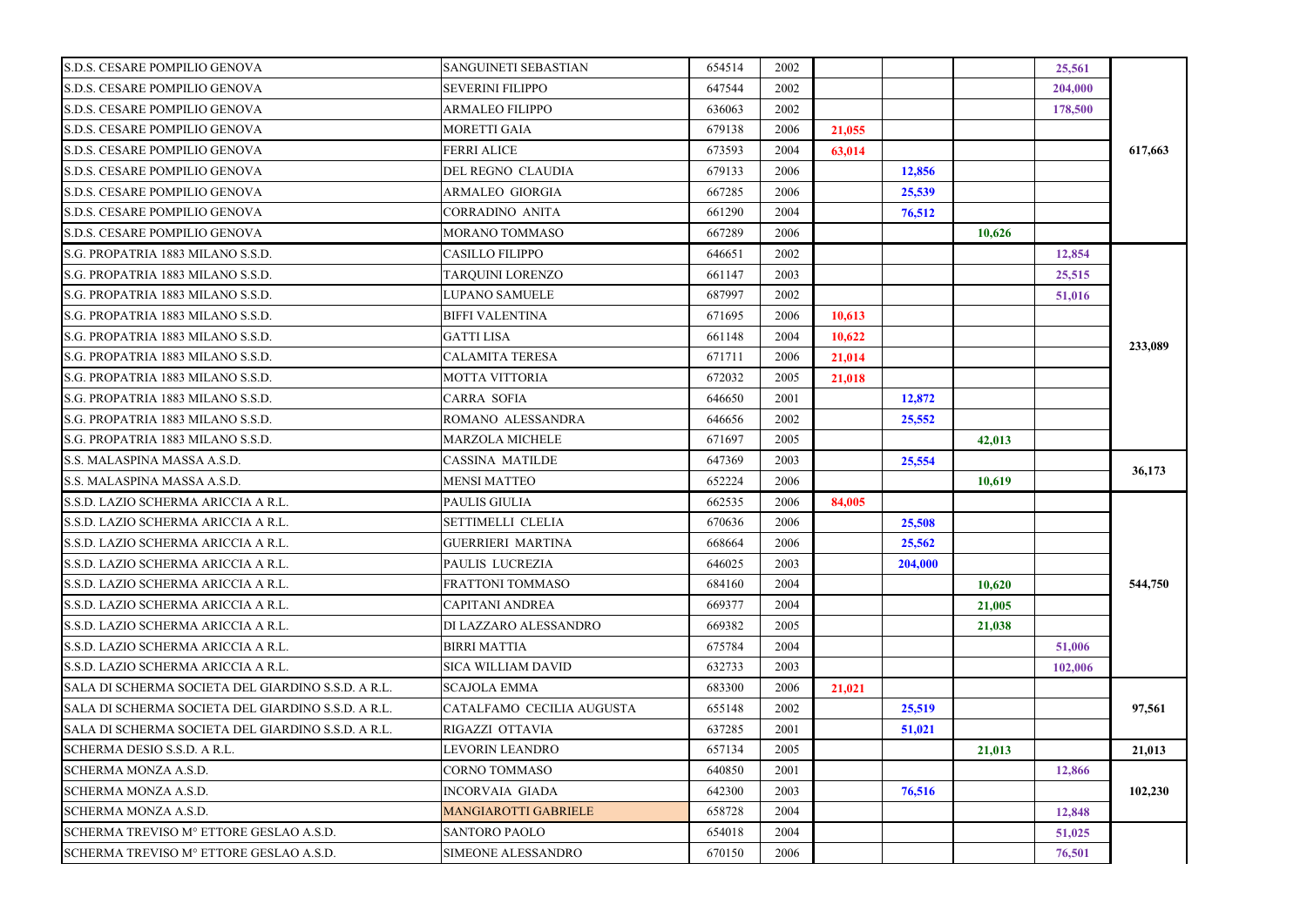| | | | | | | | | |
|---|---|---|---|---|---|---|---|---|
| S.D.S. CESARE POMPILIO GENOVA | SANGUINETI SEBASTIAN | 654514 | 2002 | | | | 25,561 | |
| S.D.S. CESARE POMPILIO GENOVA | SEVERINI FILIPPO | 647544 | 2002 | | | | 204,000 | |
| S.D.S. CESARE POMPILIO GENOVA | ARMALEO FILIPPO | 636063 | 2002 | | | | 178,500 | |
| S.D.S. CESARE POMPILIO GENOVA | MORETTI GAIA | 679138 | 2006 | 21,055 | | | | |
| S.D.S. CESARE POMPILIO GENOVA | FERRI ALICE | 673593 | 2004 | 63,014 | | | | 617,663 |
| S.D.S. CESARE POMPILIO GENOVA | DEL REGNO CLAUDIA | 679133 | 2006 | | 12,856 | | | |
| S.D.S. CESARE POMPILIO GENOVA | ARMALEO GIORGIA | 667285 | 2006 | | 25,539 | | | |
| S.D.S. CESARE POMPILIO GENOVA | CORRADINO ANITA | 661290 | 2004 | | 76,512 | | | |
| S.D.S. CESARE POMPILIO GENOVA | MORANO TOMMASO | 667289 | 2006 | | | 10,626 | | |
| S.G. PROPATRIA 1883 MILANO S.S.D. | CASILLO FILIPPO | 646651 | 2002 | | | | 12,854 | |
| S.G. PROPATRIA 1883 MILANO S.S.D. | TARQUINI LORENZO | 661147 | 2003 | | | | 25,515 | |
| S.G. PROPATRIA 1883 MILANO S.S.D. | LUPANO SAMUELE | 687997 | 2002 | | | | 51,016 | |
| S.G. PROPATRIA 1883 MILANO S.S.D. | BIFFI VALENTINA | 671695 | 2006 | 10,613 | | | | |
| S.G. PROPATRIA 1883 MILANO S.S.D. | GATTI LISA | 661148 | 2004 | 10,622 | | | | 233,089 |
| S.G. PROPATRIA 1883 MILANO S.S.D. | CALAMITA TERESA | 671711 | 2006 | 21,014 | | | | |
| S.G. PROPATRIA 1883 MILANO S.S.D. | MOTTA VITTORIA | 672032 | 2005 | 21,018 | | | | |
| S.G. PROPATRIA 1883 MILANO S.S.D. | CARRA SOFIA | 646650 | 2001 | | 12,872 | | | |
| S.G. PROPATRIA 1883 MILANO S.S.D. | ROMANO ALESSANDRA | 646656 | 2002 | | 25,552 | | | |
| S.G. PROPATRIA 1883 MILANO S.S.D. | MARZOLA MICHELE | 671697 | 2005 | | | 42,013 | | |
| S.S. MALASPINA MASSA A.S.D. | CASSINA MATILDE | 647369 | 2003 | | 25,554 | | | 36,173 |
| S.S. MALASPINA MASSA A.S.D. | MENSI MATTEO | 652224 | 2006 | | | 10,619 | | |
| S.S.D. LAZIO SCHERMA ARICCIA A R.L. | PAULIS GIULIA | 662535 | 2006 | 84,005 | | | | |
| S.S.D. LAZIO SCHERMA ARICCIA A R.L. | SETTIMELLI CLELIA | 670636 | 2006 | | 25,508 | | | |
| S.S.D. LAZIO SCHERMA ARICCIA A R.L. | GUERRIERI MARTINA | 668664 | 2006 | | 25,562 | | | |
| S.S.D. LAZIO SCHERMA ARICCIA A R.L. | PAULIS LUCREZIA | 646025 | 2003 | | 204,000 | | | |
| S.S.D. LAZIO SCHERMA ARICCIA A R.L. | FRATTONI TOMMASO | 684160 | 2004 | | | 10,620 | | 544,750 |
| S.S.D. LAZIO SCHERMA ARICCIA A R.L. | CAPITANI ANDREA | 669377 | 2004 | | | 21,005 | | |
| S.S.D. LAZIO SCHERMA ARICCIA A R.L. | DI LAZZARO ALESSANDRO | 669382 | 2005 | | | 21,038 | | |
| S.S.D. LAZIO SCHERMA ARICCIA A R.L. | BIRRI MATTIA | 675784 | 2004 | | | | 51,006 | |
| S.S.D. LAZIO SCHERMA ARICCIA A R.L. | SICA WILLIAM DAVID | 632733 | 2003 | | | | 102,006 | |
| SALA DI SCHERMA SOCIETA DEL GIARDINO S.S.D. A R.L. | SCAJOLA EMMA | 683300 | 2006 | 21,021 | | | | |
| SALA DI SCHERMA SOCIETA DEL GIARDINO S.S.D. A R.L. | CATALFAMO CECILIA AUGUSTA | 655148 | 2002 | | 25,519 | | | 97,561 |
| SALA DI SCHERMA SOCIETA DEL GIARDINO S.S.D. A R.L. | RIGAZZI OTTAVIA | 637285 | 2001 | | 51,021 | | | |
| SCHERMA DESIO S.S.D. A R.L. | LEVORIN LEANDRO | 657134 | 2005 | | | 21,013 | | 21,013 |
| SCHERMA MONZA A.S.D. | CORNO TOMMASO | 640850 | 2001 | | | | 12,866 | |
| SCHERMA MONZA A.S.D. | INCORVAIA GIADA | 642300 | 2003 | | 76,516 | | | 102,230 |
| SCHERMA MONZA A.S.D. | MANGIAROTTI GABRIELE | 658728 | 2004 | | | | 12,848 | |
| SCHERMA TREVISO M° ETTORE GESLAO A.S.D. | SANTORO PAOLO | 654018 | 2004 | | | | 51,025 | |
| SCHERMA TREVISO M° ETTORE GESLAO A.S.D. | SIMEONE ALESSANDRO | 670150 | 2006 | | | | 76,501 | |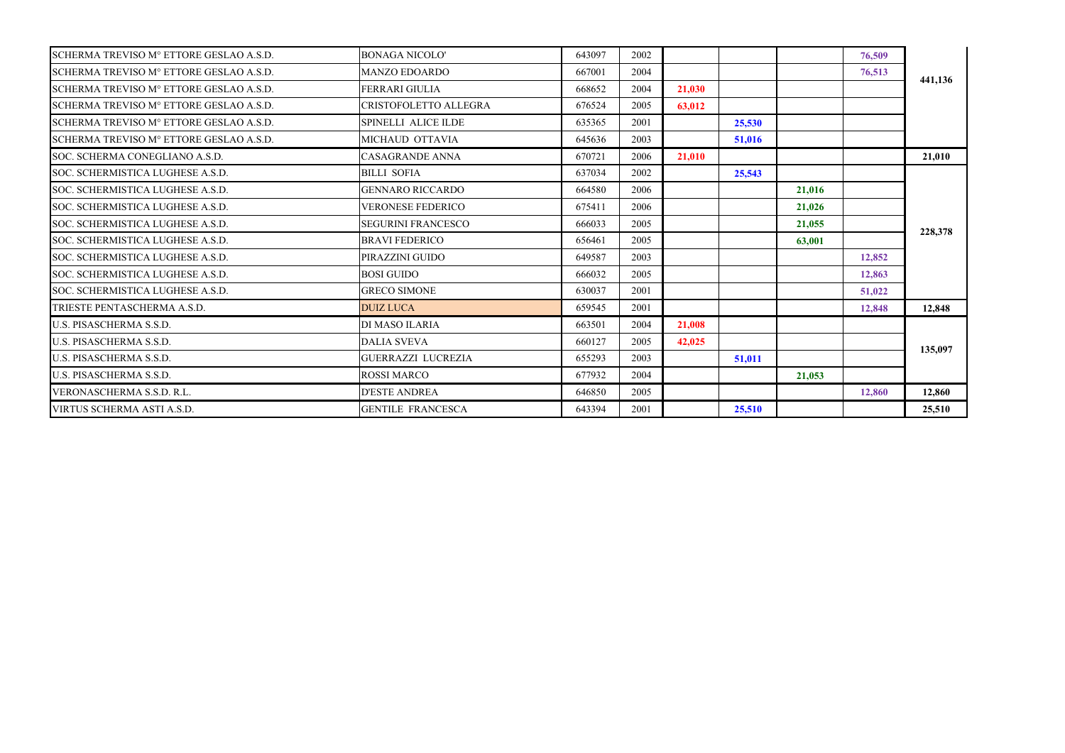| | | | | | | | | |
|---|---|---|---|---|---|---|---|---|
| SCHERMA TREVISO M° ETTORE GESLAO A.S.D. | BONAGA NICOLO' | 643097 | 2002 | | | | 76,509 | 441,136 |
| SCHERMA TREVISO M° ETTORE GESLAO A.S.D. | MANZO EDOARDO | 667001 | 2004 | | | | 76,513 | |
| SCHERMA TREVISO M° ETTORE GESLAO A.S.D. | FERRARI GIULIA | 668652 | 2004 | 21,030 | | | | |
| SCHERMA TREVISO M° ETTORE GESLAO A.S.D. | CRISTOFOLETTO ALLEGRA | 676524 | 2005 | 63,012 | | | | |
| SCHERMA TREVISO M° ETTORE GESLAO A.S.D. | SPINELLI ALICE ILDE | 635365 | 2001 | | 25,530 | | | |
| SCHERMA TREVISO M° ETTORE GESLAO A.S.D. | MICHAUD OTTAVIA | 645636 | 2003 | | 51,016 | | | |
| SOC. SCHERMA CONEGLIANO A.S.D. | CASAGRANDE ANNA | 670721 | 2006 | 21,010 | | | | 21,010 |
| SOC. SCHERMISTICA LUGHESE A.S.D. | BILLI SOFIA | 637034 | 2002 | | 25,543 | | | 228,378 |
| SOC. SCHERMISTICA LUGHESE A.S.D. | GENNARO RICCARDO | 664580 | 2006 | | | 21,016 | | |
| SOC. SCHERMISTICA LUGHESE A.S.D. | VERONESE FEDERICO | 675411 | 2006 | | | 21,026 | | |
| SOC. SCHERMISTICA LUGHESE A.S.D. | SEGURINI FRANCESCO | 666033 | 2005 | | | 21,055 | | |
| SOC. SCHERMISTICA LUGHESE A.S.D. | BRAVI FEDERICO | 656461 | 2005 | | | 63,001 | | |
| SOC. SCHERMISTICA LUGHESE A.S.D. | PIRAZZINI GUIDO | 649587 | 2003 | | | | 12,852 | |
| SOC. SCHERMISTICA LUGHESE A.S.D. | BOSI GUIDO | 666032 | 2005 | | | | 12,863 | |
| SOC. SCHERMISTICA LUGHESE A.S.D. | GRECO SIMONE | 630037 | 2001 | | | | 51,022 | |
| TRIESTE PENTASCHERMA A.S.D. | DUIZ LUCA | 659545 | 2001 | | | | 12,848 | 12,848 |
| U.S. PISASCHERMA S.S.D. | DI MASO ILARIA | 663501 | 2004 | 21,008 | | | | 135,097 |
| U.S. PISASCHERMA S.S.D. | DALIA SVEVA | 660127 | 2005 | 42,025 | | | | |
| U.S. PISASCHERMA S.S.D. | GUERRAZZI LUCREZIA | 655293 | 2003 | | 51,011 | | | |
| U.S. PISASCHERMA S.S.D. | ROSSI MARCO | 677932 | 2004 | | | 21,053 | | |
| VERONASCHERMA S.S.D. R.L. | D'ESTE ANDREA | 646850 | 2005 | | | | 12,860 | 12,860 |
| VIRTUS SCHERMA ASTI A.S.D. | GENTILE FRANCESCA | 643394 | 2001 | | 25,510 | | | 25,510 |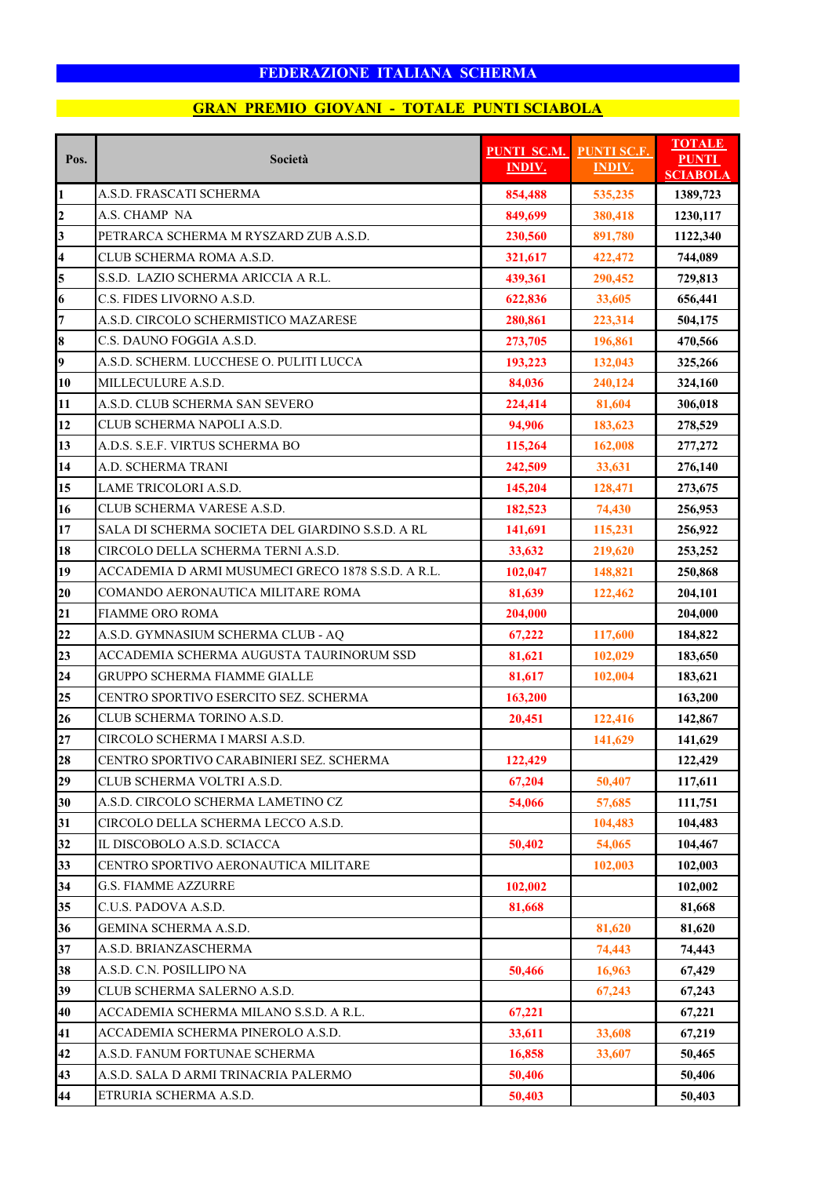# FEDERAZIONE ITALIANA SCHERMA

## GRAN PREMIO GIOVANI - TOTALE PUNTI SCIABOLA

| Pos. | Società | PUNTI SC.M. INDIV. | PUNTI SC.F. INDIV. | TOTALE PUNTI SCIABOLA |
|---|---|---|---|---|
| 1 | A.S.D. FRASCATI SCHERMA | 854,488 | 535,235 | 1389,723 |
| 2 | A.S. CHAMP NA | 849,699 | 380,418 | 1230,117 |
| 3 | PETRARCA SCHERMA M RYSZARD ZUB A.S.D. | 230,560 | 891,780 | 1122,340 |
| 4 | CLUB SCHERMA ROMA A.S.D. | 321,617 | 422,472 | 744,089 |
| 5 | S.S.D. LAZIO SCHERMA ARICCIA A R.L. | 439,361 | 290,452 | 729,813 |
| 6 | C.S. FIDES LIVORNO A.S.D. | 622,836 | 33,605 | 656,441 |
| 7 | A.S.D. CIRCOLO SCHERMISTICO MAZARESE | 280,861 | 223,314 | 504,175 |
| 8 | C.S. DAUNO FOGGIA A.S.D. | 273,705 | 196,861 | 470,566 |
| 9 | A.S.D. SCHERM. LUCCHESE O. PULITI LUCCA | 193,223 | 132,043 | 325,266 |
| 10 | MILLECULURE A.S.D. | 84,036 | 240,124 | 324,160 |
| 11 | A.S.D. CLUB SCHERMA SAN SEVERO | 224,414 | 81,604 | 306,018 |
| 12 | CLUB SCHERMA NAPOLI A.S.D. | 94,906 | 183,623 | 278,529 |
| 13 | A.D.S. S.E.F. VIRTUS SCHERMA BO | 115,264 | 162,008 | 277,272 |
| 14 | A.D. SCHERMA TRANI | 242,509 | 33,631 | 276,140 |
| 15 | LAME TRICOLORI A.S.D. | 145,204 | 128,471 | 273,675 |
| 16 | CLUB SCHERMA VARESE A.S.D. | 182,523 | 74,430 | 256,953 |
| 17 | SALA DI SCHERMA SOCIETA DEL GIARDINO S.S.D. A RL | 141,691 | 115,231 | 256,922 |
| 18 | CIRCOLO DELLA SCHERMA TERNI A.S.D. | 33,632 | 219,620 | 253,252 |
| 19 | ACCADEMIA D ARMI MUSUMECI GRECO 1878 S.S.D. A R.L. | 102,047 | 148,821 | 250,868 |
| 20 | COMANDO AERONAUTICA MILITARE ROMA | 81,639 | 122,462 | 204,101 |
| 21 | FIAMME ORO ROMA | 204,000 | | 204,000 |
| 22 | A.S.D. GYMNASIUM SCHERMA CLUB - AQ | 67,222 | 117,600 | 184,822 |
| 23 | ACCADEMIA SCHERMA AUGUSTA TAURINORUM SSD | 81,621 | 102,029 | 183,650 |
| 24 | GRUPPO SCHERMA FIAMME GIALLE | 81,617 | 102,004 | 183,621 |
| 25 | CENTRO SPORTIVO ESERCITO SEZ. SCHERMA | 163,200 | | 163,200 |
| 26 | CLUB SCHERMA TORINO A.S.D. | 20,451 | 122,416 | 142,867 |
| 27 | CIRCOLO SCHERMA I MARSI A.S.D. | | 141,629 | 141,629 |
| 28 | CENTRO SPORTIVO CARABINIERI SEZ. SCHERMA | 122,429 | | 122,429 |
| 29 | CLUB SCHERMA VOLTRI A.S.D. | 67,204 | 50,407 | 117,611 |
| 30 | A.S.D. CIRCOLO SCHERMA LAMETINO CZ | 54,066 | 57,685 | 111,751 |
| 31 | CIRCOLO DELLA SCHERMA LECCO A.S.D. | | 104,483 | 104,483 |
| 32 | IL DISCOBOLO A.S.D. SCIACCA | 50,402 | 54,065 | 104,467 |
| 33 | CENTRO SPORTIVO AERONAUTICA MILITARE | | 102,003 | 102,003 |
| 34 | G.S. FIAMME AZZURRE | 102,002 | | 102,002 |
| 35 | C.U.S. PADOVA A.S.D. | 81,668 | | 81,668 |
| 36 | GEMINA SCHERMA A.S.D. | | 81,620 | 81,620 |
| 37 | A.S.D. BRIANZASCHERMA | | 74,443 | 74,443 |
| 38 | A.S.D. C.N. POSILLIPO NA | 50,466 | 16,963 | 67,429 |
| 39 | CLUB SCHERMA SALERNO A.S.D. | | 67,243 | 67,243 |
| 40 | ACCADEMIA SCHERMA MILANO S.S.D. A R.L. | 67,221 | | 67,221 |
| 41 | ACCADEMIA SCHERMA PINEROLO A.S.D. | 33,611 | 33,608 | 67,219 |
| 42 | A.S.D. FANUM FORTUNAE SCHERMA | 16,858 | 33,607 | 50,465 |
| 43 | A.S.D. SALA D ARMI TRINACRIA PALERMO | 50,406 | | 50,406 |
| 44 | ETRURIA SCHERMA A.S.D. | 50,403 | | 50,403 |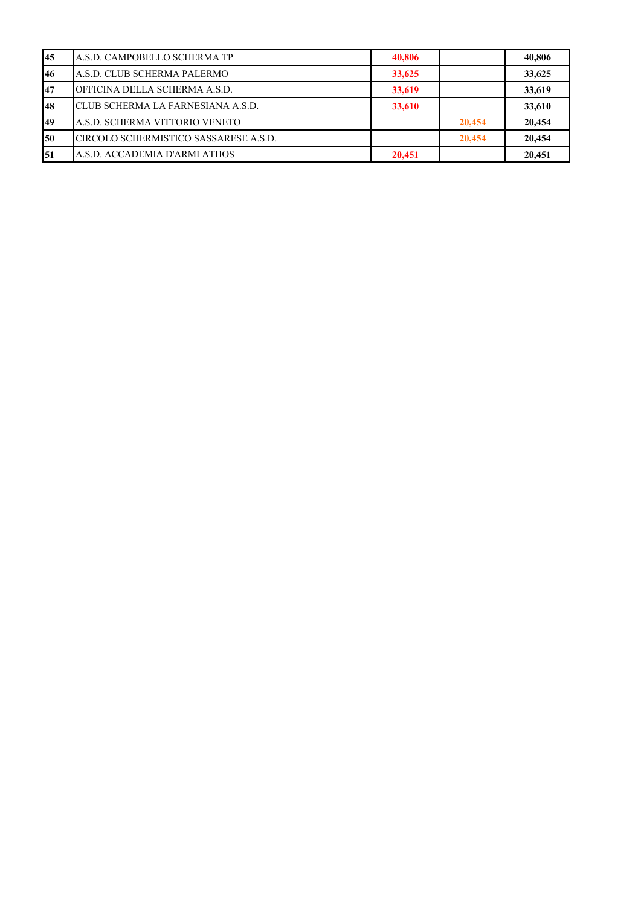|  |  |  |  |  |
|---|---|---|---|---|
| 45 | A.S.D. CAMPOBELLO SCHERMA TP | 40,806 |  | 40,806 |
| 46 | A.S.D. CLUB SCHERMA PALERMO | 33,625 |  | 33,625 |
| 47 | OFFICINA DELLA SCHERMA A.S.D. | 33,619 |  | 33,619 |
| 48 | CLUB SCHERMA LA FARNESIANA A.S.D. | 33,610 |  | 33,610 |
| 49 | A.S.D. SCHERMA VITTORIO VENETO |  | 20,454 | 20,454 |
| 50 | CIRCOLO SCHERMISTICO SASSARESE A.S.D. |  | 20,454 | 20,454 |
| 51 | A.S.D. ACCADEMIA D'ARMI ATHOS | 20,451 |  | 20,451 |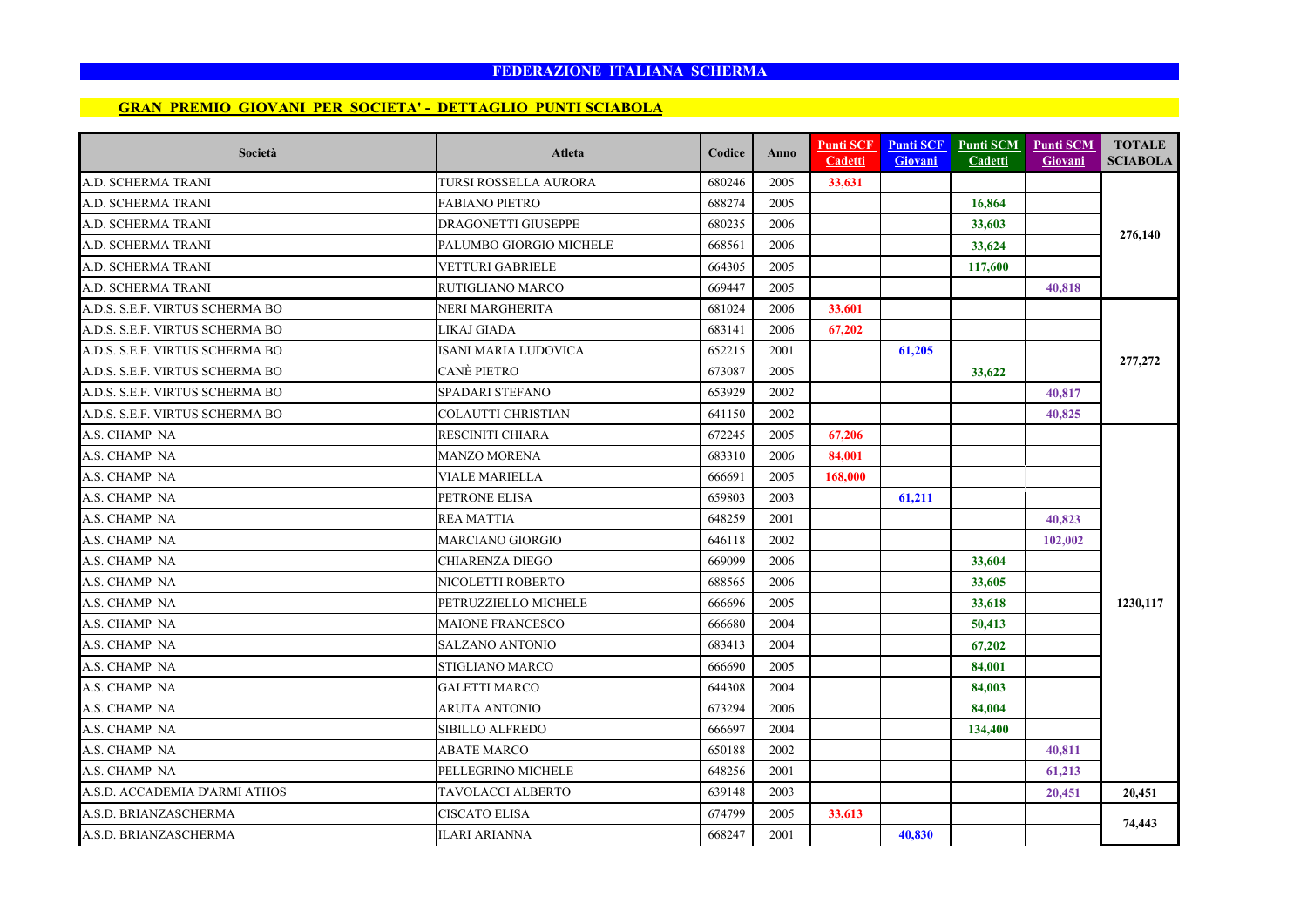**FEDERAZIONE ITALIANA SCHERMA**

**GRAN PREMIO GIOVANI PER SOCIETA' - DETTAGLIO PUNTI SCIABOLA**

| Società | Atleta | Codice | Anno | Punti SCF Cadetti | Punti SCF Giovani | Punti SCM Cadetti | Punti SCM Giovani | TOTALE SCIABOLA |
|---|---|---|---|---|---|---|---|---|
| A.D. SCHERMA TRANI | TURSI ROSSELLA AURORA | 680246 | 2005 | 33,631 | | | | 276,140 |
| A.D. SCHERMA TRANI | FABIANO PIETRO | 688274 | 2005 | | | 16,864 | | |
| A.D. SCHERMA TRANI | DRAGONETTI GIUSEPPE | 680235 | 2006 | | | 33,603 | | |
| A.D. SCHERMA TRANI | PALUMBO GIORGIO MICHELE | 668561 | 2006 | | | 33,624 | | |
| A.D. SCHERMA TRANI | VETTURI GABRIELE | 664305 | 2005 | | | 117,600 | | |
| A.D. SCHERMA TRANI | RUTIGLIANO MARCO | 669447 | 2005 | | | | 40,818 | |
| A.D.S. S.E.F. VIRTUS SCHERMA BO | NERI MARGHERITA | 681024 | 2006 | 33,601 | | | | 277,272 |
| A.D.S. S.E.F. VIRTUS SCHERMA BO | LIKAJ GIADA | 683141 | 2006 | 67,202 | | | | |
| A.D.S. S.E.F. VIRTUS SCHERMA BO | ISANI MARIA LUDOVICA | 652215 | 2001 | | 61,205 | | | |
| A.D.S. S.E.F. VIRTUS SCHERMA BO | CANÈ PIETRO | 673087 | 2005 | | | 33,622 | | |
| A.D.S. S.E.F. VIRTUS SCHERMA BO | SPADARI STEFANO | 653929 | 2002 | | | | 40,817 | |
| A.D.S. S.E.F. VIRTUS SCHERMA BO | COLAUTTI CHRISTIAN | 641150 | 2002 | | | | 40,825 | |
| A.S. CHAMP NA | RESCINITI CHIARA | 672245 | 2005 | 67,206 | | | | 1230,117 |
| A.S. CHAMP NA | MANZO MORENA | 683310 | 2006 | 84,001 | | | | |
| A.S. CHAMP NA | VIALE MARIELLA | 666691 | 2005 | 168,000 | | | | |
| A.S. CHAMP NA | PETRONE ELISA | 659803 | 2003 | | 61,211 | | | |
| A.S. CHAMP NA | REA MATTIA | 648259 | 2001 | | | | 40,823 | |
| A.S. CHAMP NA | MARCIANO GIORGIO | 646118 | 2002 | | | | 102,002 | |
| A.S. CHAMP NA | CHIARENZA DIEGO | 669099 | 2006 | | | 33,604 | | |
| A.S. CHAMP NA | NICOLETTI ROBERTO | 688565 | 2006 | | | 33,605 | | |
| A.S. CHAMP NA | PETRUZZIELLO MICHELE | 666696 | 2005 | | | 33,618 | | |
| A.S. CHAMP NA | MAIONE FRANCESCO | 666680 | 2004 | | | 50,413 | | |
| A.S. CHAMP NA | SALZANO ANTONIO | 683413 | 2004 | | | 67,202 | | |
| A.S. CHAMP NA | STIGLIANO MARCO | 666690 | 2005 | | | 84,001 | | |
| A.S. CHAMP NA | GALETTI MARCO | 644308 | 2004 | | | 84,003 | | |
| A.S. CHAMP NA | ARUTA ANTONIO | 673294 | 2006 | | | 84,004 | | |
| A.S. CHAMP NA | SIBILLO ALFREDO | 666697 | 2004 | | | 134,400 | | |
| A.S. CHAMP NA | ABATE MARCO | 650188 | 2002 | | | | 40,811 | |
| A.S. CHAMP NA | PELLEGRINO MICHELE | 648256 | 2001 | | | | 61,213 | |
| A.S.D. ACCADEMIA D'ARMI ATHOS | TAVOLACCI ALBERTO | 639148 | 2003 | | | | 20,451 | 20,451 |
| A.S.D. BRIANZASCHERMA | CISCATO ELISA | 674799 | 2005 | 33,613 | | | | 74,443 |
| A.S.D. BRIANZASCHERMA | ILARI ARIANNA | 668247 | 2001 | | 40,830 | | | |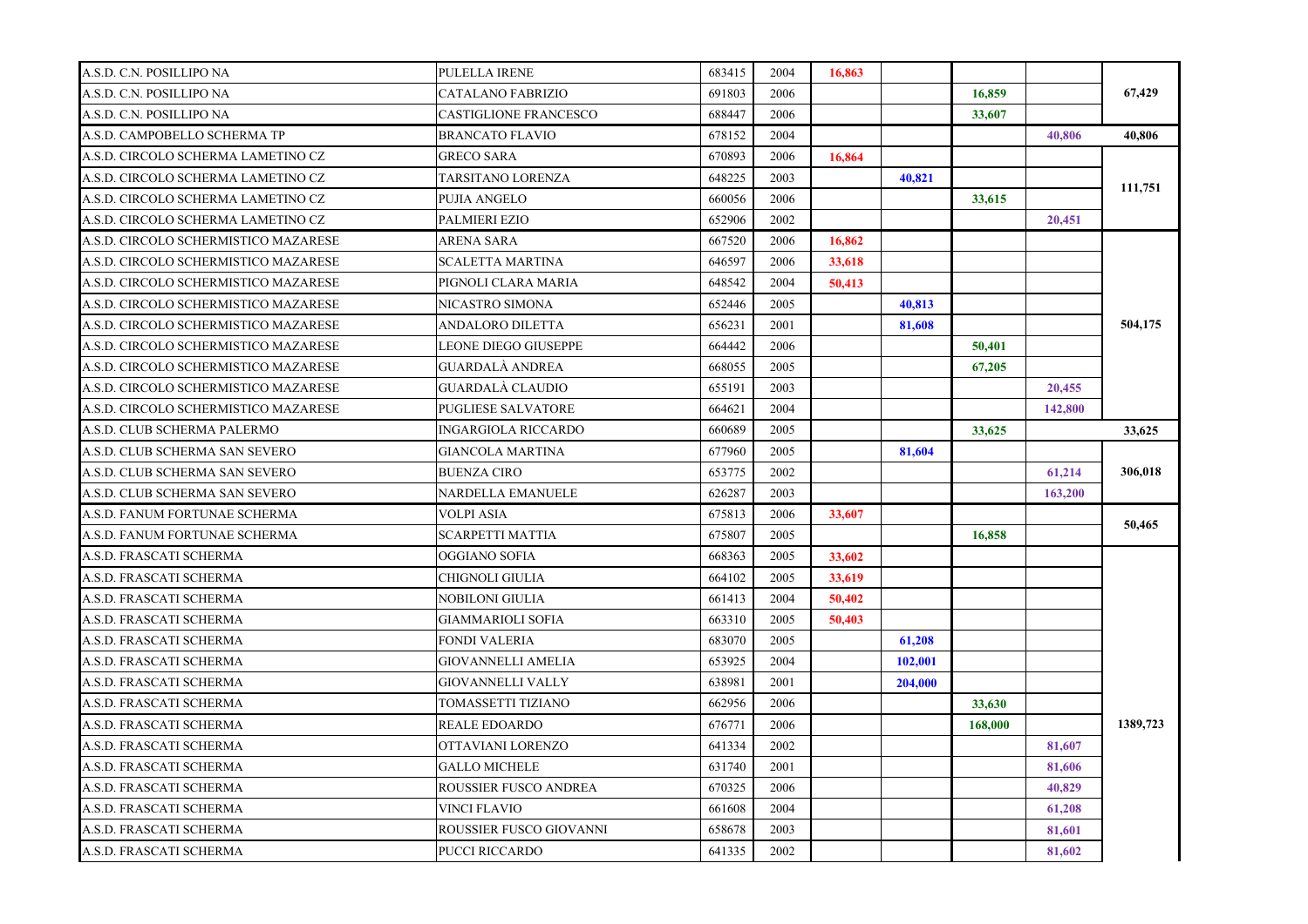| | | | | | | | | |
|---|---|---|---|---|---|---|---|---|
| A.S.D. C.N. POSILLIPO NA | PULELLA IRENE | 683415 | 2004 | 16,863 | | | | |
| A.S.D. C.N. POSILLIPO NA | CATALANO FABRIZIO | 691803 | 2006 | | | 16,859 | | 67,429 |
| A.S.D. C.N. POSILLIPO NA | CASTIGLIONE FRANCESCO | 688447 | 2006 | | | 33,607 | | |
| A.S.D. CAMPOBELLO SCHERMA TP | BRANCATO FLAVIO | 678152 | 2004 | | | | 40,806 | 40,806 |
| A.S.D. CIRCOLO SCHERMA LAMETINO CZ | GRECO SARA | 670893 | 2006 | 16,864 | | | | |
| A.S.D. CIRCOLO SCHERMA LAMETINO CZ | TARSITANO LORENZA | 648225 | 2003 | | 40,821 | | | 111,751 |
| A.S.D. CIRCOLO SCHERMA LAMETINO CZ | PUJIA ANGELO | 660056 | 2006 | | | 33,615 | | |
| A.S.D. CIRCOLO SCHERMA LAMETINO CZ | PALMIERI EZIO | 652906 | 2002 | | | | 20,451 | |
| A.S.D. CIRCOLO SCHERMISTICO MAZARESE | ARENA SARA | 667520 | 2006 | 16,862 | | | | |
| A.S.D. CIRCOLO SCHERMISTICO MAZARESE | SCALETTA MARTINA | 646597 | 2006 | 33,618 | | | | |
| A.S.D. CIRCOLO SCHERMISTICO MAZARESE | PIGNOLI CLARA MARIA | 648542 | 2004 | 50,413 | | | | |
| A.S.D. CIRCOLO SCHERMISTICO MAZARESE | NICASTRO SIMONA | 652446 | 2005 | | 40,813 | | | |
| A.S.D. CIRCOLO SCHERMISTICO MAZARESE | ANDALORO DILETTA | 656231 | 2001 | | 81,608 | | | 504,175 |
| A.S.D. CIRCOLO SCHERMISTICO MAZARESE | LEONE DIEGO GIUSEPPE | 664442 | 2006 | | | 50,401 | | |
| A.S.D. CIRCOLO SCHERMISTICO MAZARESE | GUARDALÀ ANDREA | 668055 | 2005 | | | 67,205 | | |
| A.S.D. CIRCOLO SCHERMISTICO MAZARESE | GUARDALÀ CLAUDIO | 655191 | 2003 | | | | 20,455 | |
| A.S.D. CIRCOLO SCHERMISTICO MAZARESE | PUGLIESE SALVATORE | 664621 | 2004 | | | | 142,800 | |
| A.S.D. CLUB SCHERMA PALERMO | INGARGIOLA RICCARDO | 660689 | 2005 | | | 33,625 | | 33,625 |
| A.S.D. CLUB SCHERMA SAN SEVERO | GIANCOLA MARTINA | 677960 | 2005 | | 81,604 | | | |
| A.S.D. CLUB SCHERMA SAN SEVERO | BUENZA CIRO | 653775 | 2002 | | | | 61,214 | 306,018 |
| A.S.D. CLUB SCHERMA SAN SEVERO | NARDELLA EMANUELE | 626287 | 2003 | | | | 163,200 | |
| A.S.D. FANUM FORTUNAE SCHERMA | VOLPI ASIA | 675813 | 2006 | 33,607 | | | | 50,465 |
| A.S.D. FANUM FORTUNAE SCHERMA | SCARPETTI MATTIA | 675807 | 2005 | | | 16,858 | | |
| A.S.D. FRASCATI SCHERMA | OGGIANO SOFIA | 668363 | 2005 | 33,602 | | | | |
| A.S.D. FRASCATI SCHERMA | CHIGNOLI GIULIA | 664102 | 2005 | 33,619 | | | | |
| A.S.D. FRASCATI SCHERMA | NOBILONI GIULIA | 661413 | 2004 | 50,402 | | | | |
| A.S.D. FRASCATI SCHERMA | GIAMMARIOLI SOFIA | 663310 | 2005 | 50,403 | | | | |
| A.S.D. FRASCATI SCHERMA | FONDI VALERIA | 683070 | 2005 | | 61,208 | | | |
| A.S.D. FRASCATI SCHERMA | GIOVANNELLI AMELIA | 653925 | 2004 | | 102,001 | | | |
| A.S.D. FRASCATI SCHERMA | GIOVANNELLI VALLY | 638981 | 2001 | | 204,000 | | | |
| A.S.D. FRASCATI SCHERMA | TOMASSETTI TIZIANO | 662956 | 2006 | | | 33,630 | | |
| A.S.D. FRASCATI SCHERMA | REALE EDOARDO | 676771 | 2006 | | | 168,000 | | 1389,723 |
| A.S.D. FRASCATI SCHERMA | OTTAVIANI LORENZO | 641334 | 2002 | | | | 81,607 | |
| A.S.D. FRASCATI SCHERMA | GALLO MICHELE | 631740 | 2001 | | | | 81,606 | |
| A.S.D. FRASCATI SCHERMA | ROUSSIER FUSCO ANDREA | 670325 | 2006 | | | | 40,829 | |
| A.S.D. FRASCATI SCHERMA | VINCI FLAVIO | 661608 | 2004 | | | | 61,208 | |
| A.S.D. FRASCATI SCHERMA | ROUSSIER FUSCO GIOVANNI | 658678 | 2003 | | | | 81,601 | |
| A.S.D. FRASCATI SCHERMA | PUCCI RICCARDO | 641335 | 2002 | | | | 81,602 | |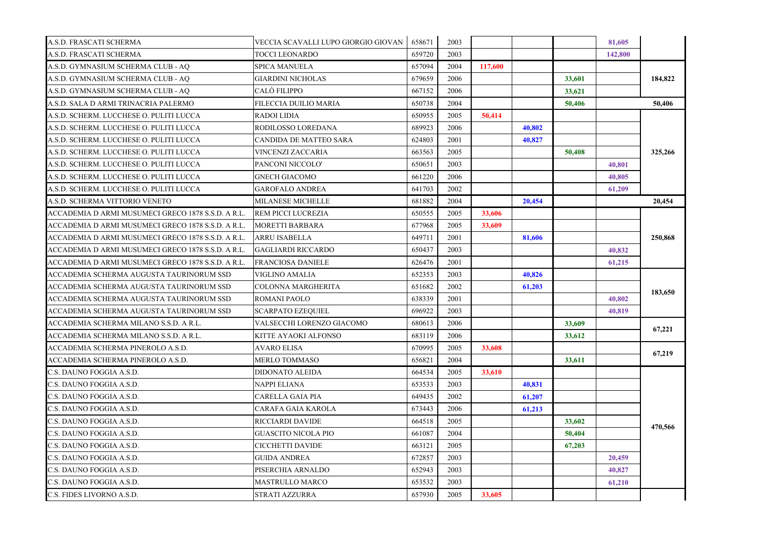| | | | | | | | | |
|---|---|---|---|---|---|---|---|---|
| A.S.D. FRASCATI SCHERMA | VECCIA SCAVALLI LUPO GIORGIO GIOVAN | 658671 | 2003 | | | | 81,605 | |
| A.S.D. FRASCATI SCHERMA | TOCCI LEONARDO | 659720 | 2003 | | | | 142,800 | |
| A.S.D. GYMNASIUM SCHERMA CLUB - AQ | SPICA MANUELA | 657094 | 2004 | 117,600 | | | | 184,822 |
| A.S.D. GYMNASIUM SCHERMA CLUB - AQ | GIARDINI NICHOLAS | 679659 | 2006 | | | 33,601 | | |
| A.S.D. GYMNASIUM SCHERMA CLUB - AQ | CALÒ FILIPPO | 667152 | 2006 | | | 33,621 | | |
| A.S.D. SALA D ARMI TRINACRIA PALERMO | FILECCIA DUILIO MARIA | 650738 | 2004 | | | 50,406 | | 50,406 |
| A.S.D. SCHERM. LUCCHESE O. PULITI LUCCA | RADOI LIDIA | 650955 | 2005 | 50,414 | | | | 325,266 |
| A.S.D. SCHERM. LUCCHESE O. PULITI LUCCA | RODILOSSO LOREDANA | 689923 | 2006 | | 40,802 | | | |
| A.S.D. SCHERM. LUCCHESE O. PULITI LUCCA | CANDIDA DE MATTEO SARA | 624803 | 2001 | | 40,827 | | | |
| A.S.D. SCHERM. LUCCHESE O. PULITI LUCCA | VINCENZI ZACCARIA | 663563 | 2005 | | | 50,408 | | |
| A.S.D. SCHERM. LUCCHESE O. PULITI LUCCA | PANCONI NICCOLO' | 650651 | 2003 | | | | 40,801 | |
| A.S.D. SCHERM. LUCCHESE O. PULITI LUCCA | GNECH GIACOMO | 661220 | 2006 | | | | 40,805 | |
| A.S.D. SCHERM. LUCCHESE O. PULITI LUCCA | GAROFALO ANDREA | 641703 | 2002 | | | | 61,209 | |
| A.S.D. SCHERMA VITTORIO VENETO | MILANESE MICHELLE | 681882 | 2004 | | 20,454 | | | 20,454 |
| ACCADEMIA D ARMI MUSUMECI GRECO 1878 S.S.D. A R.L. | REM PICCI LUCREZIA | 650555 | 2005 | 33,606 | | | | 250,868 |
| ACCADEMIA D ARMI MUSUMECI GRECO 1878 S.S.D. A R.L. | MORETTI BARBARA | 677968 | 2005 | 33,609 | | | | |
| ACCADEMIA D ARMI MUSUMECI GRECO 1878 S.S.D. A R.L. | ARRU ISABELLA | 649711 | 2001 | | 81,606 | | | |
| ACCADEMIA D ARMI MUSUMECI GRECO 1878 S.S.D. A R.L. | GAGLIARDI RICCARDO | 650437 | 2003 | | | | 40,832 | |
| ACCADEMIA D ARMI MUSUMECI GRECO 1878 S.S.D. A R.L. | FRANCIOSA DANIELE | 626476 | 2001 | | | | 61,215 | |
| ACCADEMIA SCHERMA AUGUSTA TAURINORUM SSD | VIGLINO AMALIA | 652353 | 2003 | | 40,826 | | | 183,650 |
| ACCADEMIA SCHERMA AUGUSTA TAURINORUM SSD | COLONNA MARGHERITA | 651682 | 2002 | | 61,203 | | | |
| ACCADEMIA SCHERMA AUGUSTA TAURINORUM SSD | ROMANI PAOLO | 638339 | 2001 | | | | 40,802 | |
| ACCADEMIA SCHERMA AUGUSTA TAURINORUM SSD | SCARPATO EZEQUIEL | 696922 | 2003 | | | | 40,819 | |
| ACCADEMIA SCHERMA MILANO S.S.D. A R.L. | VALSECCHI LORENZO GIACOMO | 680613 | 2006 | | | 33,609 | | 67,221 |
| ACCADEMIA SCHERMA MILANO S.S.D. A R.L. | KITTE AYAOKI ALFONSO | 683119 | 2006 | | | 33,612 | | |
| ACCADEMIA SCHERMA PINEROLO A.S.D. | AVARO ELISA | 670995 | 2005 | 33,608 | | | | 67,219 |
| ACCADEMIA SCHERMA PINEROLO A.S.D. | MERLO TOMMASO | 656821 | 2004 | | | 33,611 | | |
| C.S. DAUNO FOGGIA A.S.D. | DIDONATO ALEIDA | 664534 | 2005 | 33,610 | | | | 470,566 |
| C.S. DAUNO FOGGIA A.S.D. | NAPPI ELIANA | 653533 | 2003 | | 40,831 | | | |
| C.S. DAUNO FOGGIA A.S.D. | CARELLA GAIA PIA | 649435 | 2002 | | 61,207 | | | |
| C.S. DAUNO FOGGIA A.S.D. | CARAFA GAIA KAROLA | 673443 | 2006 | | 61,213 | | | |
| C.S. DAUNO FOGGIA A.S.D. | RICCIARDI DAVIDE | 664518 | 2005 | | | 33,602 | | |
| C.S. DAUNO FOGGIA A.S.D. | GUASCITO NICOLA PIO | 661087 | 2004 | | | 50,404 | | |
| C.S. DAUNO FOGGIA A.S.D. | CICCHETTI DAVIDE | 663121 | 2005 | | | 67,203 | | |
| C.S. DAUNO FOGGIA A.S.D. | GUIDA ANDREA | 672857 | 2003 | | | | 20,459 | |
| C.S. DAUNO FOGGIA A.S.D. | PISERCHIA ARNALDO | 652943 | 2003 | | | | 40,827 | |
| C.S. DAUNO FOGGIA A.S.D. | MASTRULLO MARCO | 653532 | 2003 | | | | 61,210 | |
| C.S. FIDES LIVORNO A.S.D. | STRATI AZZURRA | 657930 | 2005 | 33,605 | | | | |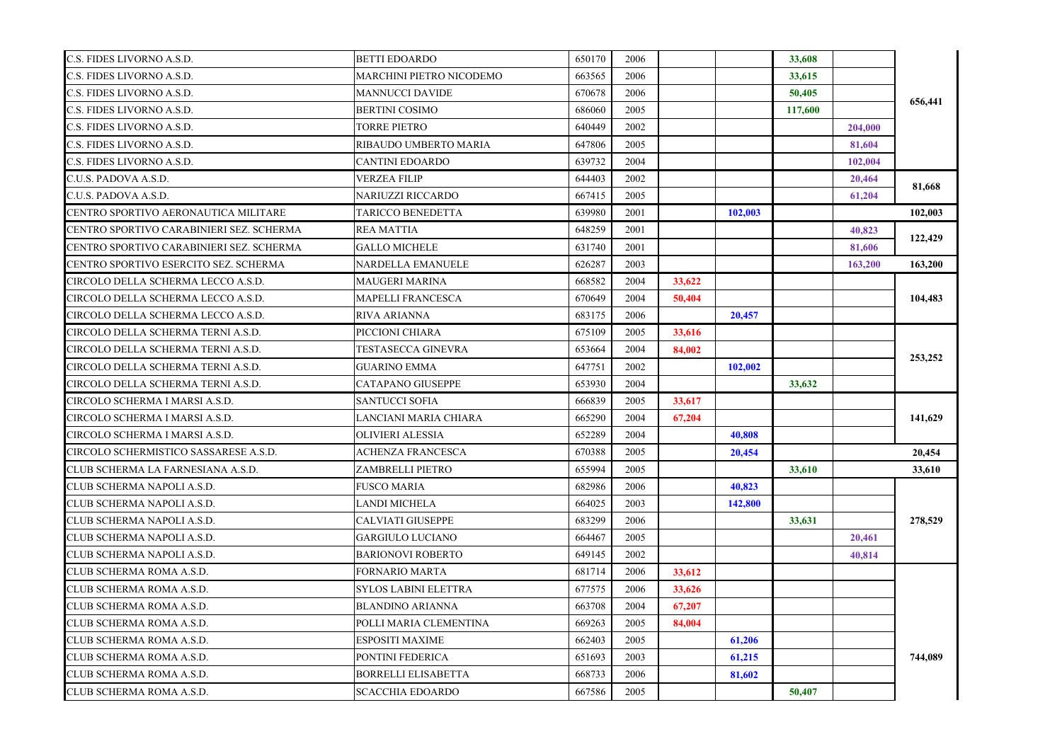| | | | | | | | | |
|---|---|---|---|---|---|---|---|---|
| C.S. FIDES LIVORNO A.S.D. | BETTI EDOARDO | 650170 | 2006 | | | 33,608 | | 656,441 |
| C.S. FIDES LIVORNO A.S.D. | MARCHINI PIETRO NICODEMO | 663565 | 2006 | | | 33,615 | | |
| C.S. FIDES LIVORNO A.S.D. | MANNUCCI DAVIDE | 670678 | 2006 | | | 50,405 | | |
| C.S. FIDES LIVORNO A.S.D. | BERTINI COSIMO | 686060 | 2005 | | | 117,600 | | |
| C.S. FIDES LIVORNO A.S.D. | TORRE PIETRO | 640449 | 2002 | | | | 204,000 | |
| C.S. FIDES LIVORNO A.S.D. | RIBAUDO UMBERTO MARIA | 647806 | 2005 | | | | 81,604 | |
| C.S. FIDES LIVORNO A.S.D. | CANTINI EDOARDO | 639732 | 2004 | | | | 102,004 | |
| C.U.S. PADOVA A.S.D. | VERZEA FILIP | 644403 | 2002 | | | | 20,464 | 81,668 |
| C.U.S. PADOVA A.S.D. | NARIUZZI RICCARDO | 667415 | 2005 | | | | 61,204 | |
| CENTRO SPORTIVO AERONAUTICA MILITARE | TARICCO BENEDETTA | 639980 | 2001 | | 102,003 | | | 102,003 |
| CENTRO SPORTIVO CARABINIERI SEZ. SCHERMA | REA MATTIA | 648259 | 2001 | | | | 40,823 | 122,429 |
| CENTRO SPORTIVO CARABINIERI SEZ. SCHERMA | GALLO MICHELE | 631740 | 2001 | | | | 81,606 | |
| CENTRO SPORTIVO ESERCITO SEZ. SCHERMA | NARDELLA EMANUELE | 626287 | 2003 | | | | 163,200 | 163,200 |
| CIRCOLO DELLA SCHERMA LECCO A.S.D. | MAUGERI MARINA | 668582 | 2004 | 33,622 | | | | 104,483 |
| CIRCOLO DELLA SCHERMA LECCO A.S.D. | MAPELLI FRANCESCA | 670649 | 2004 | 50,404 | | | | |
| CIRCOLO DELLA SCHERMA LECCO A.S.D. | RIVA ARIANNA | 683175 | 2006 | | 20,457 | | | |
| CIRCOLO DELLA SCHERMA TERNI A.S.D. | PICCIONI CHIARA | 675109 | 2005 | 33,616 | | | | 253,252 |
| CIRCOLO DELLA SCHERMA TERNI A.S.D. | TESTASECCA GINEVRA | 653664 | 2004 | 84,002 | | | | |
| CIRCOLO DELLA SCHERMA TERNI A.S.D. | GUARINO EMMA | 647751 | 2002 | | 102,002 | | | |
| CIRCOLO DELLA SCHERMA TERNI A.S.D. | CATAPANO GIUSEPPE | 653930 | 2004 | | | 33,632 | | |
| CIRCOLO SCHERMA I MARSI A.S.D. | SANTUCCI SOFIA | 666839 | 2005 | 33,617 | | | | 141,629 |
| CIRCOLO SCHERMA I MARSI A.S.D. | LANCIANI MARIA CHIARA | 665290 | 2004 | 67,204 | | | | |
| CIRCOLO SCHERMA I MARSI A.S.D. | OLIVIERI ALESSIA | 652289 | 2004 | | 40,808 | | | |
| CIRCOLO SCHERMISTICO SASSARESE A.S.D. | ACHENZA FRANCESCA | 670388 | 2005 | | 20,454 | | | 20,454 |
| CLUB SCHERMA LA FARNESIANA A.S.D. | ZAMBRELLI PIETRO | 655994 | 2005 | | | 33,610 | | 33,610 |
| CLUB SCHERMA NAPOLI A.S.D. | FUSCO MARIA | 682986 | 2006 | | 40,823 | | | 278,529 |
| CLUB SCHERMA NAPOLI A.S.D. | LANDI MICHELA | 664025 | 2003 | | 142,800 | | | |
| CLUB SCHERMA NAPOLI A.S.D. | CALVIATI GIUSEPPE | 683299 | 2006 | | | 33,631 | | |
| CLUB SCHERMA NAPOLI A.S.D. | GARGIULO LUCIANO | 664467 | 2005 | | | | 20,461 | |
| CLUB SCHERMA NAPOLI A.S.D. | BARIONOVI ROBERTO | 649145 | 2002 | | | | 40,814 | |
| CLUB SCHERMA ROMA A.S.D. | FORNARIO MARTA | 681714 | 2006 | 33,612 | | | | 744,089 |
| CLUB SCHERMA ROMA A.S.D. | SYLOS LABINI ELETTRA | 677575 | 2006 | 33,626 | | | | |
| CLUB SCHERMA ROMA A.S.D. | BLANDINO ARIANNA | 663708 | 2004 | 67,207 | | | | |
| CLUB SCHERMA ROMA A.S.D. | POLLI MARIA CLEMENTINA | 669263 | 2005 | 84,004 | | | | |
| CLUB SCHERMA ROMA A.S.D. | ESPOSITI MAXIME | 662403 | 2005 | | 61,206 | | | |
| CLUB SCHERMA ROMA A.S.D. | PONTINI FEDERICA | 651693 | 2003 | | 61,215 | | | |
| CLUB SCHERMA ROMA A.S.D. | BORRELLI ELISABETTA | 668733 | 2006 | | 81,602 | | | |
| CLUB SCHERMA ROMA A.S.D. | SCACCHIA EDOARDO | 667586 | 2005 | | | 50,407 | | |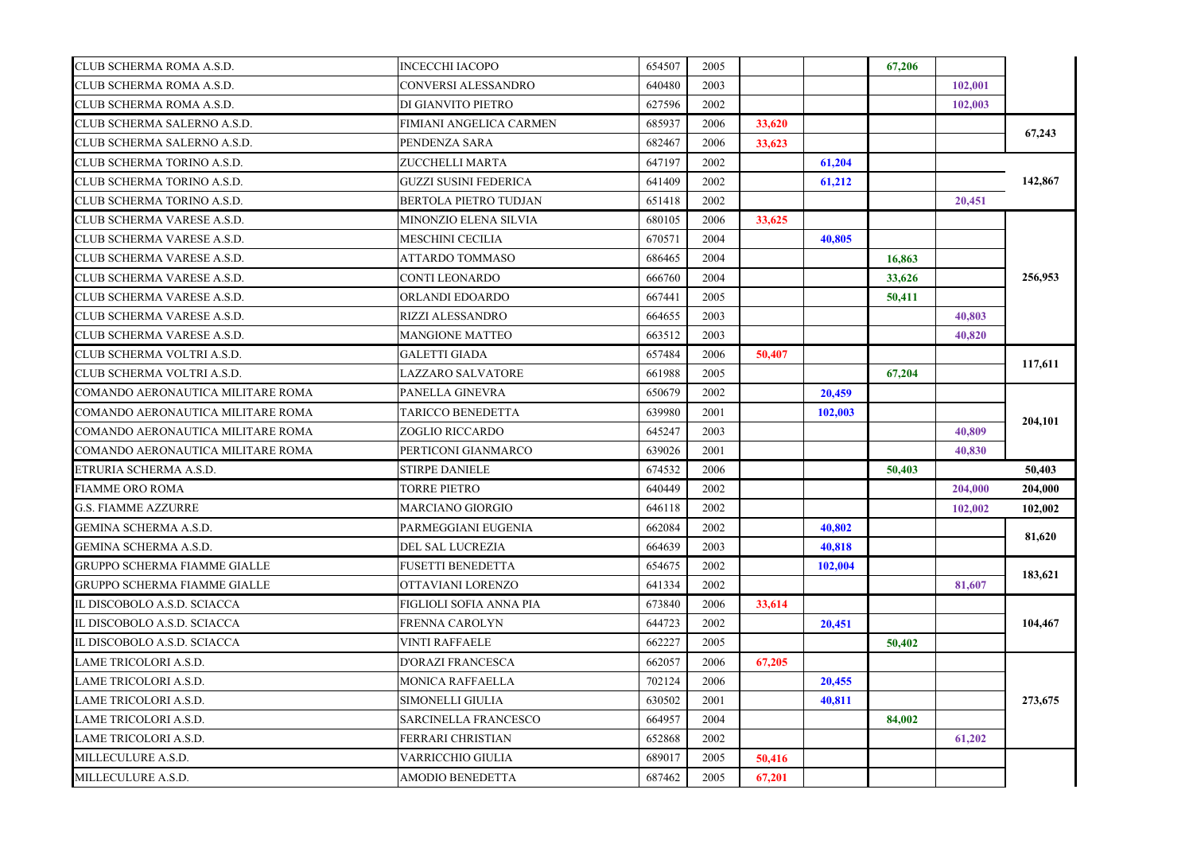| | | | | | | | | |
|---|---|---|---|---|---|---|---|---|
| CLUB SCHERMA ROMA A.S.D. | INCECCHI IACOPO | 654507 | 2005 | | | 67,206 | | |
| CLUB SCHERMA ROMA A.S.D. | CONVERSI ALESSANDRO | 640480 | 2003 | | | | 102,001 | |
| CLUB SCHERMA ROMA A.S.D. | DI GIANVITO PIETRO | 627596 | 2002 | | | | 102,003 | |
| CLUB SCHERMA SALERNO A.S.D. | FIMIANI ANGELICA CARMEN | 685937 | 2006 | 33,620 | | | | 67,243 |
| CLUB SCHERMA SALERNO A.S.D. | PENDENZA SARA | 682467 | 2006 | 33,623 | | | | |
| CLUB SCHERMA TORINO A.S.D. | ZUCCHELLI MARTA | 647197 | 2002 | | 61,204 | | | 142,867 |
| CLUB SCHERMA TORINO A.S.D. | GUZZI SUSINI FEDERICA | 641409 | 2002 | | 61,212 | | | |
| CLUB SCHERMA TORINO A.S.D. | BERTOLA PIETRO TUDJAN | 651418 | 2002 | | | | 20,451 | |
| CLUB SCHERMA VARESE A.S.D. | MINONZIO ELENA SILVIA | 680105 | 2006 | 33,625 | | | | 256,953 |
| CLUB SCHERMA VARESE A.S.D. | MESCHINI CECILIA | 670571 | 2004 | | 40,805 | | | |
| CLUB SCHERMA VARESE A.S.D. | ATTARDO TOMMASO | 686465 | 2004 | | | 16,863 | | |
| CLUB SCHERMA VARESE A.S.D. | CONTI LEONARDO | 666760 | 2004 | | | 33,626 | | |
| CLUB SCHERMA VARESE A.S.D. | ORLANDI EDOARDO | 667441 | 2005 | | | 50,411 | | |
| CLUB SCHERMA VARESE A.S.D. | RIZZI ALESSANDRO | 664655 | 2003 | | | | 40,803 | |
| CLUB SCHERMA VARESE A.S.D. | MANGIONE MATTEO | 663512 | 2003 | | | | 40,820 | |
| CLUB SCHERMA VOLTRI A.S.D. | GALETTI GIADA | 657484 | 2006 | 50,407 | | | | 117,611 |
| CLUB SCHERMA VOLTRI A.S.D. | LAZZARO SALVATORE | 661988 | 2005 | | | 67,204 | | |
| COMANDO AERONAUTICA MILITARE ROMA | PANELLA GINEVRA | 650679 | 2002 | | 20,459 | | | 204,101 |
| COMANDO AERONAUTICA MILITARE ROMA | TARICCO BENEDETTA | 639980 | 2001 | | 102,003 | | | |
| COMANDO AERONAUTICA MILITARE ROMA | ZOGLIO RICCARDO | 645247 | 2003 | | | | 40,809 | |
| COMANDO AERONAUTICA MILITARE ROMA | PERTICONI GIANMARCO | 639026 | 2001 | | | | 40,830 | |
| ETRURIA SCHERMA A.S.D. | STIRPE DANIELE | 674532 | 2006 | | | 50,403 | | 50,403 |
| FIAMME ORO ROMA | TORRE PIETRO | 640449 | 2002 | | | | 204,000 | 204,000 |
| G.S. FIAMME AZZURRE | MARCIANO GIORGIO | 646118 | 2002 | | | | 102,002 | 102,002 |
| GEMINA SCHERMA A.S.D. | PARMEGGIANI EUGENIA | 662084 | 2002 | | 40,802 | | | 81,620 |
| GEMINA SCHERMA A.S.D. | DEL SAL LUCREZIA | 664639 | 2003 | | 40,818 | | | |
| GRUPPO SCHERMA FIAMME GIALLE | FUSETTI BENEDETTA | 654675 | 2002 | | 102,004 | | | 183,621 |
| GRUPPO SCHERMA FIAMME GIALLE | OTTAVIANI LORENZO | 641334 | 2002 | | | | 81,607 | |
| IL DISCOBOLO A.S.D. SCIACCA | FIGLIOLI SOFIA ANNA PIA | 673840 | 2006 | 33,614 | | | | 104,467 |
| IL DISCOBOLO A.S.D. SCIACCA | FRENNA CAROLYN | 644723 | 2002 | | 20,451 | | | |
| IL DISCOBOLO A.S.D. SCIACCA | VINTI RAFFAELE | 662227 | 2005 | | | 50,402 | | |
| LAME TRICOLORI A.S.D. | D'ORAZI FRANCESCA | 662057 | 2006 | 67,205 | | | | 273,675 |
| LAME TRICOLORI A.S.D. | MONICA RAFFAELLA | 702124 | 2006 | | 20,455 | | | |
| LAME TRICOLORI A.S.D. | SIMONELLI GIULIA | 630502 | 2001 | | 40,811 | | | |
| LAME TRICOLORI A.S.D. | SARCINELLA FRANCESCO | 664957 | 2004 | | | 84,002 | | |
| LAME TRICOLORI A.S.D. | FERRARI CHRISTIAN | 652868 | 2002 | | | | 61,202 | |
| MILLECULURE A.S.D. | VARRICCHIO GIULIA | 689017 | 2005 | 50,416 | | | | |
| MILLECULURE A.S.D. | AMODIO BENEDETTA | 687462 | 2005 | 67,201 | | | | |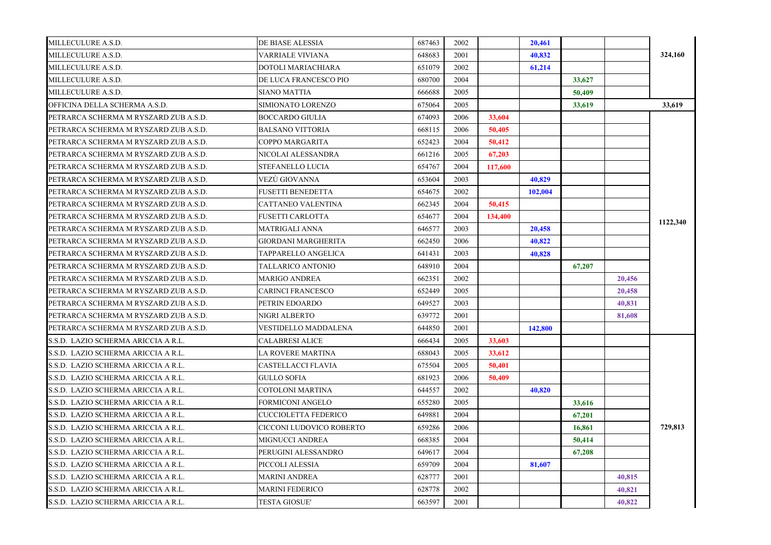| | | | | | | | | |
|---|---|---|---|---|---|---|---|---|
| MILLECULURE A.S.D. | DE BIASE ALESSIA | 687463 | 2002 | | 20,461 | | | 324,160 |
| MILLECULURE A.S.D. | VARRIALE VIVIANA | 648683 | 2001 | | 40,832 | | | |
| MILLECULURE A.S.D. | DOTOLI MARIACHIARA | 651079 | 2002 | | 61,214 | | | |
| MILLECULURE A.S.D. | DE LUCA FRANCESCO PIO | 680700 | 2004 | | | 33,627 | | |
| MILLECULURE A.S.D. | SIANO MATTIA | 666688 | 2005 | | | 50,409 | | |
| OFFICINA DELLA SCHERMA A.S.D. | SIMIONATO LORENZO | 675064 | 2005 | | | 33,619 | | 33,619 |
| PETRARCA SCHERMA M RYSZARD ZUB A.S.D. | BOCCARDO GIULIA | 674093 | 2006 | 33,604 | | | | 1122,340 |
| PETRARCA SCHERMA M RYSZARD ZUB A.S.D. | BALSANO VITTORIA | 668115 | 2006 | 50,405 | | | | |
| PETRARCA SCHERMA M RYSZARD ZUB A.S.D. | COPPO MARGARITA | 652423 | 2004 | 50,412 | | | | |
| PETRARCA SCHERMA M RYSZARD ZUB A.S.D. | NICOLAI ALESSANDRA | 661216 | 2005 | 67,203 | | | | |
| PETRARCA SCHERMA M RYSZARD ZUB A.S.D. | STEFANELLO LUCIA | 654767 | 2004 | 117,600 | | | | |
| PETRARCA SCHERMA M RYSZARD ZUB A.S.D. | VEZÙ GIOVANNA | 653604 | 2003 | | 40,829 | | | |
| PETRARCA SCHERMA M RYSZARD ZUB A.S.D. | FUSETTI BENEDETTA | 654675 | 2002 | | 102,004 | | | |
| PETRARCA SCHERMA M RYSZARD ZUB A.S.D. | CATTANEO VALENTINA | 662345 | 2004 | 50,415 | | | | |
| PETRARCA SCHERMA M RYSZARD ZUB A.S.D. | FUSETTI CARLOTTA | 654677 | 2004 | 134,400 | | | | |
| PETRARCA SCHERMA M RYSZARD ZUB A.S.D. | MATRIGALI ANNA | 646577 | 2003 | | 20,458 | | | |
| PETRARCA SCHERMA M RYSZARD ZUB A.S.D. | GIORDANI MARGHERITA | 662450 | 2006 | | 40,822 | | | |
| PETRARCA SCHERMA M RYSZARD ZUB A.S.D. | TAPPARELLO ANGELICA | 641431 | 2003 | | 40,828 | | | |
| PETRARCA SCHERMA M RYSZARD ZUB A.S.D. | TALLARICO ANTONIO | 648910 | 2004 | | | 67,207 | | |
| PETRARCA SCHERMA M RYSZARD ZUB A.S.D. | MARIGO ANDREA | 662351 | 2002 | | | | 20,456 | |
| PETRARCA SCHERMA M RYSZARD ZUB A.S.D. | CARINCI FRANCESCO | 652449 | 2005 | | | | 20,458 | |
| PETRARCA SCHERMA M RYSZARD ZUB A.S.D. | PETRIN EDOARDO | 649527 | 2003 | | | | 40,831 | |
| PETRARCA SCHERMA M RYSZARD ZUB A.S.D. | NIGRI ALBERTO | 639772 | 2001 | | | | 81,608 | |
| PETRARCA SCHERMA M RYSZARD ZUB A.S.D. | VESTIDELLO MADDALENA | 644850 | 2001 | | 142,800 | | | |
| S.S.D. LAZIO SCHERMA ARICCIA A R.L. | CALABRESI ALICE | 666434 | 2005 | 33,603 | | | | 729,813 |
| S.S.D. LAZIO SCHERMA ARICCIA A R.L. | LA ROVERE MARTINA | 688043 | 2005 | 33,612 | | | | |
| S.S.D. LAZIO SCHERMA ARICCIA A R.L. | CASTELLACCI FLAVIA | 675504 | 2005 | 50,401 | | | | |
| S.S.D. LAZIO SCHERMA ARICCIA A R.L. | GULLO SOFIA | 681923 | 2006 | 50,409 | | | | |
| S.S.D. LAZIO SCHERMA ARICCIA A R.L. | COTOLONI MARTINA | 644557 | 2002 | | 40,820 | | | |
| S.S.D. LAZIO SCHERMA ARICCIA A R.L. | FORMICONI ANGELO | 655280 | 2005 | | | 33,616 | | |
| S.S.D. LAZIO SCHERMA ARICCIA A R.L. | CUCCIOLETTA FEDERICO | 649881 | 2004 | | | 67,201 | | |
| S.S.D. LAZIO SCHERMA ARICCIA A R.L. | CICCONI LUDOVICO ROBERTO | 659286 | 2006 | | | 16,861 | | |
| S.S.D. LAZIO SCHERMA ARICCIA A R.L. | MIGNUCCI ANDREA | 668385 | 2004 | | | 50,414 | | |
| S.S.D. LAZIO SCHERMA ARICCIA A R.L. | PERUGINI ALESSANDRO | 649617 | 2004 | | | 67,208 | | |
| S.S.D. LAZIO SCHERMA ARICCIA A R.L. | PICCOLI ALESSIA | 659709 | 2004 | | 81,607 | | | |
| S.S.D. LAZIO SCHERMA ARICCIA A R.L. | MARINI ANDREA | 628777 | 2001 | | | | 40,815 | |
| S.S.D. LAZIO SCHERMA ARICCIA A R.L. | MARINI FEDERICO | 628778 | 2002 | | | | 40,821 | |
| S.S.D. LAZIO SCHERMA ARICCIA A R.L. | TESTA GIOSUE' | 663597 | 2001 | | | | 40,822 | |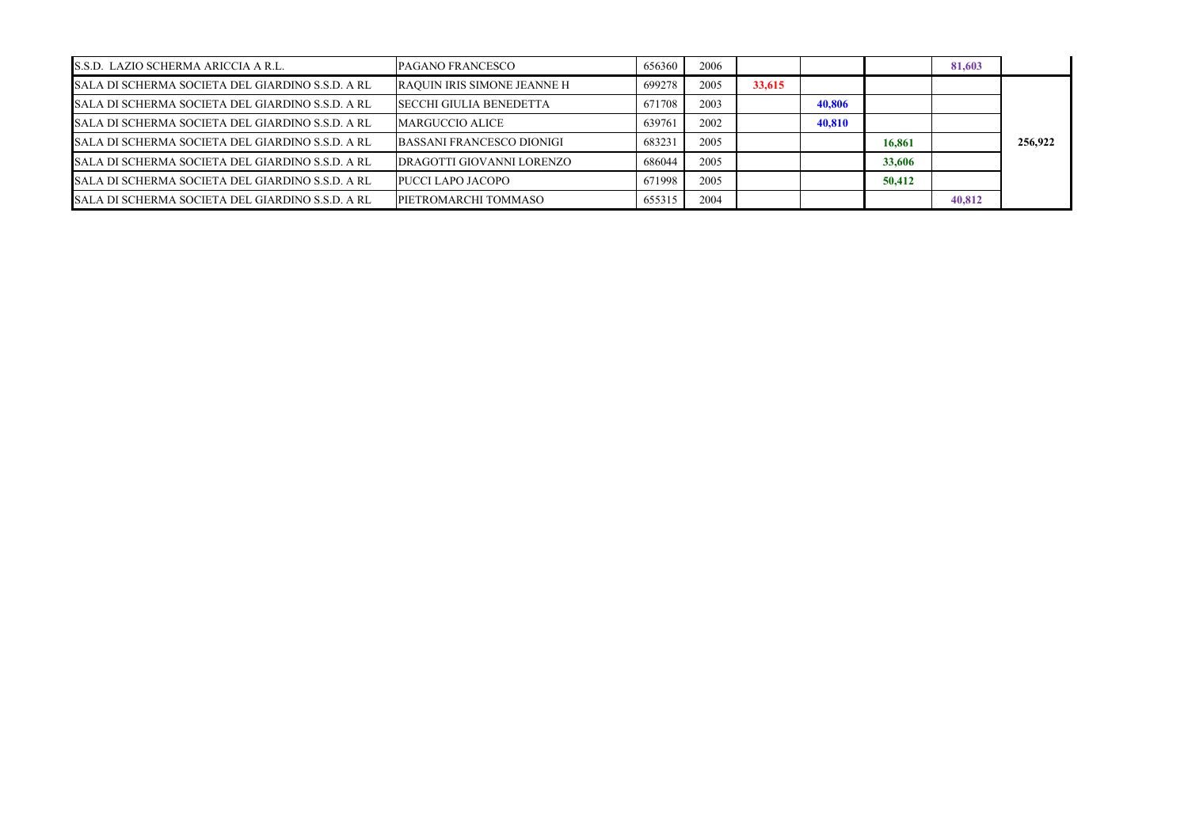| | | | | | | | | |
|---|---|---|---|---|---|---|---|---|
| S.S.D. LAZIO SCHERMA ARICCIA A R.L. | PAGANO FRANCESCO | 656360 | 2006 | | | | 81,603 | |
| SALA DI SCHERMA SOCIETA DEL GIARDINO S.S.D. A RL | RAQUIN IRIS SIMONE JEANNE H | 699278 | 2005 | 33,615 | | | | |
| SALA DI SCHERMA SOCIETA DEL GIARDINO S.S.D. A RL | SECCHI GIULIA BENEDETTA | 671708 | 2003 | | 40,806 | | | |
| SALA DI SCHERMA SOCIETA DEL GIARDINO S.S.D. A RL | MARGUCCIO ALICE | 639761 | 2002 | | 40,810 | | | |
| SALA DI SCHERMA SOCIETA DEL GIARDINO S.S.D. A RL | BASSANI FRANCESCO DIONIGI | 683231 | 2005 | | | 16,861 | | 256,922 |
| SALA DI SCHERMA SOCIETA DEL GIARDINO S.S.D. A RL | DRAGOTTI GIOVANNI LORENZO | 686044 | 2005 | | | 33,606 | | |
| SALA DI SCHERMA SOCIETA DEL GIARDINO S.S.D. A RL | PUCCI LAPO JACOPO | 671998 | 2005 | | | 50,412 | | |
| SALA DI SCHERMA SOCIETA DEL GIARDINO S.S.D. A RL | PIETROMARCHI TOMMASO | 655315 | 2004 | | | | 40,812 | |